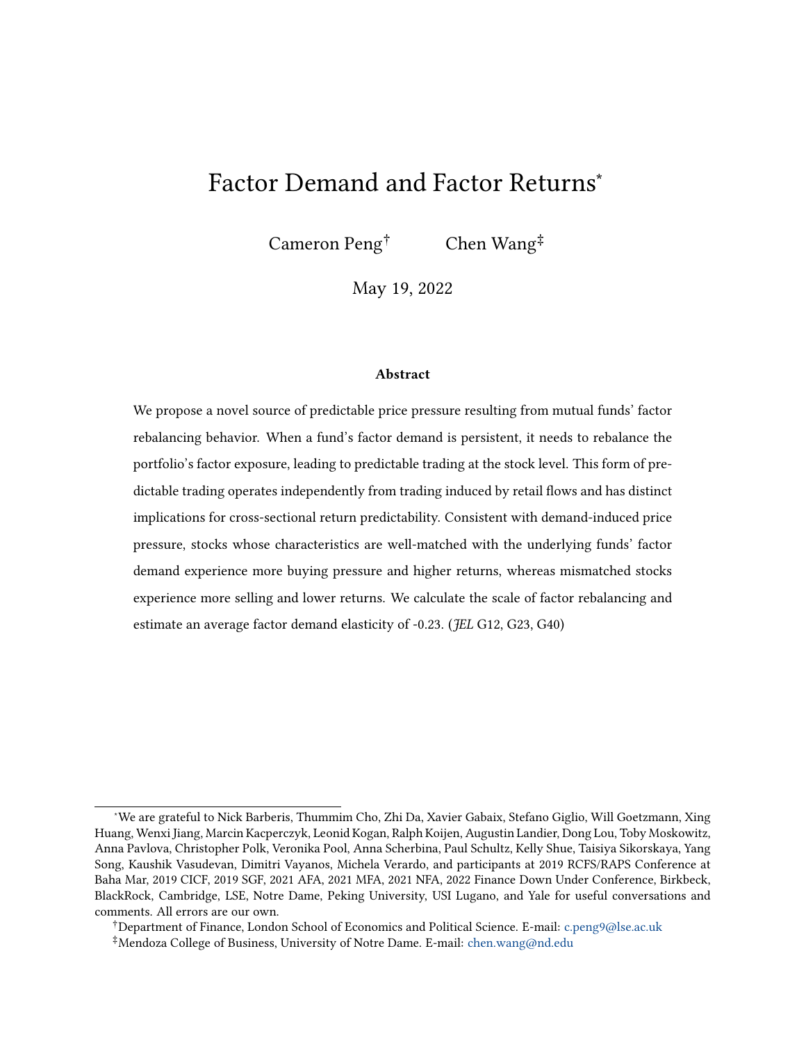# Factor Demand and Factor Returns[*]

Cameron Peng[†] Chen Wang[‡]

May 19, 2022

### Abstract

We propose a novel source of predictable price pressure resulting from mutual funds' factor rebalancing behavior. When a fund's factor demand is persistent, it needs to rebalance the portfolio's factor exposure, leading to predictable trading at the stock level. This form of predictable trading operates independently from trading induced by retail flows and has distinct implications for cross-sectional return predictability. Consistent with demand-induced price pressure, stocks whose characteristics are well-matched with the underlying funds' factor demand experience more buying pressure and higher returns, whereas mismatched stocks experience more selling and lower returns. We calculate the scale of factor rebalancing and estimate an average factor demand elasticity of -0.23. (*JEL* G12, G23, G40)

---

[*]We are grateful to Nick Barberis, Thummim Cho, Zhi Da, Xavier Gabaix, Stefano Giglio, Will Goetzmann, Xing Huang, Wenxi Jiang, Marcin Kacperczyk, Leonid Kogan, Ralph Koijen, Augustin Landier, Dong Lou, Toby Moskowitz, Anna Pavlova, Christopher Polk, Veronika Pool, Anna Scherbina, Paul Schultz, Kelly Shue, Taisiya Sikorskaya, Yang Song, Kaushik Vasudevan, Dimitri Vayanos, Michela Verardo, and participants at 2019 RCFS/RAPS Conference at Baha Mar, 2019 CICF, 2019 SGF, 2021 AFA, 2021 MFA, 2021 NFA, 2022 Finance Down Under Conference, Birkbeck, BlackRock, Cambridge, LSE, Notre Dame, Peking University, USI Lugano, and Yale for useful conversations and comments. All errors are our own.

[†]Department of Finance, London School of Economics and Political Science. E-mail: c.peng9@lse.ac.uk

[‡]Mendoza College of Business, University of Notre Dame. E-mail: chen.wang@nd.edu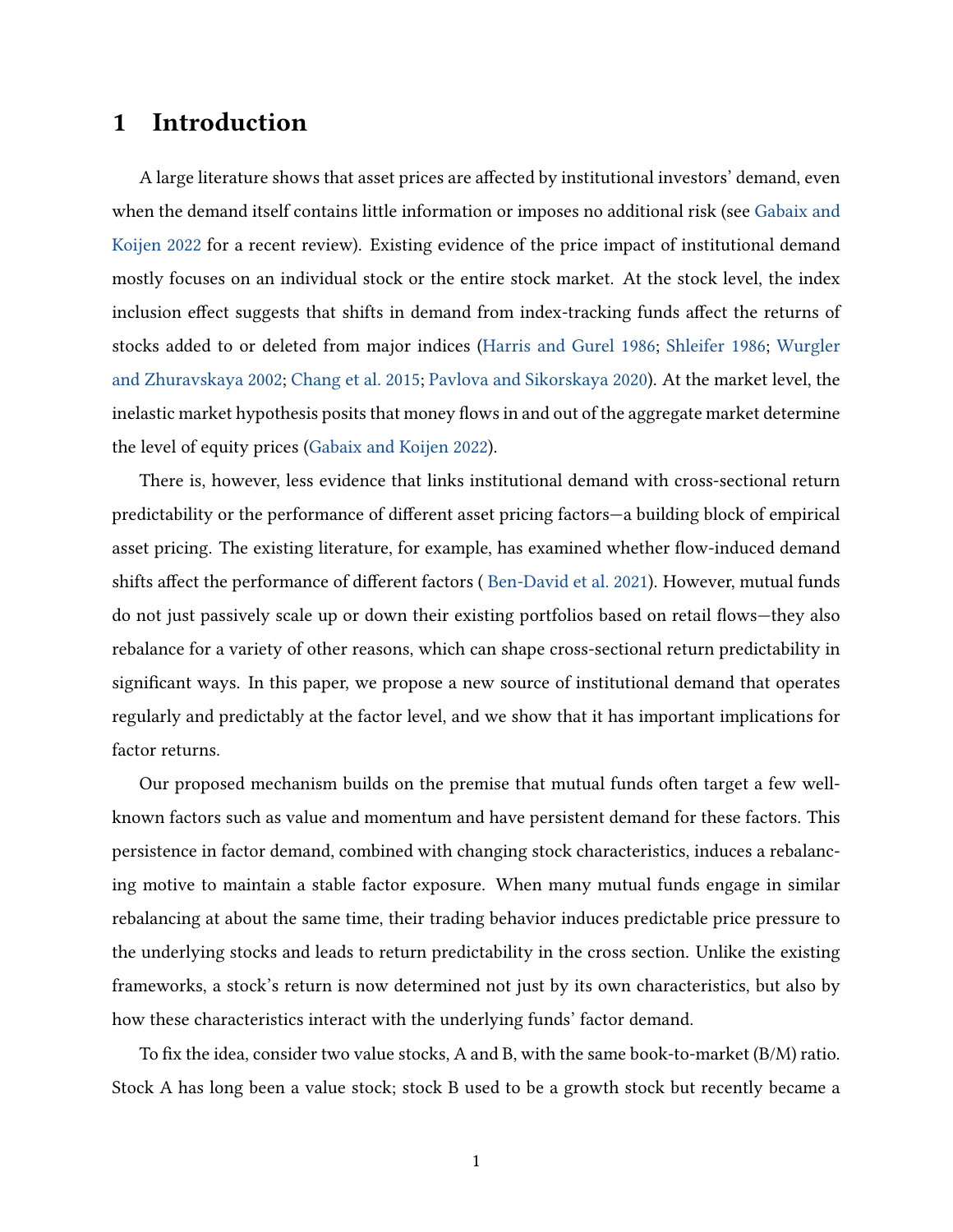# 1 Introduction

A large literature shows that asset prices are affected by institutional investors' demand, even when the demand itself contains little information or imposes no additional risk (see Gabaix and Koijen 2022 for a recent review). Existing evidence of the price impact of institutional demand mostly focuses on an individual stock or the entire stock market. At the stock level, the index inclusion effect suggests that shifts in demand from index-tracking funds affect the returns of stocks added to or deleted from major indices (Harris and Gurel 1986; Shleifer 1986; Wurgler and Zhuravskaya 2002; Chang et al. 2015; Pavlova and Sikorskaya 2020). At the market level, the inelastic market hypothesis posits that money flows in and out of the aggregate market determine the level of equity prices (Gabaix and Koijen 2022).

There is, however, less evidence that links institutional demand with cross-sectional return predictability or the performance of different asset pricing factors—a building block of empirical asset pricing. The existing literature, for example, has examined whether flow-induced demand shifts affect the performance of different factors ( Ben-David et al. 2021). However, mutual funds do not just passively scale up or down their existing portfolios based on retail flows—they also rebalance for a variety of other reasons, which can shape cross-sectional return predictability in significant ways. In this paper, we propose a new source of institutional demand that operates regularly and predictably at the factor level, and we show that it has important implications for factor returns.

Our proposed mechanism builds on the premise that mutual funds often target a few well-known factors such as value and momentum and have persistent demand for these factors. This persistence in factor demand, combined with changing stock characteristics, induces a rebalancing motive to maintain a stable factor exposure. When many mutual funds engage in similar rebalancing at about the same time, their trading behavior induces predictable price pressure to the underlying stocks and leads to return predictability in the cross section. Unlike the existing frameworks, a stock's return is now determined not just by its own characteristics, but also by how these characteristics interact with the underlying funds' factor demand.

To fix the idea, consider two value stocks, A and B, with the same book-to-market (B/M) ratio. Stock A has long been a value stock; stock B used to be a growth stock but recently became a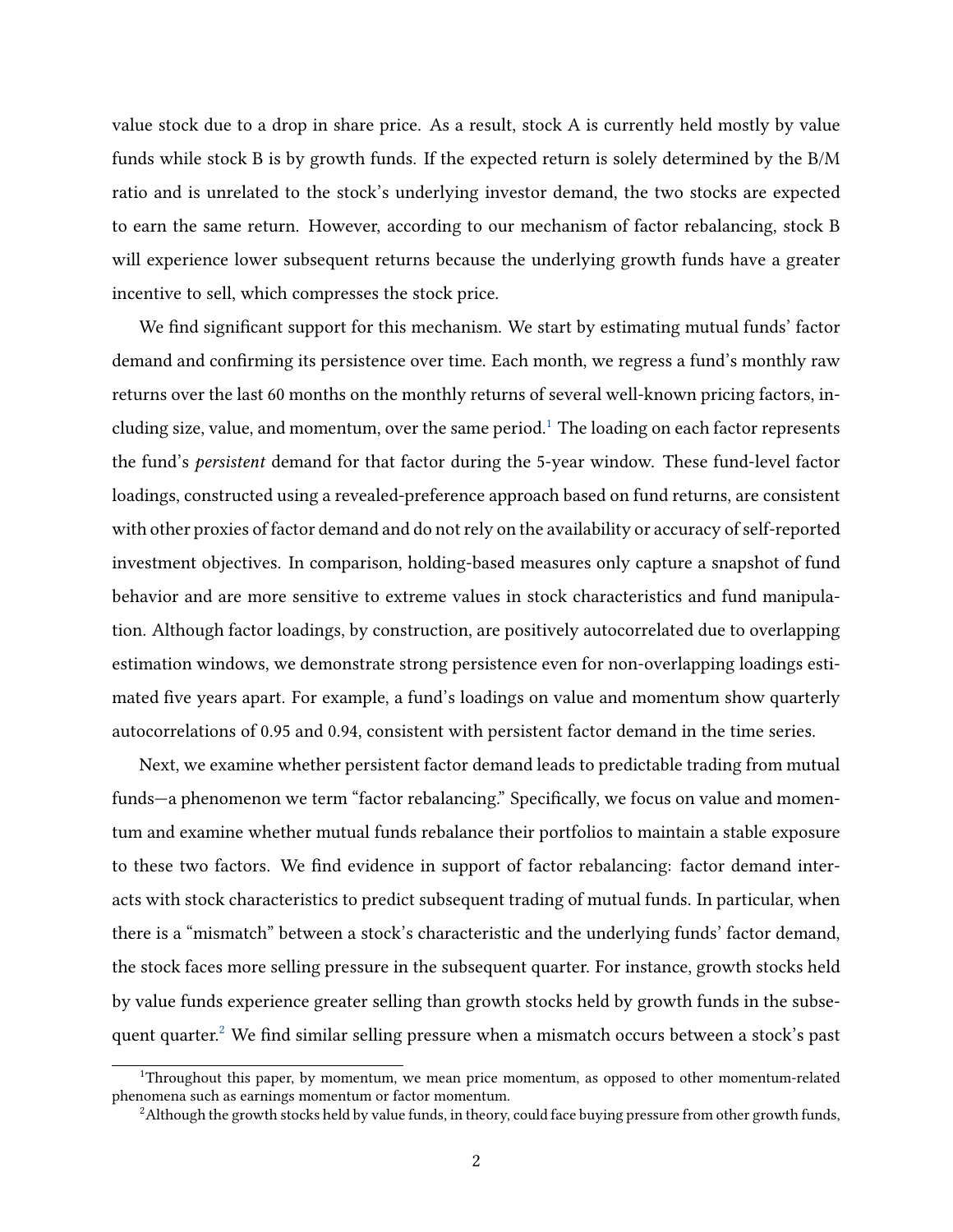value stock due to a drop in share price. As a result, stock A is currently held mostly by value funds while stock B is by growth funds. If the expected return is solely determined by the B/M ratio and is unrelated to the stock's underlying investor demand, the two stocks are expected to earn the same return. However, according to our mechanism of factor rebalancing, stock B will experience lower subsequent returns because the underlying growth funds have a greater incentive to sell, which compresses the stock price.

We find significant support for this mechanism. We start by estimating mutual funds' factor demand and confirming its persistence over time. Each month, we regress a fund's monthly raw returns over the last 60 months on the monthly returns of several well-known pricing factors, including size, value, and momentum, over the same period.[1] The loading on each factor represents the fund's *persistent* demand for that factor during the 5-year window. These fund-level factor loadings, constructed using a revealed-preference approach based on fund returns, are consistent with other proxies of factor demand and do not rely on the availability or accuracy of self-reported investment objectives. In comparison, holding-based measures only capture a snapshot of fund behavior and are more sensitive to extreme values in stock characteristics and fund manipulation. Although factor loadings, by construction, are positively autocorrelated due to overlapping estimation windows, we demonstrate strong persistence even for non-overlapping loadings estimated five years apart. For example, a fund's loadings on value and momentum show quarterly autocorrelations of 0.95 and 0.94, consistent with persistent factor demand in the time series.

Next, we examine whether persistent factor demand leads to predictable trading from mutual funds—a phenomenon we term "factor rebalancing." Specifically, we focus on value and momentum and examine whether mutual funds rebalance their portfolios to maintain a stable exposure to these two factors. We find evidence in support of factor rebalancing: factor demand interacts with stock characteristics to predict subsequent trading of mutual funds. In particular, when there is a "mismatch" between a stock's characteristic and the underlying funds' factor demand, the stock faces more selling pressure in the subsequent quarter. For instance, growth stocks held by value funds experience greater selling than growth stocks held by growth funds in the subsequent quarter.[2] We find similar selling pressure when a mismatch occurs between a stock's past

[1] Throughout this paper, by momentum, we mean price momentum, as opposed to other momentum-related phenomena such as earnings momentum or factor momentum.

[2] Although the growth stocks held by value funds, in theory, could face buying pressure from other growth funds,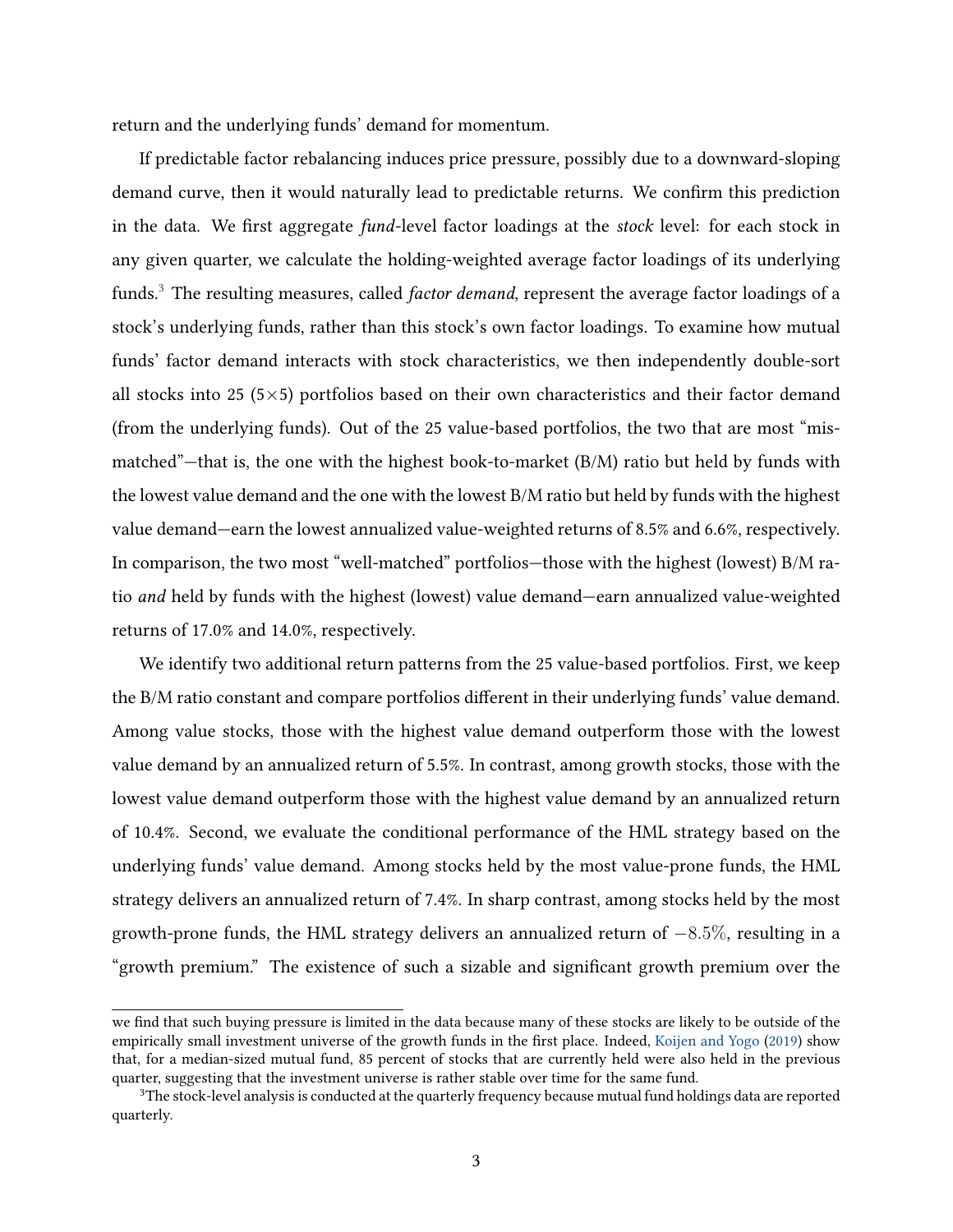return and the underlying funds' demand for momentum.

If predictable factor rebalancing induces price pressure, possibly due to a downward-sloping demand curve, then it would naturally lead to predictable returns. We confirm this prediction in the data. We first aggregate *fund*-level factor loadings at the *stock* level: for each stock in any given quarter, we calculate the holding-weighted average factor loadings of its underlying funds.[3] The resulting measures, called *factor demand*, represent the average factor loadings of a stock's underlying funds, rather than this stock's own factor loadings. To examine how mutual funds' factor demand interacts with stock characteristics, we then independently double-sort all stocks into 25 (5×5) portfolios based on their own characteristics and their factor demand (from the underlying funds). Out of the 25 value-based portfolios, the two that are most "mismatched"—that is, the one with the highest book-to-market (B/M) ratio but held by funds with the lowest value demand and the one with the lowest B/M ratio but held by funds with the highest value demand—earn the lowest annualized value-weighted returns of 8.5% and 6.6%, respectively. In comparison, the two most "well-matched" portfolios—those with the highest (lowest) B/M ratio *and* held by funds with the highest (lowest) value demand—earn annualized value-weighted returns of 17.0% and 14.0%, respectively.

We identify two additional return patterns from the 25 value-based portfolios. First, we keep the B/M ratio constant and compare portfolios different in their underlying funds' value demand. Among value stocks, those with the highest value demand outperform those with the lowest value demand by an annualized return of 5.5%. In contrast, among growth stocks, those with the lowest value demand outperform those with the highest value demand by an annualized return of 10.4%. Second, we evaluate the conditional performance of the HML strategy based on the underlying funds' value demand. Among stocks held by the most value-prone funds, the HML strategy delivers an annualized return of 7.4%. In sharp contrast, among stocks held by the most growth-prone funds, the HML strategy delivers an annualized return of $-8.5\%$, resulting in a "growth premium." The existence of such a sizable and significant growth premium over the

we find that such buying pressure is limited in the data because many of these stocks are likely to be outside of the empirically small investment universe of the growth funds in the first place. Indeed, Koijen and Yogo (2019) show that, for a median-sized mutual fund, 85 percent of stocks that are currently held were also held in the previous quarter, suggesting that the investment universe is rather stable over time for the same fund.

[3] The stock-level analysis is conducted at the quarterly frequency because mutual fund holdings data are reported quarterly.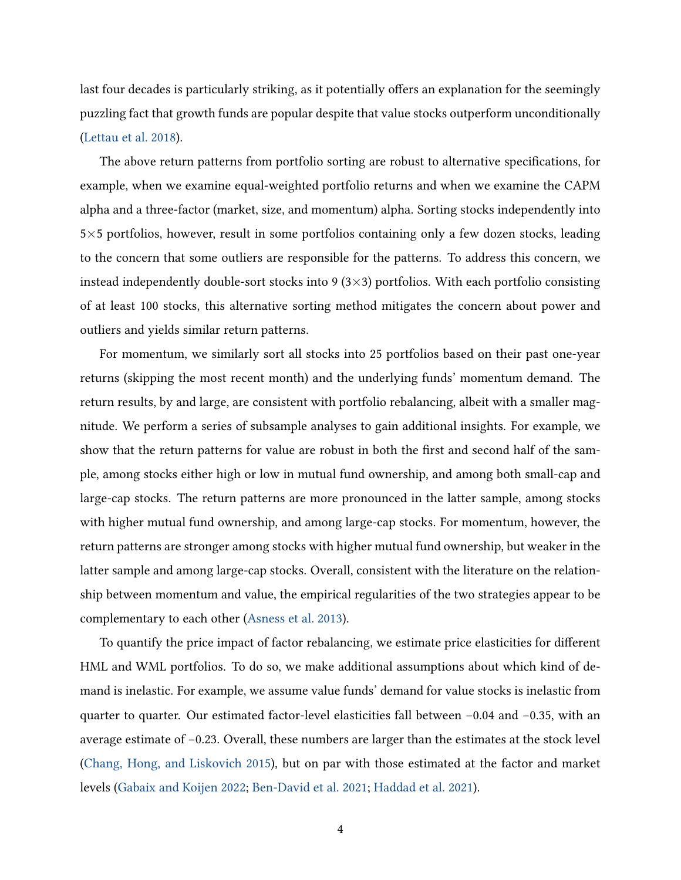last four decades is particularly striking, as it potentially offers an explanation for the seemingly puzzling fact that growth funds are popular despite that value stocks outperform unconditionally (Lettau et al. 2018).

The above return patterns from portfolio sorting are robust to alternative specifications, for example, when we examine equal-weighted portfolio returns and when we examine the CAPM alpha and a three-factor (market, size, and momentum) alpha. Sorting stocks independently into 5×5 portfolios, however, result in some portfolios containing only a few dozen stocks, leading to the concern that some outliers are responsible for the patterns. To address this concern, we instead independently double-sort stocks into 9 (3×3) portfolios. With each portfolio consisting of at least 100 stocks, this alternative sorting method mitigates the concern about power and outliers and yields similar return patterns.

For momentum, we similarly sort all stocks into 25 portfolios based on their past one-year returns (skipping the most recent month) and the underlying funds' momentum demand. The return results, by and large, are consistent with portfolio rebalancing, albeit with a smaller magnitude. We perform a series of subsample analyses to gain additional insights. For example, we show that the return patterns for value are robust in both the first and second half of the sample, among stocks either high or low in mutual fund ownership, and among both small-cap and large-cap stocks. The return patterns are more pronounced in the latter sample, among stocks with higher mutual fund ownership, and among large-cap stocks. For momentum, however, the return patterns are stronger among stocks with higher mutual fund ownership, but weaker in the latter sample and among large-cap stocks. Overall, consistent with the literature on the relationship between momentum and value, the empirical regularities of the two strategies appear to be complementary to each other (Asness et al. 2013).

To quantify the price impact of factor rebalancing, we estimate price elasticities for different HML and WML portfolios. To do so, we make additional assumptions about which kind of demand is inelastic. For example, we assume value funds' demand for value stocks is inelastic from quarter to quarter. Our estimated factor-level elasticities fall between −0.04 and −0.35, with an average estimate of −0.23. Overall, these numbers are larger than the estimates at the stock level (Chang, Hong, and Liskovich 2015), but on par with those estimated at the factor and market levels (Gabaix and Koijen 2022; Ben-David et al. 2021; Haddad et al. 2021).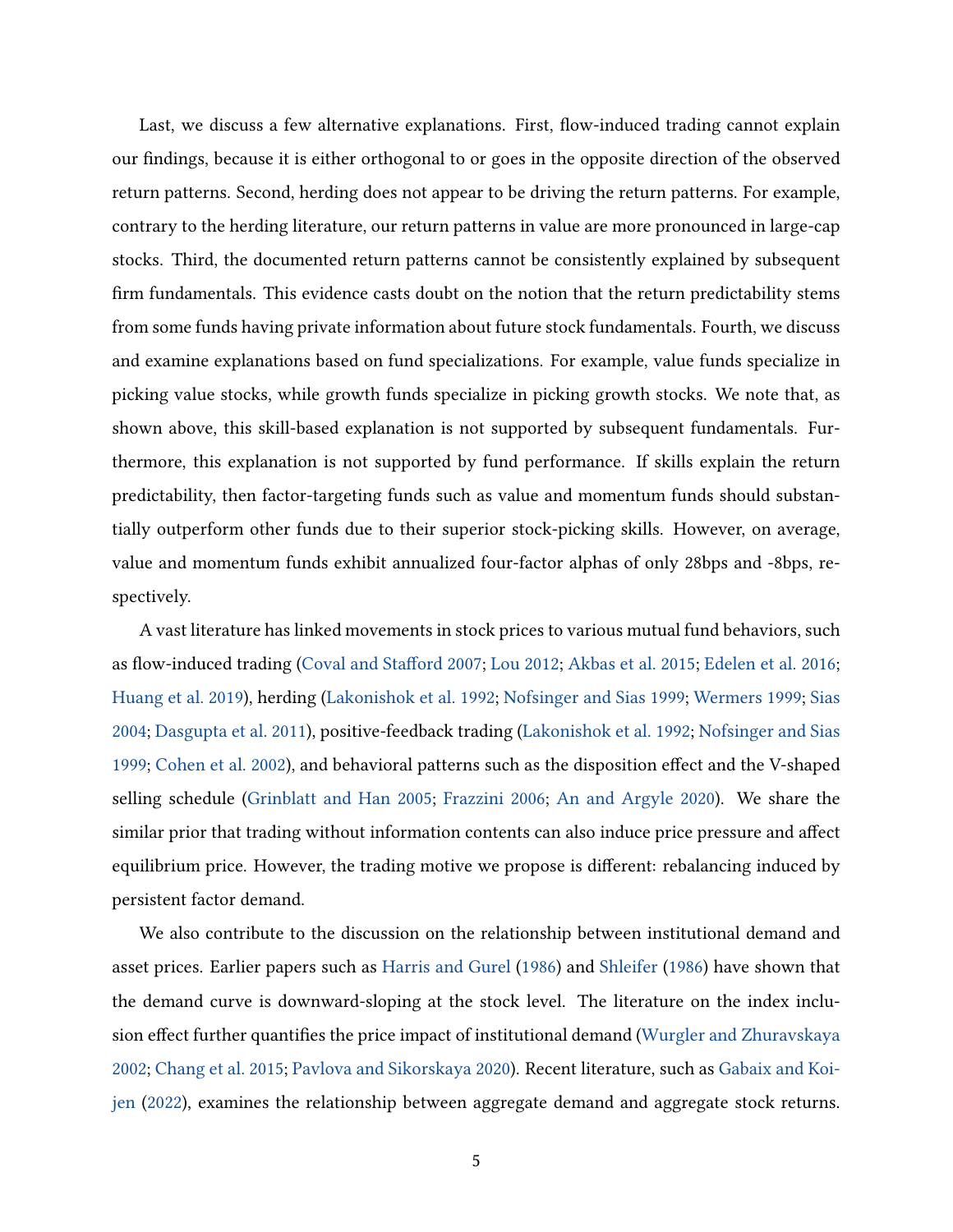Last, we discuss a few alternative explanations. First, flow-induced trading cannot explain our findings, because it is either orthogonal to or goes in the opposite direction of the observed return patterns. Second, herding does not appear to be driving the return patterns. For example, contrary to the herding literature, our return patterns in value are more pronounced in large-cap stocks. Third, the documented return patterns cannot be consistently explained by subsequent firm fundamentals. This evidence casts doubt on the notion that the return predictability stems from some funds having private information about future stock fundamentals. Fourth, we discuss and examine explanations based on fund specializations. For example, value funds specialize in picking value stocks, while growth funds specialize in picking growth stocks. We note that, as shown above, this skill-based explanation is not supported by subsequent fundamentals. Furthermore, this explanation is not supported by fund performance. If skills explain the return predictability, then factor-targeting funds such as value and momentum funds should substantially outperform other funds due to their superior stock-picking skills. However, on average, value and momentum funds exhibit annualized four-factor alphas of only 28bps and -8bps, respectively.

A vast literature has linked movements in stock prices to various mutual fund behaviors, such as flow-induced trading (Coval and Stafford 2007; Lou 2012; Akbas et al. 2015; Edelen et al. 2016; Huang et al. 2019), herding (Lakonishok et al. 1992; Nofsinger and Sias 1999; Wermers 1999; Sias 2004; Dasgupta et al. 2011), positive-feedback trading (Lakonishok et al. 1992; Nofsinger and Sias 1999; Cohen et al. 2002), and behavioral patterns such as the disposition effect and the V-shaped selling schedule (Grinblatt and Han 2005; Frazzini 2006; An and Argyle 2020). We share the similar prior that trading without information contents can also induce price pressure and affect equilibrium price. However, the trading motive we propose is different: rebalancing induced by persistent factor demand.

We also contribute to the discussion on the relationship between institutional demand and asset prices. Earlier papers such as Harris and Gurel (1986) and Shleifer (1986) have shown that the demand curve is downward-sloping at the stock level. The literature on the index inclusion effect further quantifies the price impact of institutional demand (Wurgler and Zhuravskaya 2002; Chang et al. 2015; Pavlova and Sikorskaya 2020). Recent literature, such as Gabaix and Koijen (2022), examines the relationship between aggregate demand and aggregate stock returns.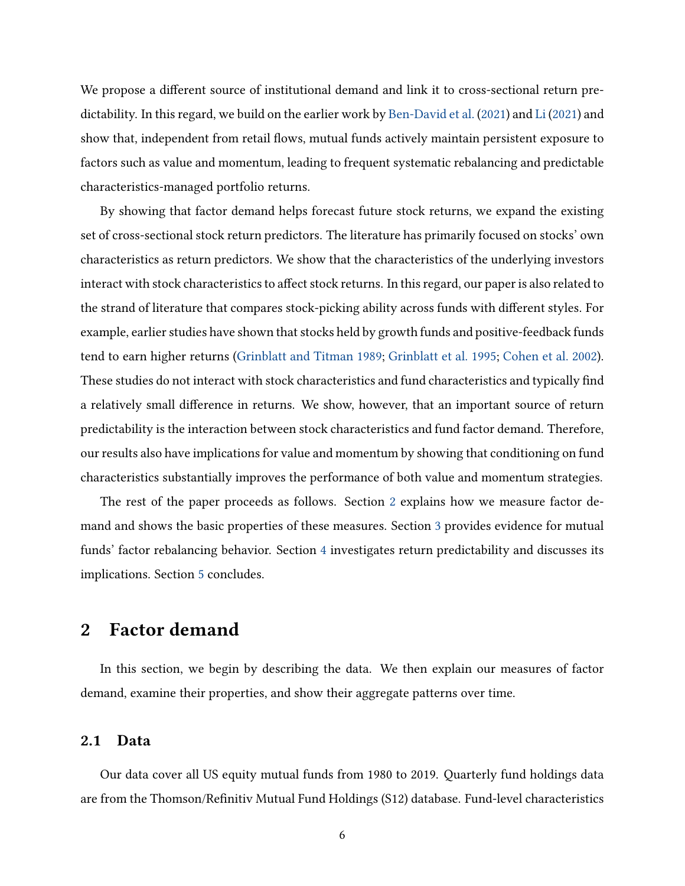We propose a different source of institutional demand and link it to cross-sectional return predictability. In this regard, we build on the earlier work by Ben-David et al. (2021) and Li (2021) and show that, independent from retail flows, mutual funds actively maintain persistent exposure to factors such as value and momentum, leading to frequent systematic rebalancing and predictable characteristics-managed portfolio returns.

By showing that factor demand helps forecast future stock returns, we expand the existing set of cross-sectional stock return predictors. The literature has primarily focused on stocks' own characteristics as return predictors. We show that the characteristics of the underlying investors interact with stock characteristics to affect stock returns. In this regard, our paper is also related to the strand of literature that compares stock-picking ability across funds with different styles. For example, earlier studies have shown that stocks held by growth funds and positive-feedback funds tend to earn higher returns (Grinblatt and Titman 1989; Grinblatt et al. 1995; Cohen et al. 2002). These studies do not interact with stock characteristics and fund characteristics and typically find a relatively small difference in returns. We show, however, that an important source of return predictability is the interaction between stock characteristics and fund factor demand. Therefore, our results also have implications for value and momentum by showing that conditioning on fund characteristics substantially improves the performance of both value and momentum strategies.

The rest of the paper proceeds as follows. Section 2 explains how we measure factor demand and shows the basic properties of these measures. Section 3 provides evidence for mutual funds' factor rebalancing behavior. Section 4 investigates return predictability and discusses its implications. Section 5 concludes.

## 2 Factor demand

In this section, we begin by describing the data. We then explain our measures of factor demand, examine their properties, and show their aggregate patterns over time.

### 2.1 Data

Our data cover all US equity mutual funds from 1980 to 2019. Quarterly fund holdings data are from the Thomson/Refinitiv Mutual Fund Holdings (S12) database. Fund-level characteristics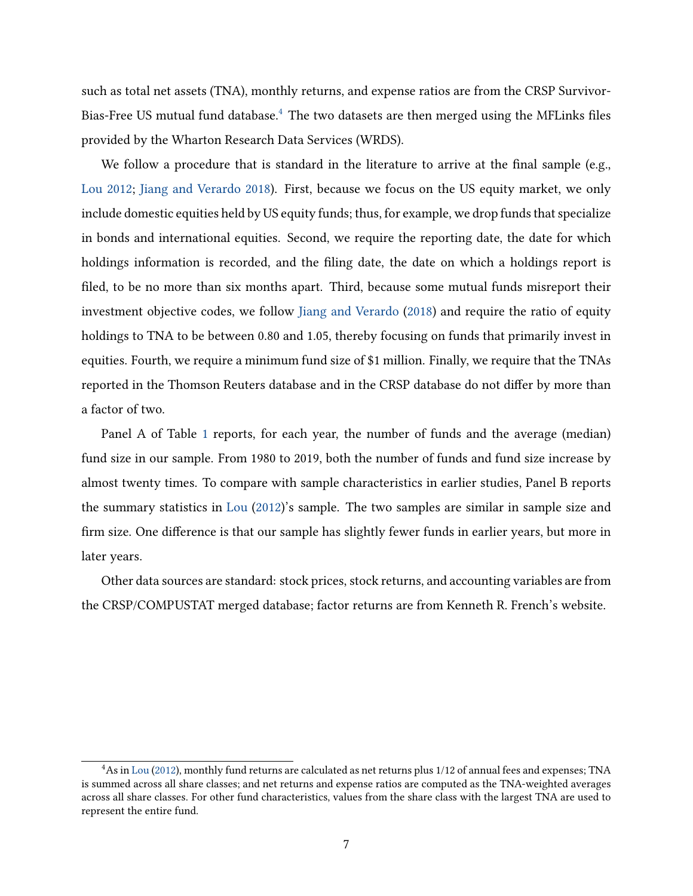such as total net assets (TNA), monthly returns, and expense ratios are from the CRSP Survivor-Bias-Free US mutual fund database.[4] The two datasets are then merged using the MFLinks files provided by the Wharton Research Data Services (WRDS).

We follow a procedure that is standard in the literature to arrive at the final sample (e.g., Lou 2012; Jiang and Verardo 2018). First, because we focus on the US equity market, we only include domestic equities held by US equity funds; thus, for example, we drop funds that specialize in bonds and international equities. Second, we require the reporting date, the date for which holdings information is recorded, and the filing date, the date on which a holdings report is filed, to be no more than six months apart. Third, because some mutual funds misreport their investment objective codes, we follow Jiang and Verardo (2018) and require the ratio of equity holdings to TNA to be between 0.80 and 1.05, thereby focusing on funds that primarily invest in equities. Fourth, we require a minimum fund size of $1 million. Finally, we require that the TNAs reported in the Thomson Reuters database and in the CRSP database do not differ by more than a factor of two.

Panel A of Table 1 reports, for each year, the number of funds and the average (median) fund size in our sample. From 1980 to 2019, both the number of funds and fund size increase by almost twenty times. To compare with sample characteristics in earlier studies, Panel B reports the summary statistics in Lou (2012)'s sample. The two samples are similar in sample size and firm size. One difference is that our sample has slightly fewer funds in earlier years, but more in later years.

Other data sources are standard: stock prices, stock returns, and accounting variables are from the CRSP/COMPUSTAT merged database; factor returns are from Kenneth R. French's website.

[4] As in Lou (2012), monthly fund returns are calculated as net returns plus 1/12 of annual fees and expenses; TNA is summed across all share classes; and net returns and expense ratios are computed as the TNA-weighted averages across all share classes. For other fund characteristics, values from the share class with the largest TNA are used to represent the entire fund.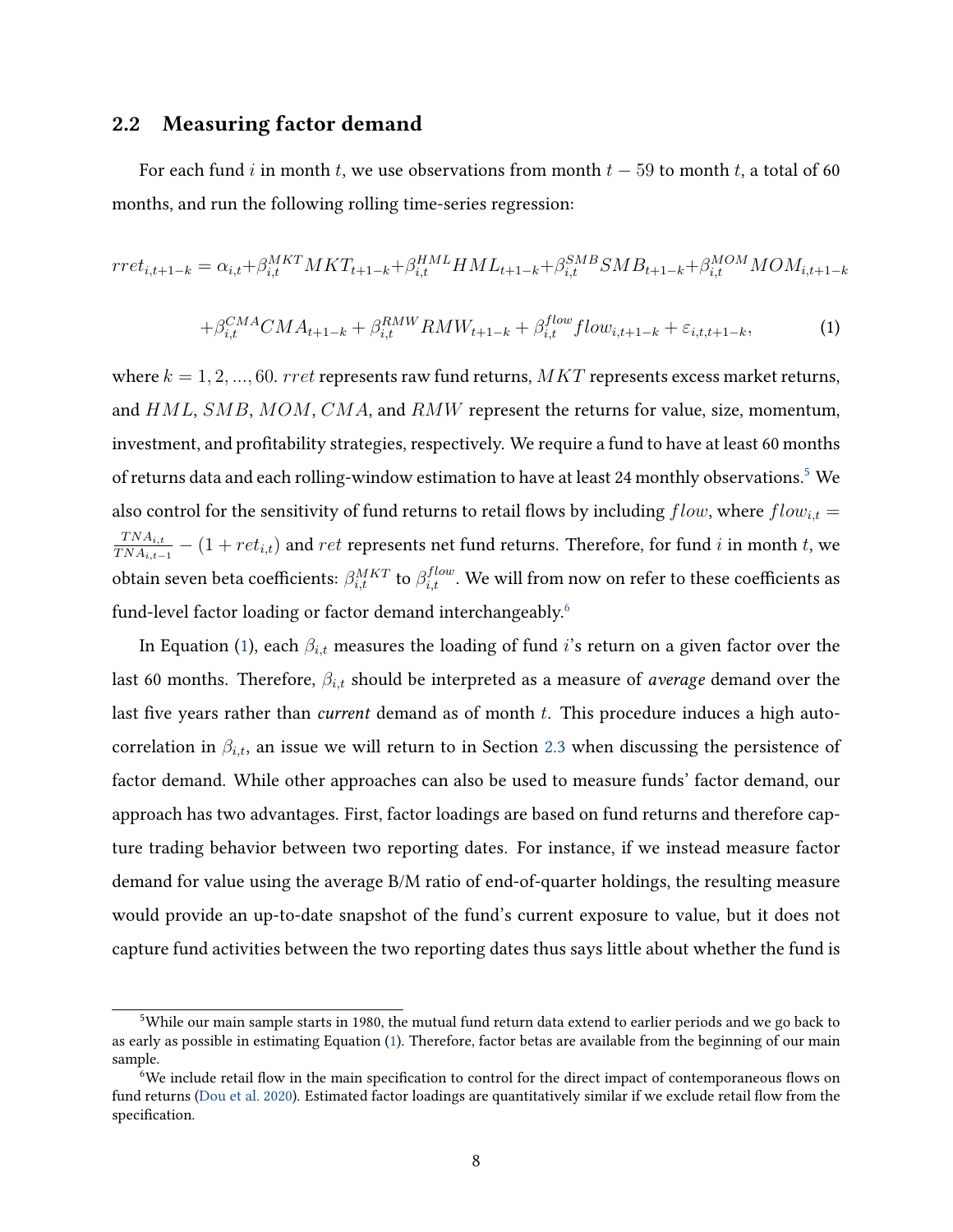## 2.2 Measuring factor demand

For each fund $i$ in month $t$, we use observations from month $t-59$ to month $t$, a total of 60 months, and run the following rolling time-series regression:

$$rret_{i,t+1-k} = \alpha_{i,t} + \beta_{i,t}^{MKT} MKT_{t+1-k} + \beta_{i,t}^{HML} HML_{t+1-k} + \beta_{i,t}^{SMB} SMB_{t+1-k} + \beta_{i,t}^{MOM} MOM_{i,t+1-k}$$

$$+ \beta_{i,t}^{CMA} CMA_{t+1-k} + \beta_{i,t}^{RMW} RMW_{t+1-k} + \beta_{i,t}^{flow} flow_{i,t+1-k} + \varepsilon_{i,t,t+1-k}, \quad (1)$$

where $k = 1, 2, ..., 60$. $rret$ represents raw fund returns, $MKT$ represents excess market returns, and $HML$, $SMB$, $MOM$, $CMA$, and $RMW$ represent the returns for value, size, momentum, investment, and profitability strategies, respectively. We require a fund to have at least 60 months of returns data and each rolling-window estimation to have at least 24 monthly observations.[5] We also control for the sensitivity of fund returns to retail flows by including $flow$, where $flow_{i,t} = \frac{TNA_{i,t}}{TNA_{i,t-1}} - (1 + ret_{i,t})$ and $ret$ represents net fund returns. Therefore, for fund $i$ in month $t$, we obtain seven beta coefficients: $\beta_{i,t}^{MKT}$ to $\beta_{i,t}^{flow}$. We will from now on refer to these coefficients as fund-level factor loading or factor demand interchangeably.[6]

In Equation (1), each $\beta_{i,t}$ measures the loading of fund $i$'s return on a given factor over the last 60 months. Therefore, $\beta_{i,t}$ should be interpreted as a measure of *average* demand over the last five years rather than *current* demand as of month $t$. This procedure induces a high autocorrelation in $\beta_{i,t}$, an issue we will return to in Section 2.3 when discussing the persistence of factor demand. While other approaches can also be used to measure funds' factor demand, our approach has two advantages. First, factor loadings are based on fund returns and therefore capture trading behavior between two reporting dates. For instance, if we instead measure factor demand for value using the average B/M ratio of end-of-quarter holdings, the resulting measure would provide an up-to-date snapshot of the fund's current exposure to value, but it does not capture fund activities between the two reporting dates thus says little about whether the fund is

---

[5] While our main sample starts in 1980, the mutual fund return data extend to earlier periods and we go back to as early as possible in estimating Equation (1). Therefore, factor betas are available from the beginning of our main sample.

[6] We include retail flow in the main specification to control for the direct impact of contemporaneous flows on fund returns (Dou et al. 2020). Estimated factor loadings are quantitatively similar if we exclude retail flow from the specification.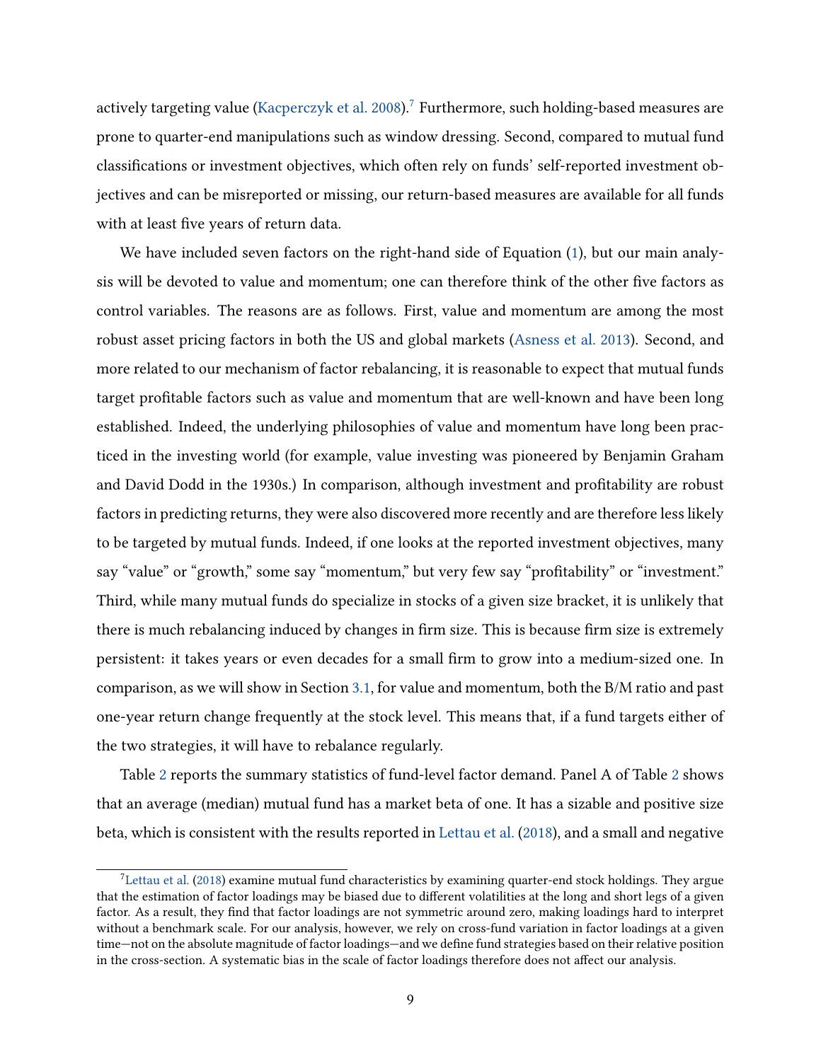actively targeting value (Kacperczyk et al. 2008).[7] Furthermore, such holding-based measures are prone to quarter-end manipulations such as window dressing. Second, compared to mutual fund classifications or investment objectives, which often rely on funds' self-reported investment objectives and can be misreported or missing, our return-based measures are available for all funds with at least five years of return data.

We have included seven factors on the right-hand side of Equation (1), but our main analysis will be devoted to value and momentum; one can therefore think of the other five factors as control variables. The reasons are as follows. First, value and momentum are among the most robust asset pricing factors in both the US and global markets (Asness et al. 2013). Second, and more related to our mechanism of factor rebalancing, it is reasonable to expect that mutual funds target profitable factors such as value and momentum that are well-known and have been long established. Indeed, the underlying philosophies of value and momentum have long been practiced in the investing world (for example, value investing was pioneered by Benjamin Graham and David Dodd in the 1930s.) In comparison, although investment and profitability are robust factors in predicting returns, they were also discovered more recently and are therefore less likely to be targeted by mutual funds. Indeed, if one looks at the reported investment objectives, many say "value" or "growth," some say "momentum," but very few say "profitability" or "investment." Third, while many mutual funds do specialize in stocks of a given size bracket, it is unlikely that there is much rebalancing induced by changes in firm size. This is because firm size is extremely persistent: it takes years or even decades for a small firm to grow into a medium-sized one. In comparison, as we will show in Section 3.1, for value and momentum, both the B/M ratio and past one-year return change frequently at the stock level. This means that, if a fund targets either of the two strategies, it will have to rebalance regularly.

Table 2 reports the summary statistics of fund-level factor demand. Panel A of Table 2 shows that an average (median) mutual fund has a market beta of one. It has a sizable and positive size beta, which is consistent with the results reported in Lettau et al. (2018), and a small and negative

[7] Lettau et al. (2018) examine mutual fund characteristics by examining quarter-end stock holdings. They argue that the estimation of factor loadings may be biased due to different volatilities at the long and short legs of a given factor. As a result, they find that factor loadings are not symmetric around zero, making loadings hard to interpret without a benchmark scale. For our analysis, however, we rely on cross-fund variation in factor loadings at a given time—not on the absolute magnitude of factor loadings—and we define fund strategies based on their relative position in the cross-section. A systematic bias in the scale of factor loadings therefore does not affect our analysis.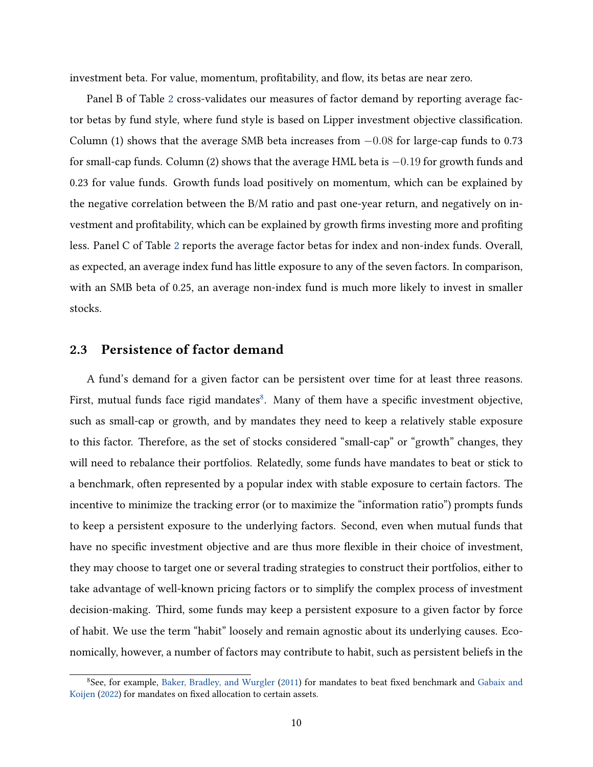investment beta. For value, momentum, profitability, and flow, its betas are near zero.

Panel B of Table 2 cross-validates our measures of factor demand by reporting average factor betas by fund style, where fund style is based on Lipper investment objective classification. Column (1) shows that the average SMB beta increases from $-0.08$ for large-cap funds to 0.73 for small-cap funds. Column (2) shows that the average HML beta is $-0.19$ for growth funds and 0.23 for value funds. Growth funds load positively on momentum, which can be explained by the negative correlation between the B/M ratio and past one-year return, and negatively on investment and profitability, which can be explained by growth firms investing more and profiting less. Panel C of Table 2 reports the average factor betas for index and non-index funds. Overall, as expected, an average index fund has little exposure to any of the seven factors. In comparison, with an SMB beta of 0.25, an average non-index fund is much more likely to invest in smaller stocks.

## 2.3 Persistence of factor demand

A fund's demand for a given factor can be persistent over time for at least three reasons. First, mutual funds face rigid mandates[8]. Many of them have a specific investment objective, such as small-cap or growth, and by mandates they need to keep a relatively stable exposure to this factor. Therefore, as the set of stocks considered "small-cap" or "growth" changes, they will need to rebalance their portfolios. Relatedly, some funds have mandates to beat or stick to a benchmark, often represented by a popular index with stable exposure to certain factors. The incentive to minimize the tracking error (or to maximize the "information ratio") prompts funds to keep a persistent exposure to the underlying factors. Second, even when mutual funds that have no specific investment objective and are thus more flexible in their choice of investment, they may choose to target one or several trading strategies to construct their portfolios, either to take advantage of well-known pricing factors or to simplify the complex process of investment decision-making. Third, some funds may keep a persistent exposure to a given factor by force of habit. We use the term "habit" loosely and remain agnostic about its underlying causes. Economically, however, a number of factors may contribute to habit, such as persistent beliefs in the

[8] See, for example, Baker, Bradley, and Wurgler (2011) for mandates to beat fixed benchmark and Gabaix and Koijen (2022) for mandates on fixed allocation to certain assets.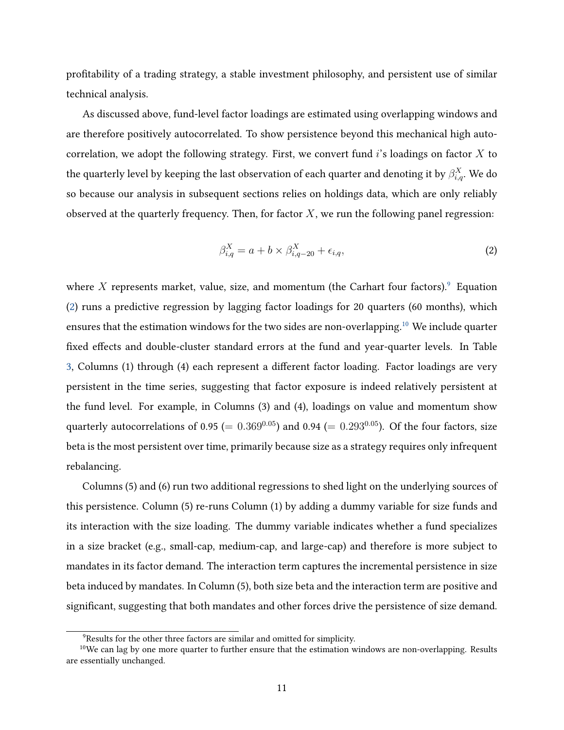profitability of a trading strategy, a stable investment philosophy, and persistent use of similar technical analysis.

As discussed above, fund-level factor loadings are estimated using overlapping windows and are therefore positively autocorrelated. To show persistence beyond this mechanical high autocorrelation, we adopt the following strategy. First, we convert fund $i$'s loadings on factor $X$ to the quarterly level by keeping the last observation of each quarter and denoting it by $\beta^X_{i,q}$. We do so because our analysis in subsequent sections relies on holdings data, which are only reliably observed at the quarterly frequency. Then, for factor $X$, we run the following panel regression:

$$\beta^X_{i,q} = a + b \times \beta^X_{i,q-20} + \epsilon_{i,q}, \tag{2}$$

where $X$ represents market, value, size, and momentum (the Carhart four factors).[9] Equation (2) runs a predictive regression by lagging factor loadings for 20 quarters (60 months), which ensures that the estimation windows for the two sides are non-overlapping.[10] We include quarter fixed effects and double-cluster standard errors at the fund and year-quarter levels. In Table 3, Columns (1) through (4) each represent a different factor loading. Factor loadings are very persistent in the time series, suggesting that factor exposure is indeed relatively persistent at the fund level. For example, in Columns (3) and (4), loadings on value and momentum show quarterly autocorrelations of 0.95 ($= 0.369^{0.05}$) and 0.94 ($= 0.293^{0.05}$). Of the four factors, size beta is the most persistent over time, primarily because size as a strategy requires only infrequent rebalancing.

Columns (5) and (6) run two additional regressions to shed light on the underlying sources of this persistence. Column (5) re-runs Column (1) by adding a dummy variable for size funds and its interaction with the size loading. The dummy variable indicates whether a fund specializes in a size bracket (e.g., small-cap, medium-cap, and large-cap) and therefore is more subject to mandates in its factor demand. The interaction term captures the incremental persistence in size beta induced by mandates. In Column (5), both size beta and the interaction term are positive and significant, suggesting that both mandates and other forces drive the persistence of size demand.

[9] Results for the other three factors are similar and omitted for simplicity.

[10] We can lag by one more quarter to further ensure that the estimation windows are non-overlapping. Results are essentially unchanged.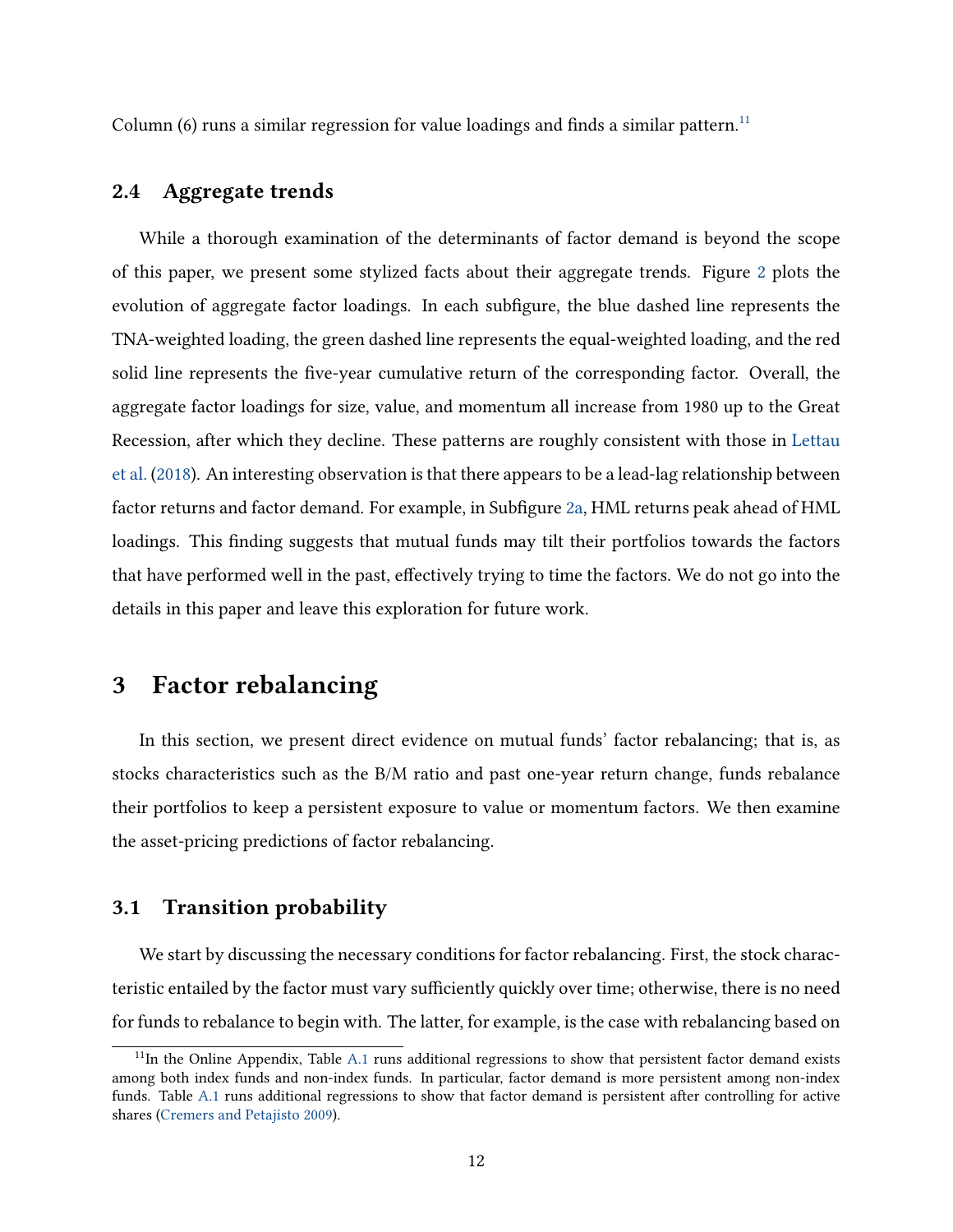Column (6) runs a similar regression for value loadings and finds a similar pattern.[11]

## 2.4 Aggregate trends

While a thorough examination of the determinants of factor demand is beyond the scope of this paper, we present some stylized facts about their aggregate trends. Figure 2 plots the evolution of aggregate factor loadings. In each subfigure, the blue dashed line represents the TNA-weighted loading, the green dashed line represents the equal-weighted loading, and the red solid line represents the five-year cumulative return of the corresponding factor. Overall, the aggregate factor loadings for size, value, and momentum all increase from 1980 up to the Great Recession, after which they decline. These patterns are roughly consistent with those in Lettau et al. (2018). An interesting observation is that there appears to be a lead-lag relationship between factor returns and factor demand. For example, in Subfigure 2a, HML returns peak ahead of HML loadings. This finding suggests that mutual funds may tilt their portfolios towards the factors that have performed well in the past, effectively trying to time the factors. We do not go into the details in this paper and leave this exploration for future work.

# 3 Factor rebalancing

In this section, we present direct evidence on mutual funds' factor rebalancing; that is, as stocks characteristics such as the B/M ratio and past one-year return change, funds rebalance their portfolios to keep a persistent exposure to value or momentum factors. We then examine the asset-pricing predictions of factor rebalancing.

## 3.1 Transition probability

We start by discussing the necessary conditions for factor rebalancing. First, the stock characteristic entailed by the factor must vary sufficiently quickly over time; otherwise, there is no need for funds to rebalance to begin with. The latter, for example, is the case with rebalancing based on

[11] In the Online Appendix, Table A.1 runs additional regressions to show that persistent factor demand exists among both index funds and non-index funds. In particular, factor demand is more persistent among non-index funds. Table A.1 runs additional regressions to show that factor demand is persistent after controlling for active shares (Cremers and Petajisto 2009).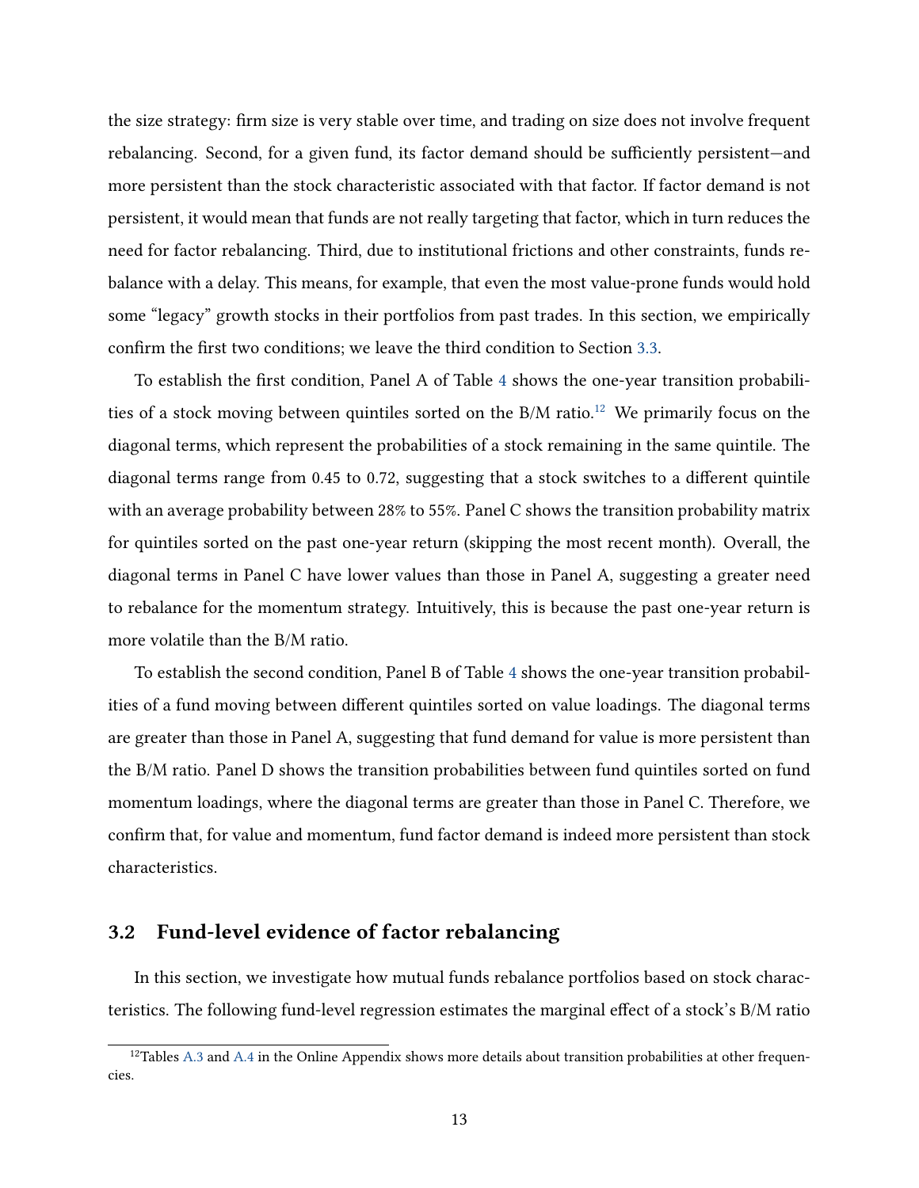the size strategy: firm size is very stable over time, and trading on size does not involve frequent rebalancing. Second, for a given fund, its factor demand should be sufficiently persistent—and more persistent than the stock characteristic associated with that factor. If factor demand is not persistent, it would mean that funds are not really targeting that factor, which in turn reduces the need for factor rebalancing. Third, due to institutional frictions and other constraints, funds rebalance with a delay. This means, for example, that even the most value-prone funds would hold some "legacy" growth stocks in their portfolios from past trades. In this section, we empirically confirm the first two conditions; we leave the third condition to Section 3.3.

To establish the first condition, Panel A of Table 4 shows the one-year transition probabilities of a stock moving between quintiles sorted on the B/M ratio.[12] We primarily focus on the diagonal terms, which represent the probabilities of a stock remaining in the same quintile. The diagonal terms range from 0.45 to 0.72, suggesting that a stock switches to a different quintile with an average probability between 28% to 55%. Panel C shows the transition probability matrix for quintiles sorted on the past one-year return (skipping the most recent month). Overall, the diagonal terms in Panel C have lower values than those in Panel A, suggesting a greater need to rebalance for the momentum strategy. Intuitively, this is because the past one-year return is more volatile than the B/M ratio.

To establish the second condition, Panel B of Table 4 shows the one-year transition probabilities of a fund moving between different quintiles sorted on value loadings. The diagonal terms are greater than those in Panel A, suggesting that fund demand for value is more persistent than the B/M ratio. Panel D shows the transition probabilities between fund quintiles sorted on fund momentum loadings, where the diagonal terms are greater than those in Panel C. Therefore, we confirm that, for value and momentum, fund factor demand is indeed more persistent than stock characteristics.

## 3.2 Fund-level evidence of factor rebalancing

In this section, we investigate how mutual funds rebalance portfolios based on stock characteristics. The following fund-level regression estimates the marginal effect of a stock's B/M ratio

[12] Tables A.3 and A.4 in the Online Appendix shows more details about transition probabilities at other frequencies.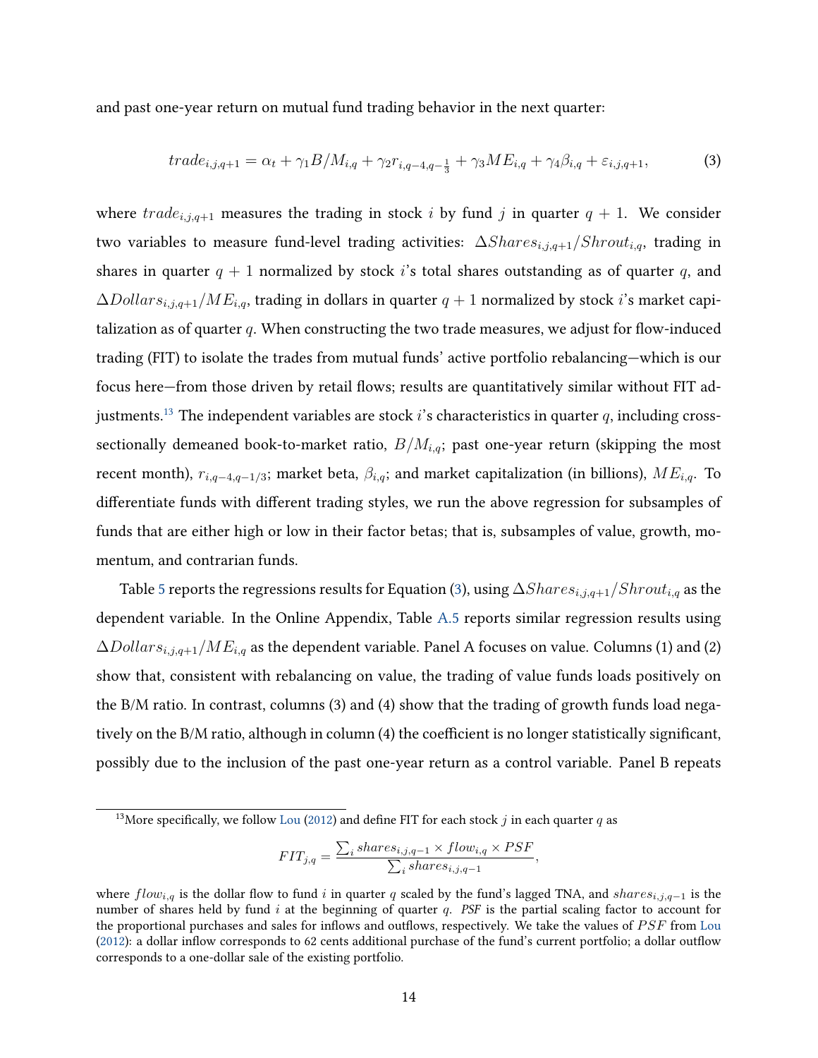and past one-year return on mutual fund trading behavior in the next quarter:

$$trade_{i,j,q+1} = \alpha_t + \gamma_1 B/M_{i,q} + \gamma_2 r_{i,q-4,q-\frac{1}{3}} + \gamma_3 ME_{i,q} + \gamma_4 \beta_{i,q} + \varepsilon_{i,j,q+1}, \tag{3}$$

where $trade_{i,j,q+1}$ measures the trading in stock $i$ by fund $j$ in quarter $q+1$. We consider two variables to measure fund-level trading activities: $\Delta Shares_{i,j,q+1}/Shrout_{i,q}$, trading in shares in quarter $q+1$ normalized by stock $i$'s total shares outstanding as of quarter $q$, and $\Delta Dollars_{i,j,q+1}/ME_{i,q}$, trading in dollars in quarter $q+1$ normalized by stock $i$'s market capitalization as of quarter $q$. When constructing the two trade measures, we adjust for flow-induced trading (FIT) to isolate the trades from mutual funds' active portfolio rebalancing—which is our focus here—from those driven by retail flows; results are quantitatively similar without FIT adjustments.[13] The independent variables are stock $i$'s characteristics in quarter $q$, including cross-sectionally demeaned book-to-market ratio, $B/M_{i,q}$; past one-year return (skipping the most recent month), $r_{i,q-4,q-1/3}$; market beta, $\beta_{i,q}$; and market capitalization (in billions), $ME_{i,q}$. To differentiate funds with different trading styles, we run the above regression for subsamples of funds that are either high or low in their factor betas; that is, subsamples of value, growth, momentum, and contrarian funds.

Table 5 reports the regressions results for Equation (3), using $\Delta Shares_{i,j,q+1}/Shrout_{i,q}$ as the dependent variable. In the Online Appendix, Table A.5 reports similar regression results using $\Delta Dollars_{i,j,q+1}/ME_{i,q}$ as the dependent variable. Panel A focuses on value. Columns (1) and (2) show that, consistent with rebalancing on value, the trading of value funds loads positively on the B/M ratio. In contrast, columns (3) and (4) show that the trading of growth funds load negatively on the B/M ratio, although in column (4) the coefficient is no longer statistically significant, possibly due to the inclusion of the past one-year return as a control variable. Panel B repeats

[13] More specifically, we follow Lou (2012) and define FIT for each stock $j$ in each quarter $q$ as

$$FIT_{j,q} = \frac{\sum_i shares_{i,j,q-1} \times flow_{i,q} \times PSF}{\sum_i shares_{i,j,q-1}},$$

where $flow_{i,q}$ is the dollar flow to fund $i$ in quarter $q$ scaled by the fund's lagged TNA, and $shares_{i,j,q-1}$ is the number of shares held by fund $i$ at the beginning of quarter $q$. *PSF* is the partial scaling factor to account for the proportional purchases and sales for inflows and outflows, respectively. We take the values of $PSF$ from Lou (2012): a dollar inflow corresponds to 62 cents additional purchase of the fund's current portfolio; a dollar outflow corresponds to a one-dollar sale of the existing portfolio.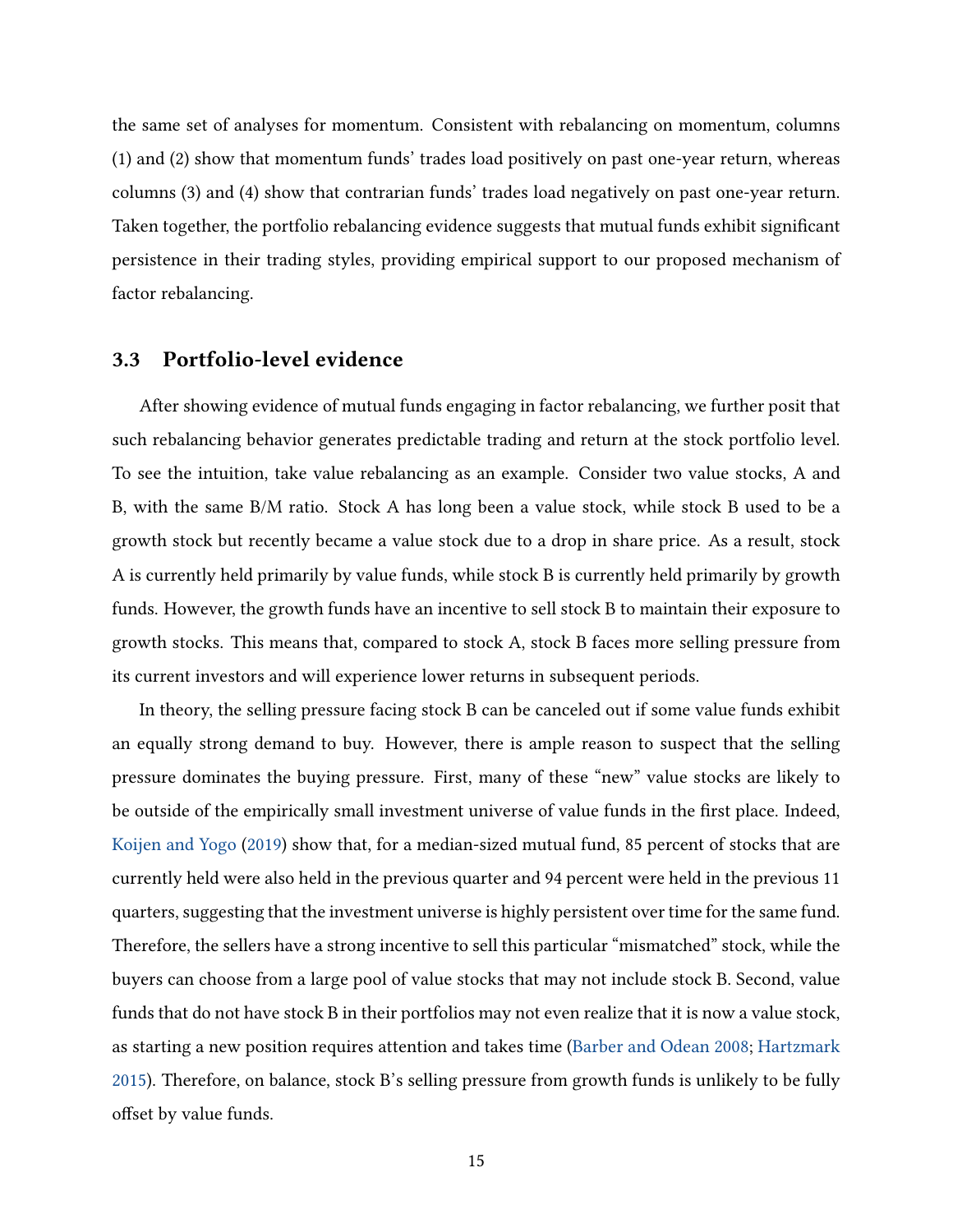the same set of analyses for momentum. Consistent with rebalancing on momentum, columns (1) and (2) show that momentum funds' trades load positively on past one-year return, whereas columns (3) and (4) show that contrarian funds' trades load negatively on past one-year return. Taken together, the portfolio rebalancing evidence suggests that mutual funds exhibit significant persistence in their trading styles, providing empirical support to our proposed mechanism of factor rebalancing.

### 3.3 Portfolio-level evidence

After showing evidence of mutual funds engaging in factor rebalancing, we further posit that such rebalancing behavior generates predictable trading and return at the stock portfolio level. To see the intuition, take value rebalancing as an example. Consider two value stocks, A and B, with the same B/M ratio. Stock A has long been a value stock, while stock B used to be a growth stock but recently became a value stock due to a drop in share price. As a result, stock A is currently held primarily by value funds, while stock B is currently held primarily by growth funds. However, the growth funds have an incentive to sell stock B to maintain their exposure to growth stocks. This means that, compared to stock A, stock B faces more selling pressure from its current investors and will experience lower returns in subsequent periods.

In theory, the selling pressure facing stock B can be canceled out if some value funds exhibit an equally strong demand to buy. However, there is ample reason to suspect that the selling pressure dominates the buying pressure. First, many of these "new" value stocks are likely to be outside of the empirically small investment universe of value funds in the first place. Indeed, Koijen and Yogo (2019) show that, for a median-sized mutual fund, 85 percent of stocks that are currently held were also held in the previous quarter and 94 percent were held in the previous 11 quarters, suggesting that the investment universe is highly persistent over time for the same fund. Therefore, the sellers have a strong incentive to sell this particular "mismatched" stock, while the buyers can choose from a large pool of value stocks that may not include stock B. Second, value funds that do not have stock B in their portfolios may not even realize that it is now a value stock, as starting a new position requires attention and takes time (Barber and Odean 2008; Hartzmark 2015). Therefore, on balance, stock B's selling pressure from growth funds is unlikely to be fully offset by value funds.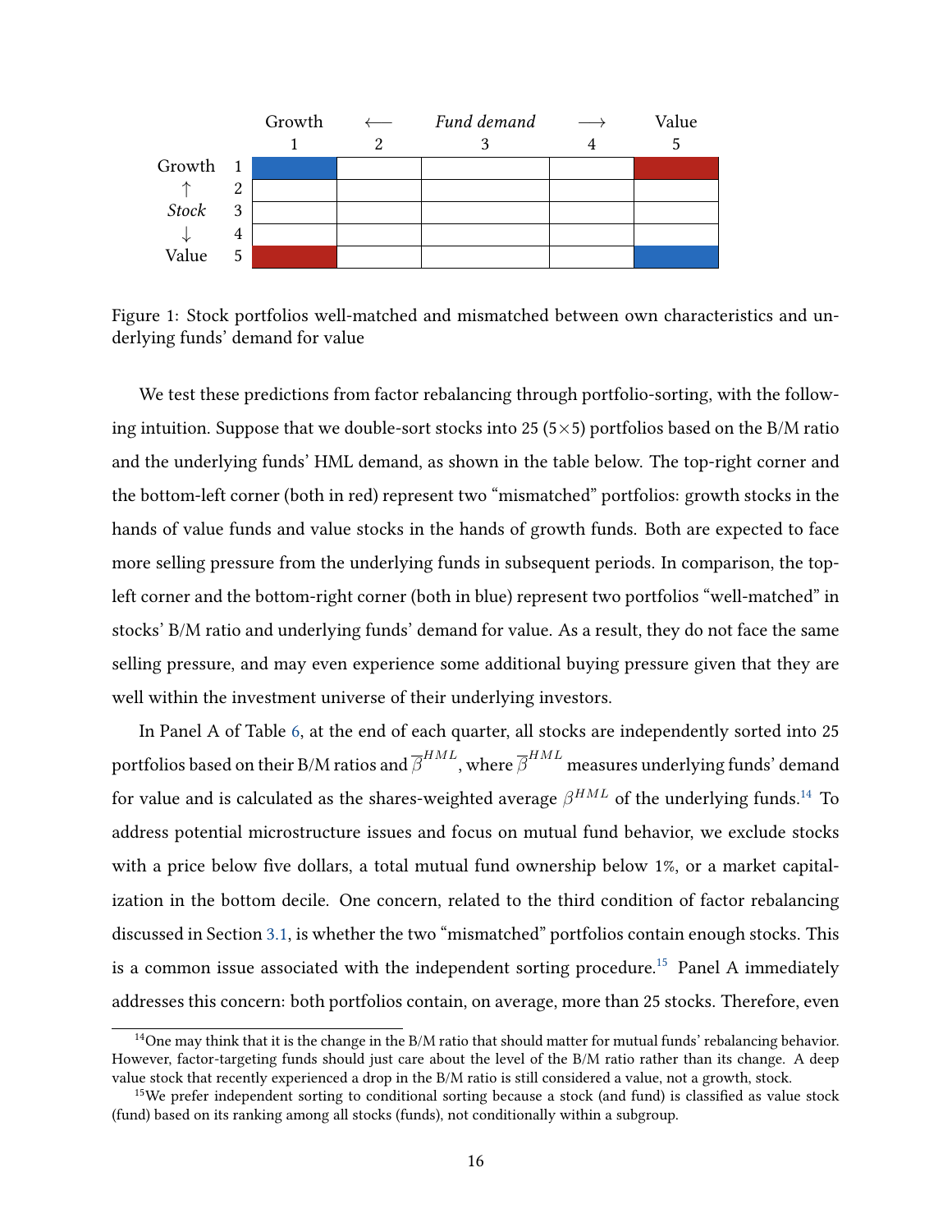|  |  | Growth | ⟵ | *Fund demand* | ⟶ | Value |
|---|---|---|---|---|---|---|
|  |  | 1 | 2 | 3 | 4 | 5 |
| Growth | 1 | (blue) |  |  |  | (red) |
| ↑ | 2 |  |  |  |  |  |
| *Stock* | 3 |  |  |  |  |  |
| ↓ | 4 |  |  |  |  |  |
| Value | 5 | (red) |  |  |  | (blue) |

Figure 1: Stock portfolios well-matched and mismatched between own characteristics and underlying funds' demand for value

We test these predictions from factor rebalancing through portfolio-sorting, with the following intuition. Suppose that we double-sort stocks into 25 ($5 \times 5$) portfolios based on the B/M ratio and the underlying funds' HML demand, as shown in the table below. The top-right corner and the bottom-left corner (both in red) represent two "mismatched" portfolios: growth stocks in the hands of value funds and value stocks in the hands of growth funds. Both are expected to face more selling pressure from the underlying funds in subsequent periods. In comparison, the top-left corner and the bottom-right corner (both in blue) represent two portfolios "well-matched" in stocks' B/M ratio and underlying funds' demand for value. As a result, they do not face the same selling pressure, and may even experience some additional buying pressure given that they are well within the investment universe of their underlying investors.

In Panel A of Table 6, at the end of each quarter, all stocks are independently sorted into 25 portfolios based on their B/M ratios and $\overline{\beta}^{HML}$, where $\overline{\beta}^{HML}$ measures underlying funds' demand for value and is calculated as the shares-weighted average $\beta^{HML}$ of the underlying funds.[14] To address potential microstructure issues and focus on mutual fund behavior, we exclude stocks with a price below five dollars, a total mutual fund ownership below 1%, or a market capitalization in the bottom decile. One concern, related to the third condition of factor rebalancing discussed in Section 3.1, is whether the two "mismatched" portfolios contain enough stocks. This is a common issue associated with the independent sorting procedure.[15] Panel A immediately addresses this concern: both portfolios contain, on average, more than 25 stocks. Therefore, even

[14] One may think that it is the change in the B/M ratio that should matter for mutual funds' rebalancing behavior. However, factor-targeting funds should just care about the level of the B/M ratio rather than its change. A deep value stock that recently experienced a drop in the B/M ratio is still considered a value, not a growth, stock.

[15] We prefer independent sorting to conditional sorting because a stock (and fund) is classified as value stock (fund) based on its ranking among all stocks (funds), not conditionally within a subgroup.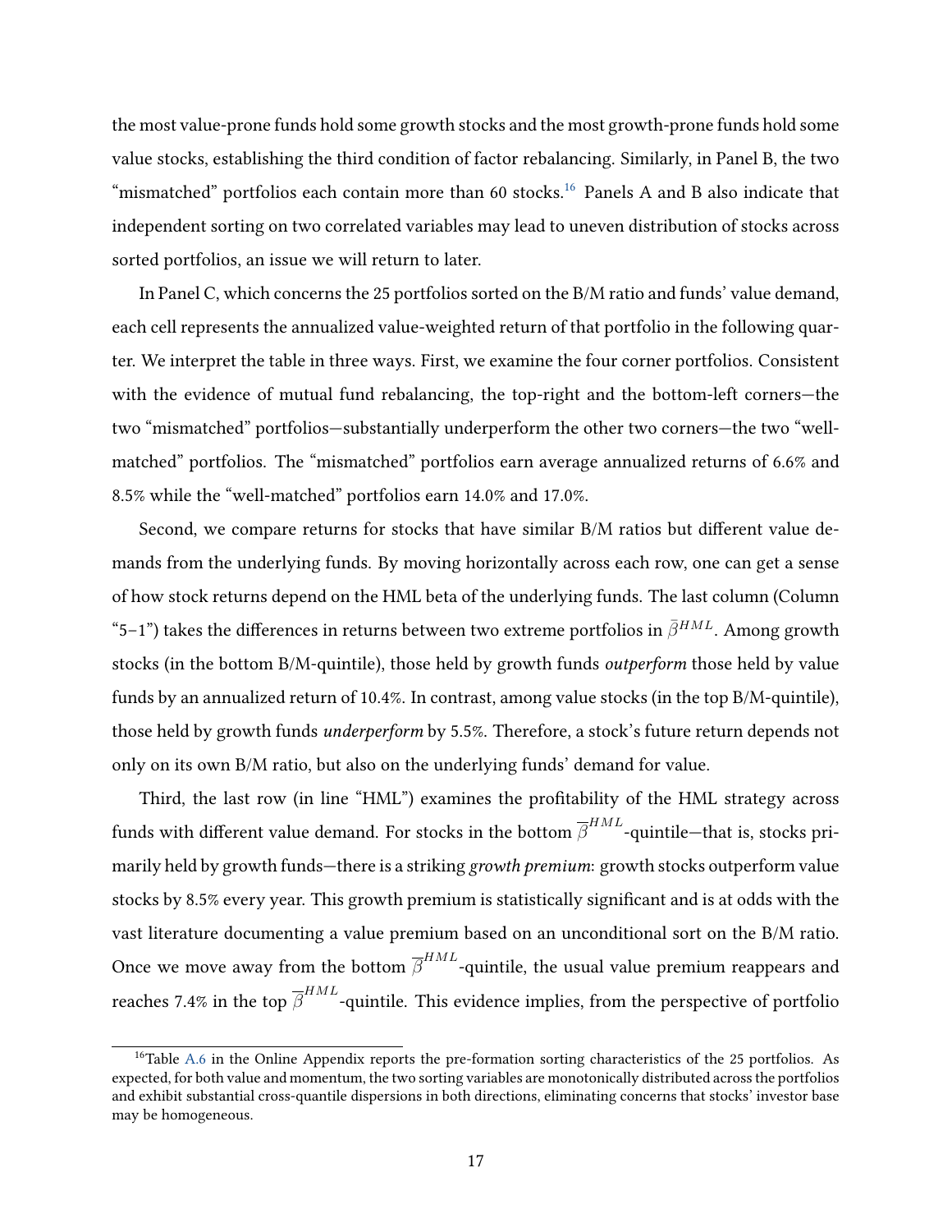the most value-prone funds hold some growth stocks and the most growth-prone funds hold some value stocks, establishing the third condition of factor rebalancing. Similarly, in Panel B, the two "mismatched" portfolios each contain more than 60 stocks.[16] Panels A and B also indicate that independent sorting on two correlated variables may lead to uneven distribution of stocks across sorted portfolios, an issue we will return to later.

In Panel C, which concerns the 25 portfolios sorted on the B/M ratio and funds' value demand, each cell represents the annualized value-weighted return of that portfolio in the following quarter. We interpret the table in three ways. First, we examine the four corner portfolios. Consistent with the evidence of mutual fund rebalancing, the top-right and the bottom-left corners—the two "mismatched" portfolios—substantially underperform the other two corners—the two "well-matched" portfolios. The "mismatched" portfolios earn average annualized returns of 6.6% and 8.5% while the "well-matched" portfolios earn 14.0% and 17.0%.

Second, we compare returns for stocks that have similar B/M ratios but different value demands from the underlying funds. By moving horizontally across each row, one can get a sense of how stock returns depend on the HML beta of the underlying funds. The last column (Column "5–1") takes the differences in returns between two extreme portfolios in $\bar{\beta}^{HML}$. Among growth stocks (in the bottom B/M-quintile), those held by growth funds *outperform* those held by value funds by an annualized return of 10.4%. In contrast, among value stocks (in the top B/M-quintile), those held by growth funds *underperform* by 5.5%. Therefore, a stock's future return depends not only on its own B/M ratio, but also on the underlying funds' demand for value.

Third, the last row (in line "HML") examines the profitability of the HML strategy across funds with different value demand. For stocks in the bottom $\overline{\beta}^{HML}$-quintile—that is, stocks primarily held by growth funds—there is a striking *growth premium*: growth stocks outperform value stocks by 8.5% every year. This growth premium is statistically significant and is at odds with the vast literature documenting a value premium based on an unconditional sort on the B/M ratio. Once we move away from the bottom $\overline{\beta}^{HML}$-quintile, the usual value premium reappears and reaches 7.4% in the top $\overline{\beta}^{HML}$-quintile. This evidence implies, from the perspective of portfolio

[16]Table A.6 in the Online Appendix reports the pre-formation sorting characteristics of the 25 portfolios. As expected, for both value and momentum, the two sorting variables are monotonically distributed across the portfolios and exhibit substantial cross-quantile dispersions in both directions, eliminating concerns that stocks' investor base may be homogeneous.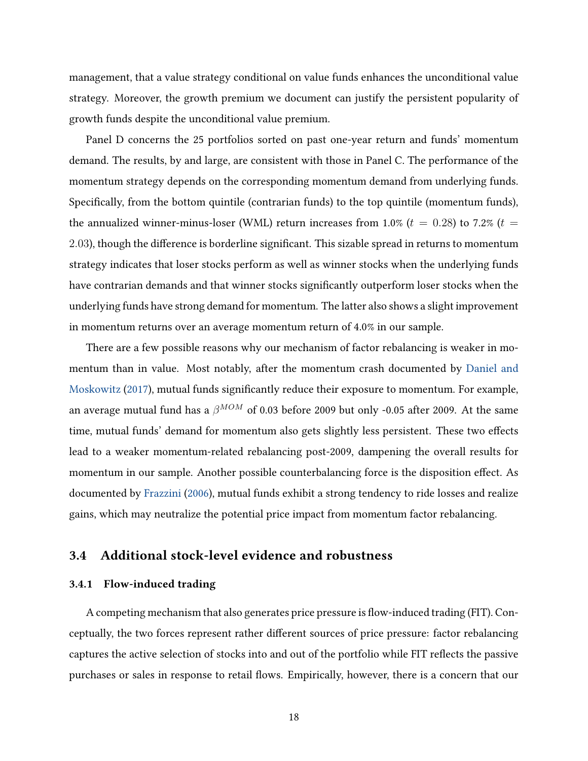management, that a value strategy conditional on value funds enhances the unconditional value strategy. Moreover, the growth premium we document can justify the persistent popularity of growth funds despite the unconditional value premium.

Panel D concerns the 25 portfolios sorted on past one-year return and funds' momentum demand. The results, by and large, are consistent with those in Panel C. The performance of the momentum strategy depends on the corresponding momentum demand from underlying funds. Specifically, from the bottom quintile (contrarian funds) to the top quintile (momentum funds), the annualized winner-minus-loser (WML) return increases from 1.0% ($t = 0.28$) to 7.2% ($t = 2.03$), though the difference is borderline significant. This sizable spread in returns to momentum strategy indicates that loser stocks perform as well as winner stocks when the underlying funds have contrarian demands and that winner stocks significantly outperform loser stocks when the underlying funds have strong demand for momentum. The latter also shows a slight improvement in momentum returns over an average momentum return of 4.0% in our sample.

There are a few possible reasons why our mechanism of factor rebalancing is weaker in momentum than in value. Most notably, after the momentum crash documented by Daniel and Moskowitz (2017), mutual funds significantly reduce their exposure to momentum. For example, an average mutual fund has a $\beta^{MOM}$ of 0.03 before 2009 but only -0.05 after 2009. At the same time, mutual funds' demand for momentum also gets slightly less persistent. These two effects lead to a weaker momentum-related rebalancing post-2009, dampening the overall results for momentum in our sample. Another possible counterbalancing force is the disposition effect. As documented by Frazzini (2006), mutual funds exhibit a strong tendency to ride losses and realize gains, which may neutralize the potential price impact from momentum factor rebalancing.

## 3.4 Additional stock-level evidence and robustness

### 3.4.1 Flow-induced trading

A competing mechanism that also generates price pressure is flow-induced trading (FIT). Conceptually, the two forces represent rather different sources of price pressure: factor rebalancing captures the active selection of stocks into and out of the portfolio while FIT reflects the passive purchases or sales in response to retail flows. Empirically, however, there is a concern that our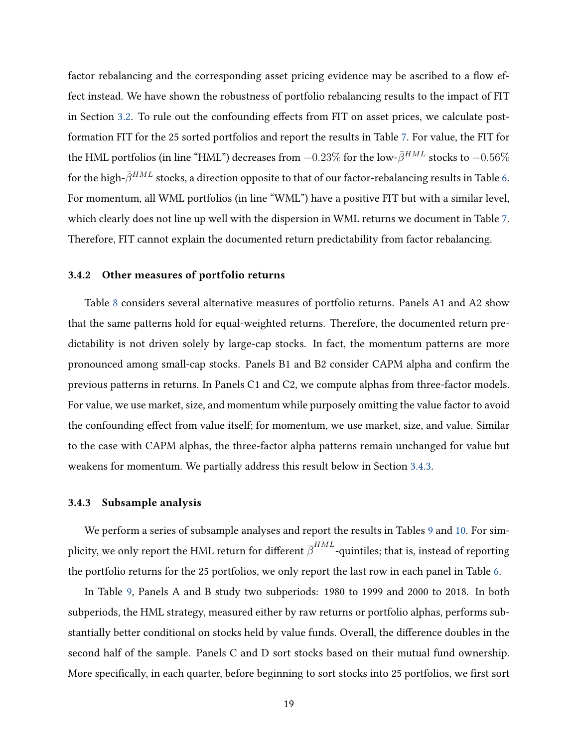factor rebalancing and the corresponding asset pricing evidence may be ascribed to a flow effect instead. We have shown the robustness of portfolio rebalancing results to the impact of FIT in Section 3.2. To rule out the confounding effects from FIT on asset prices, we calculate post-formation FIT for the 25 sorted portfolios and report the results in Table 7. For value, the FIT for the HML portfolios (in line "HML") decreases from $-0.23\%$ for the low-$\bar{\beta}^{HML}$ stocks to $-0.56\%$ for the high-$\bar{\beta}^{HML}$ stocks, a direction opposite to that of our factor-rebalancing results in Table 6. For momentum, all WML portfolios (in line "WML") have a positive FIT but with a similar level, which clearly does not line up well with the dispersion in WML returns we document in Table 7. Therefore, FIT cannot explain the documented return predictability from factor rebalancing.

### 3.4.2 Other measures of portfolio returns

Table 8 considers several alternative measures of portfolio returns. Panels A1 and A2 show that the same patterns hold for equal-weighted returns. Therefore, the documented return predictability is not driven solely by large-cap stocks. In fact, the momentum patterns are more pronounced among small-cap stocks. Panels B1 and B2 consider CAPM alpha and confirm the previous patterns in returns. In Panels C1 and C2, we compute alphas from three-factor models. For value, we use market, size, and momentum while purposely omitting the value factor to avoid the confounding effect from value itself; for momentum, we use market, size, and value. Similar to the case with CAPM alphas, the three-factor alpha patterns remain unchanged for value but weakens for momentum. We partially address this result below in Section 3.4.3.

### 3.4.3 Subsample analysis

We perform a series of subsample analyses and report the results in Tables 9 and 10. For simplicity, we only report the HML return for different $\overline{\beta}^{HML}$-quintiles; that is, instead of reporting the portfolio returns for the 25 portfolios, we only report the last row in each panel in Table 6.

In Table 9, Panels A and B study two subperiods: 1980 to 1999 and 2000 to 2018. In both subperiods, the HML strategy, measured either by raw returns or portfolio alphas, performs substantially better conditional on stocks held by value funds. Overall, the difference doubles in the second half of the sample. Panels C and D sort stocks based on their mutual fund ownership. More specifically, in each quarter, before beginning to sort stocks into 25 portfolios, we first sort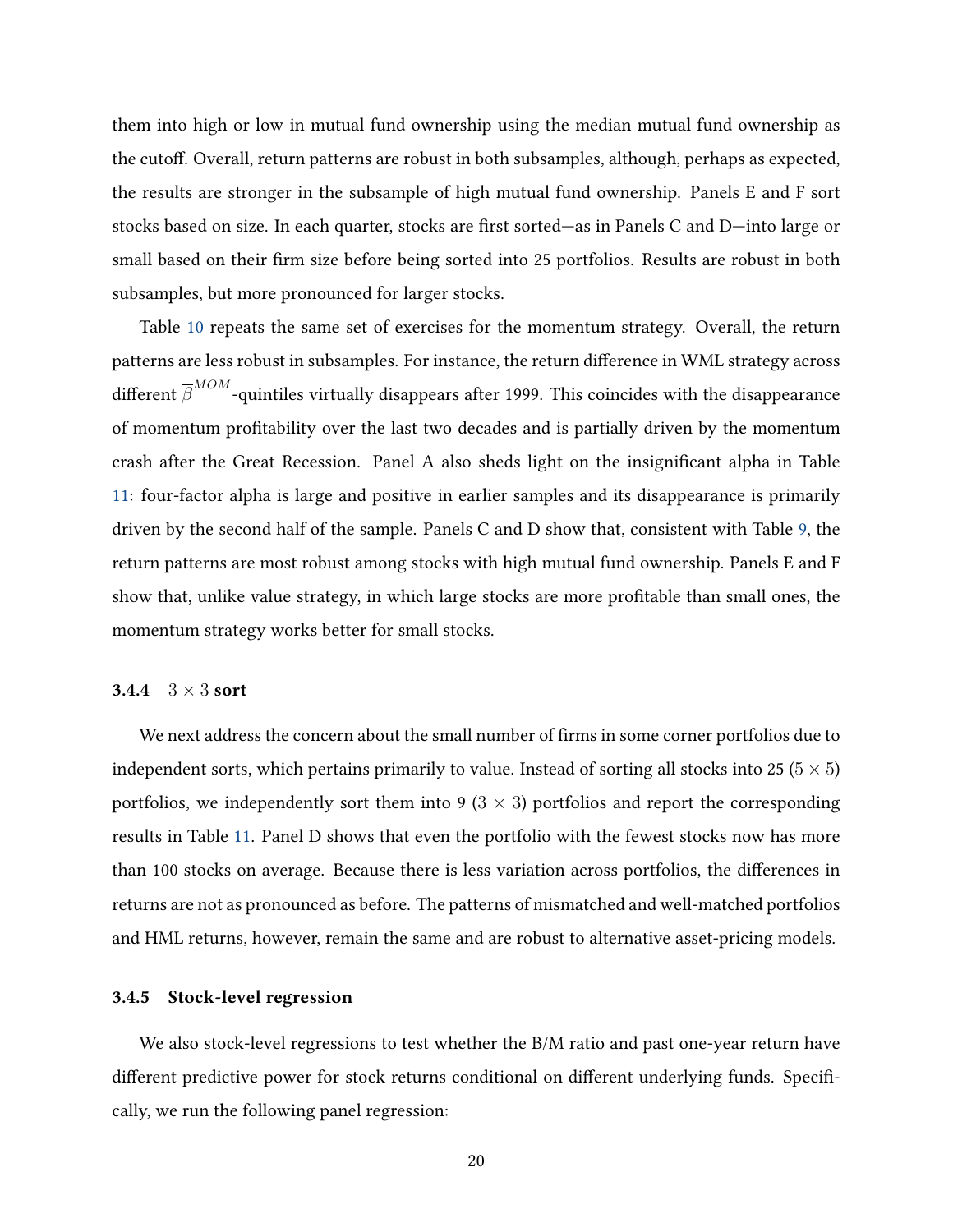them into high or low in mutual fund ownership using the median mutual fund ownership as the cutoff. Overall, return patterns are robust in both subsamples, although, perhaps as expected, the results are stronger in the subsample of high mutual fund ownership. Panels E and F sort stocks based on size. In each quarter, stocks are first sorted—as in Panels C and D—into large or small based on their firm size before being sorted into 25 portfolios. Results are robust in both subsamples, but more pronounced for larger stocks.

Table 10 repeats the same set of exercises for the momentum strategy. Overall, the return patterns are less robust in subsamples. For instance, the return difference in WML strategy across different $\overline{\beta}^{MOM}$-quintiles virtually disappears after 1999. This coincides with the disappearance of momentum profitability over the last two decades and is partially driven by the momentum crash after the Great Recession. Panel A also sheds light on the insignificant alpha in Table 11: four-factor alpha is large and positive in earlier samples and its disappearance is primarily driven by the second half of the sample. Panels C and D show that, consistent with Table 9, the return patterns are most robust among stocks with high mutual fund ownership. Panels E and F show that, unlike value strategy, in which large stocks are more profitable than small ones, the momentum strategy works better for small stocks.

### 3.4.4 $3 \times 3$ sort

We next address the concern about the small number of firms in some corner portfolios due to independent sorts, which pertains primarily to value. Instead of sorting all stocks into 25 ($5 \times 5$) portfolios, we independently sort them into 9 ($3 \times 3$) portfolios and report the corresponding results in Table 11. Panel D shows that even the portfolio with the fewest stocks now has more than 100 stocks on average. Because there is less variation across portfolios, the differences in returns are not as pronounced as before. The patterns of mismatched and well-matched portfolios and HML returns, however, remain the same and are robust to alternative asset-pricing models.

### 3.4.5 Stock-level regression

We also stock-level regressions to test whether the B/M ratio and past one-year return have different predictive power for stock returns conditional on different underlying funds. Specifically, we run the following panel regression: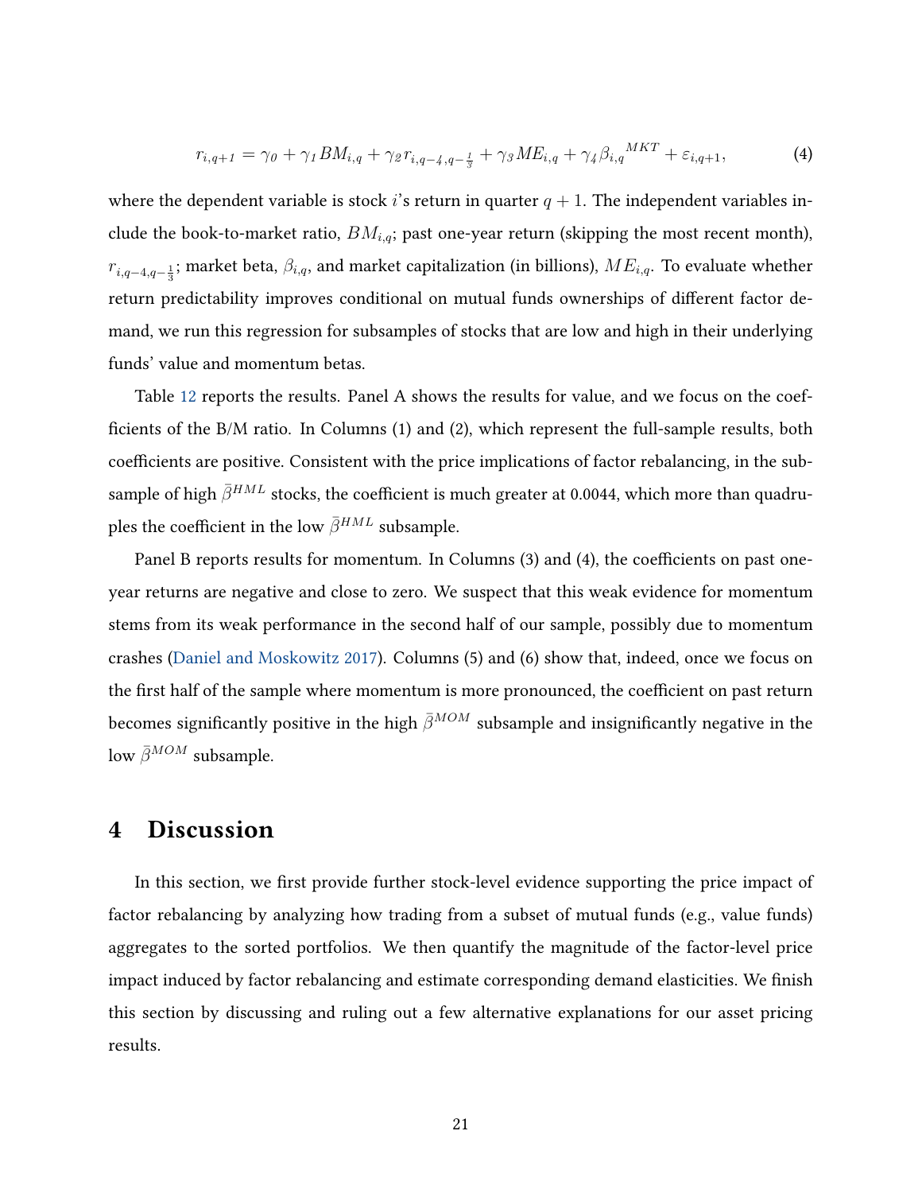$$r_{i,q+1} = \gamma_0 + \gamma_1 BM_{i,q} + \gamma_2 r_{i,q-4,q-\frac{1}{3}} + \gamma_3 ME_{i,q} + \gamma_4 \beta_{i,q}{}^{MKT} + \varepsilon_{i,q+1}, \tag{4}$$

where the dependent variable is stock $i$'s return in quarter $q+1$. The independent variables include the book-to-market ratio, $BM_{i,q}$; past one-year return (skipping the most recent month), $r_{i,q-4,q-\frac{1}{3}}$; market beta, $\beta_{i,q}$, and market capitalization (in billions), $ME_{i,q}$. To evaluate whether return predictability improves conditional on mutual funds ownerships of different factor demand, we run this regression for subsamples of stocks that are low and high in their underlying funds' value and momentum betas.

Table 12 reports the results. Panel A shows the results for value, and we focus on the coefficients of the B/M ratio. In Columns (1) and (2), which represent the full-sample results, both coefficients are positive. Consistent with the price implications of factor rebalancing, in the subsample of high $\bar{\beta}^{HML}$ stocks, the coefficient is much greater at 0.0044, which more than quadruples the coefficient in the low $\bar{\beta}^{HML}$ subsample.

Panel B reports results for momentum. In Columns (3) and (4), the coefficients on past one-year returns are negative and close to zero. We suspect that this weak evidence for momentum stems from its weak performance in the second half of our sample, possibly due to momentum crashes (Daniel and Moskowitz 2017). Columns (5) and (6) show that, indeed, once we focus on the first half of the sample where momentum is more pronounced, the coefficient on past return becomes significantly positive in the high $\bar{\beta}^{MOM}$ subsample and insignificantly negative in the low $\bar{\beta}^{MOM}$ subsample.

# 4 Discussion

In this section, we first provide further stock-level evidence supporting the price impact of factor rebalancing by analyzing how trading from a subset of mutual funds (e.g., value funds) aggregates to the sorted portfolios. We then quantify the magnitude of the factor-level price impact induced by factor rebalancing and estimate corresponding demand elasticities. We finish this section by discussing and ruling out a few alternative explanations for our asset pricing results.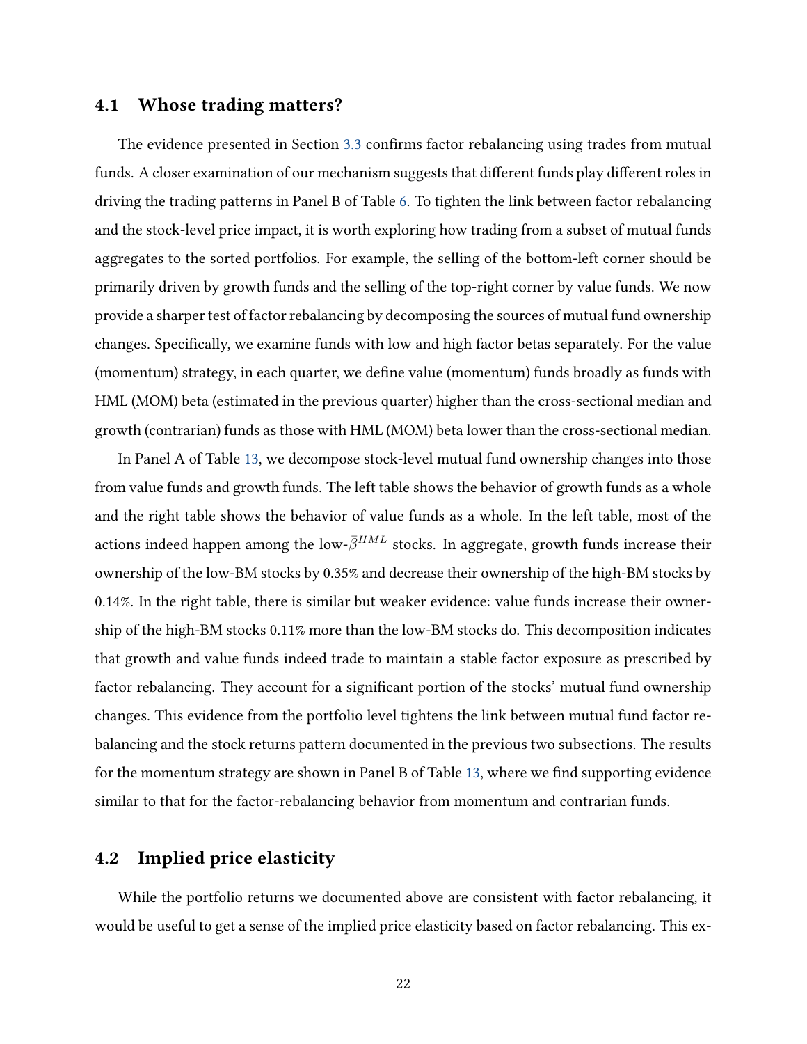## 4.1 Whose trading matters?

The evidence presented in Section 3.3 confirms factor rebalancing using trades from mutual funds. A closer examination of our mechanism suggests that different funds play different roles in driving the trading patterns in Panel B of Table 6. To tighten the link between factor rebalancing and the stock-level price impact, it is worth exploring how trading from a subset of mutual funds aggregates to the sorted portfolios. For example, the selling of the bottom-left corner should be primarily driven by growth funds and the selling of the top-right corner by value funds. We now provide a sharper test of factor rebalancing by decomposing the sources of mutual fund ownership changes. Specifically, we examine funds with low and high factor betas separately. For the value (momentum) strategy, in each quarter, we define value (momentum) funds broadly as funds with HML (MOM) beta (estimated in the previous quarter) higher than the cross-sectional median and growth (contrarian) funds as those with HML (MOM) beta lower than the cross-sectional median.

In Panel A of Table 13, we decompose stock-level mutual fund ownership changes into those from value funds and growth funds. The left table shows the behavior of growth funds as a whole and the right table shows the behavior of value funds as a whole. In the left table, most of the actions indeed happen among the low-$\bar{\beta}^{HML}$ stocks. In aggregate, growth funds increase their ownership of the low-BM stocks by 0.35% and decrease their ownership of the high-BM stocks by 0.14%. In the right table, there is similar but weaker evidence: value funds increase their ownership of the high-BM stocks 0.11% more than the low-BM stocks do. This decomposition indicates that growth and value funds indeed trade to maintain a stable factor exposure as prescribed by factor rebalancing. They account for a significant portion of the stocks' mutual fund ownership changes. This evidence from the portfolio level tightens the link between mutual fund factor rebalancing and the stock returns pattern documented in the previous two subsections. The results for the momentum strategy are shown in Panel B of Table 13, where we find supporting evidence similar to that for the factor-rebalancing behavior from momentum and contrarian funds.

## 4.2 Implied price elasticity

While the portfolio returns we documented above are consistent with factor rebalancing, it would be useful to get a sense of the implied price elasticity based on factor rebalancing. This ex-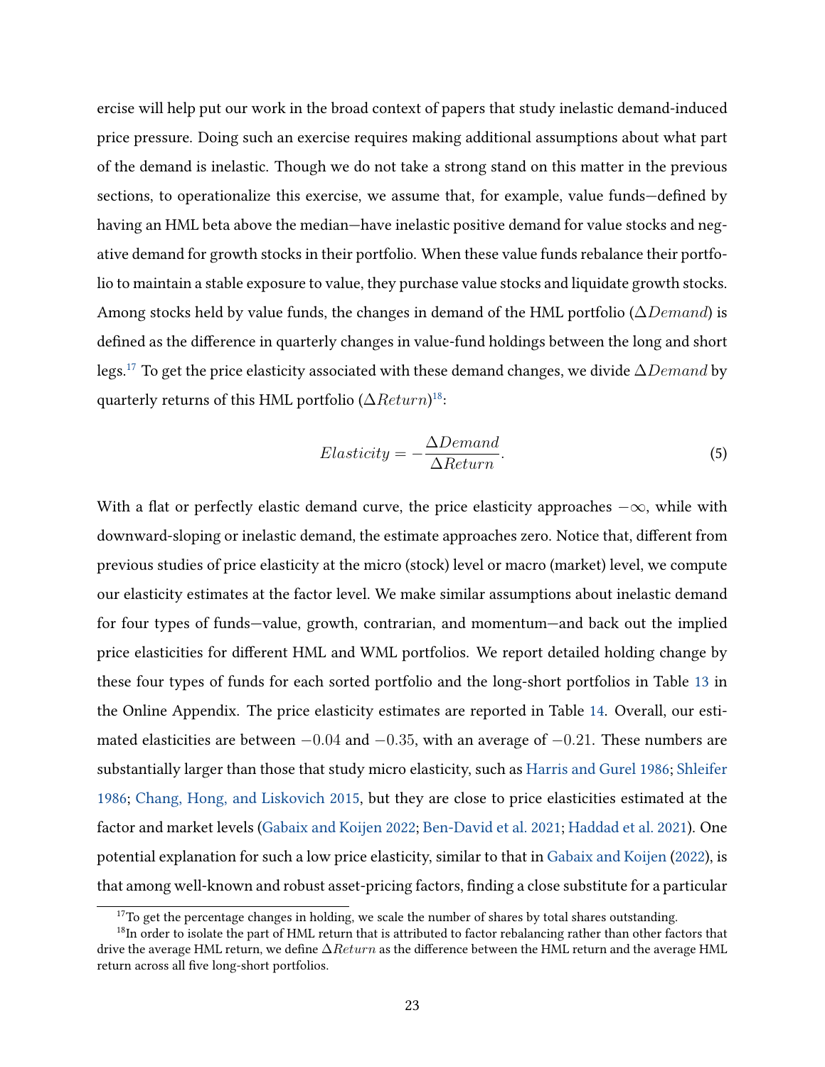ercise will help put our work in the broad context of papers that study inelastic demand-induced price pressure. Doing such an exercise requires making additional assumptions about what part of the demand is inelastic. Though we do not take a strong stand on this matter in the previous sections, to operationalize this exercise, we assume that, for example, value funds—defined by having an HML beta above the median—have inelastic positive demand for value stocks and negative demand for growth stocks in their portfolio. When these value funds rebalance their portfolio to maintain a stable exposure to value, they purchase value stocks and liquidate growth stocks. Among stocks held by value funds, the changes in demand of the HML portfolio ($\Delta Demand$) is defined as the difference in quarterly changes in value-fund holdings between the long and short legs.[17] To get the price elasticity associated with these demand changes, we divide $\Delta Demand$ by quarterly returns of this HML portfolio ($\Delta Return$)[18]:

$$Elasticity = -\frac{\Delta Demand}{\Delta Return}. \tag{5}$$

With a flat or perfectly elastic demand curve, the price elasticity approaches $-\infty$, while with downward-sloping or inelastic demand, the estimate approaches zero. Notice that, different from previous studies of price elasticity at the micro (stock) level or macro (market) level, we compute our elasticity estimates at the factor level. We make similar assumptions about inelastic demand for four types of funds—value, growth, contrarian, and momentum—and back out the implied price elasticities for different HML and WML portfolios. We report detailed holding change by these four types of funds for each sorted portfolio and the long-short portfolios in Table 13 in the Online Appendix. The price elasticity estimates are reported in Table 14. Overall, our estimated elasticities are between $-0.04$ and $-0.35$, with an average of $-0.21$. These numbers are substantially larger than those that study micro elasticity, such as Harris and Gurel 1986; Shleifer 1986; Chang, Hong, and Liskovich 2015, but they are close to price elasticities estimated at the factor and market levels (Gabaix and Koijen 2022; Ben-David et al. 2021; Haddad et al. 2021). One potential explanation for such a low price elasticity, similar to that in Gabaix and Koijen (2022), is that among well-known and robust asset-pricing factors, finding a close substitute for a particular

[17] To get the percentage changes in holding, we scale the number of shares by total shares outstanding.

[18] In order to isolate the part of HML return that is attributed to factor rebalancing rather than other factors that drive the average HML return, we define $\Delta Return$ as the difference between the HML return and the average HML return across all five long-short portfolios.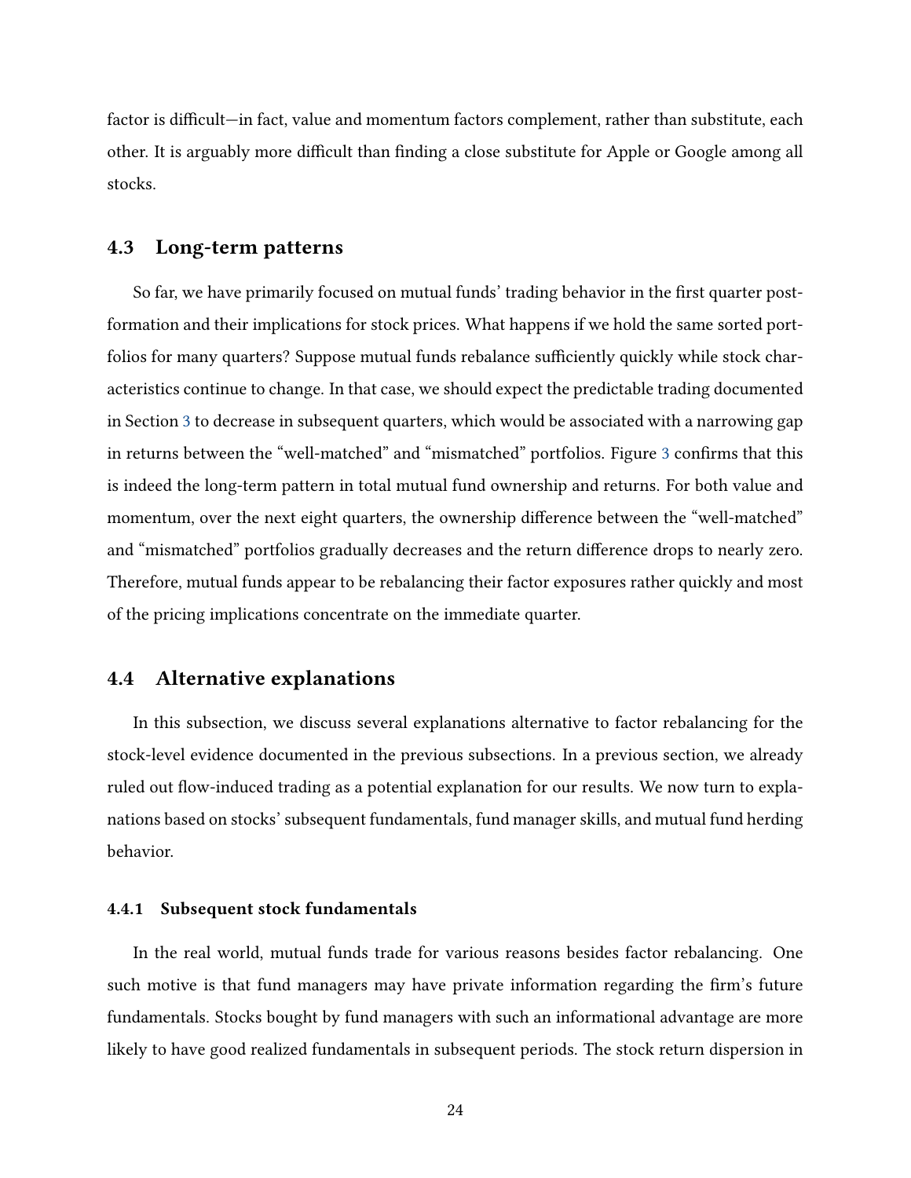factor is difficult—in fact, value and momentum factors complement, rather than substitute, each other. It is arguably more difficult than finding a close substitute for Apple or Google among all stocks.

## 4.3 Long-term patterns

So far, we have primarily focused on mutual funds' trading behavior in the first quarter post-formation and their implications for stock prices. What happens if we hold the same sorted portfolios for many quarters? Suppose mutual funds rebalance sufficiently quickly while stock characteristics continue to change. In that case, we should expect the predictable trading documented in Section 3 to decrease in subsequent quarters, which would be associated with a narrowing gap in returns between the "well-matched" and "mismatched" portfolios. Figure 3 confirms that this is indeed the long-term pattern in total mutual fund ownership and returns. For both value and momentum, over the next eight quarters, the ownership difference between the "well-matched" and "mismatched" portfolios gradually decreases and the return difference drops to nearly zero. Therefore, mutual funds appear to be rebalancing their factor exposures rather quickly and most of the pricing implications concentrate on the immediate quarter.

## 4.4 Alternative explanations

In this subsection, we discuss several explanations alternative to factor rebalancing for the stock-level evidence documented in the previous subsections. In a previous section, we already ruled out flow-induced trading as a potential explanation for our results. We now turn to explanations based on stocks' subsequent fundamentals, fund manager skills, and mutual fund herding behavior.

### 4.4.1 Subsequent stock fundamentals

In the real world, mutual funds trade for various reasons besides factor rebalancing. One such motive is that fund managers may have private information regarding the firm's future fundamentals. Stocks bought by fund managers with such an informational advantage are more likely to have good realized fundamentals in subsequent periods. The stock return dispersion in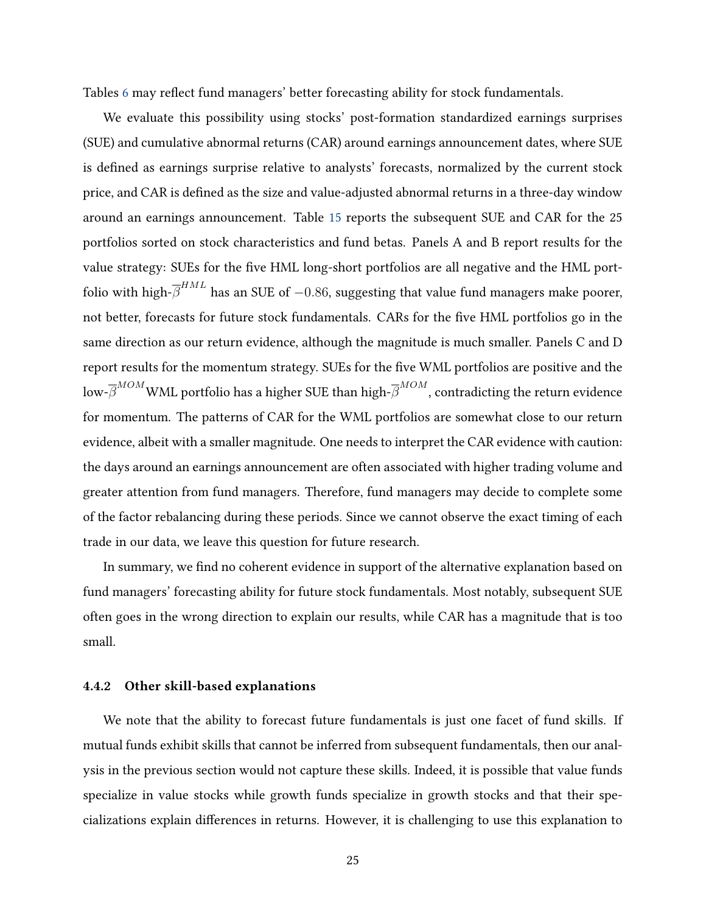Tables 6 may reflect fund managers' better forecasting ability for stock fundamentals.

We evaluate this possibility using stocks' post-formation standardized earnings surprises (SUE) and cumulative abnormal returns (CAR) around earnings announcement dates, where SUE is defined as earnings surprise relative to analysts' forecasts, normalized by the current stock price, and CAR is defined as the size and value-adjusted abnormal returns in a three-day window around an earnings announcement. Table 15 reports the subsequent SUE and CAR for the 25 portfolios sorted on stock characteristics and fund betas. Panels A and B report results for the value strategy: SUEs for the five HML long-short portfolios are all negative and the HML portfolio with high-$\overline{\beta}^{HML}$ has an SUE of $-0.86$, suggesting that value fund managers make poorer, not better, forecasts for future stock fundamentals. CARs for the five HML portfolios go in the same direction as our return evidence, although the magnitude is much smaller. Panels C and D report results for the momentum strategy. SUEs for the five WML portfolios are positive and the low-$\overline{\beta}^{MOM}$WML portfolio has a higher SUE than high-$\overline{\beta}^{MOM}$, contradicting the return evidence for momentum. The patterns of CAR for the WML portfolios are somewhat close to our return evidence, albeit with a smaller magnitude. One needs to interpret the CAR evidence with caution: the days around an earnings announcement are often associated with higher trading volume and greater attention from fund managers. Therefore, fund managers may decide to complete some of the factor rebalancing during these periods. Since we cannot observe the exact timing of each trade in our data, we leave this question for future research.

In summary, we find no coherent evidence in support of the alternative explanation based on fund managers' forecasting ability for future stock fundamentals. Most notably, subsequent SUE often goes in the wrong direction to explain our results, while CAR has a magnitude that is too small.

### 4.4.2 Other skill-based explanations

We note that the ability to forecast future fundamentals is just one facet of fund skills. If mutual funds exhibit skills that cannot be inferred from subsequent fundamentals, then our analysis in the previous section would not capture these skills. Indeed, it is possible that value funds specialize in value stocks while growth funds specialize in growth stocks and that their specializations explain differences in returns. However, it is challenging to use this explanation to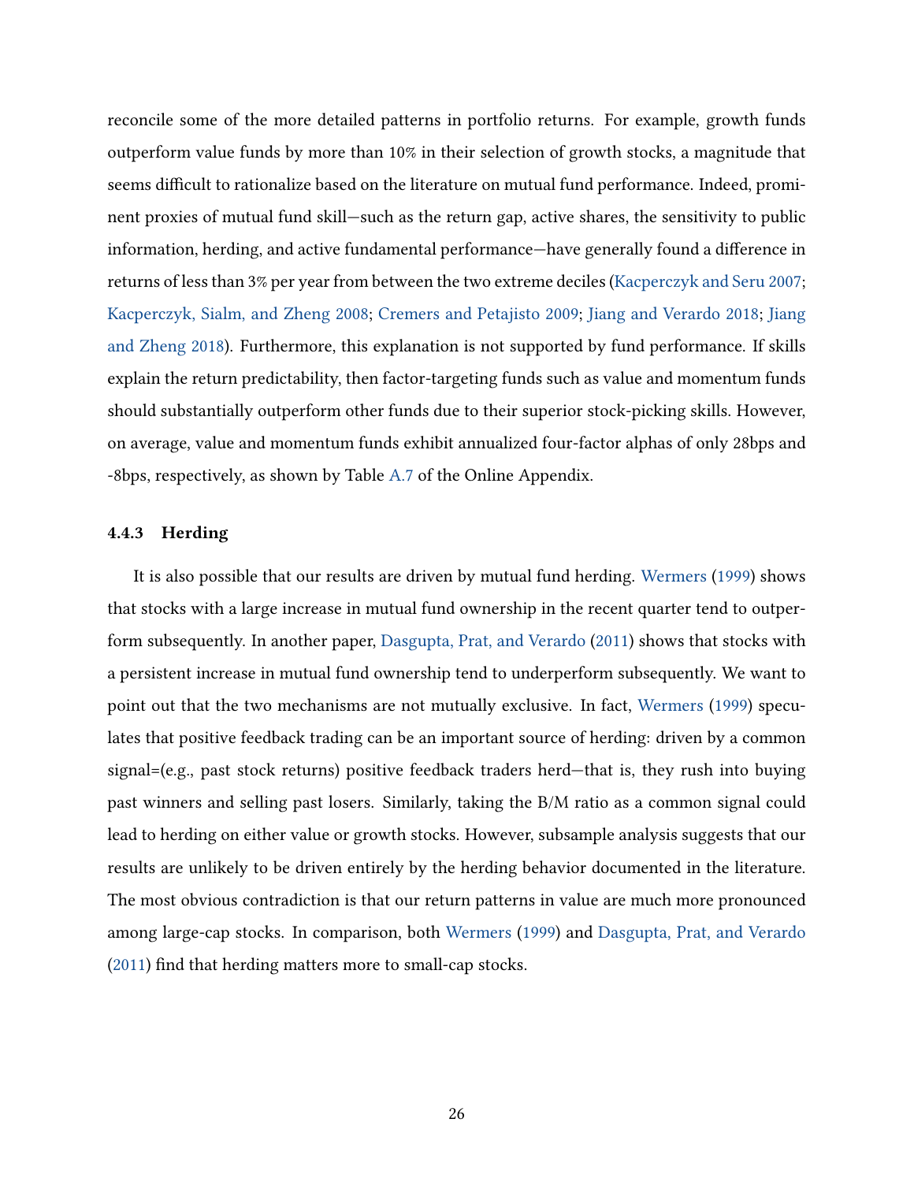reconcile some of the more detailed patterns in portfolio returns. For example, growth funds outperform value funds by more than 10% in their selection of growth stocks, a magnitude that seems difficult to rationalize based on the literature on mutual fund performance. Indeed, prominent proxies of mutual fund skill—such as the return gap, active shares, the sensitivity to public information, herding, and active fundamental performance—have generally found a difference in returns of less than 3% per year from between the two extreme deciles (Kacperczyk and Seru 2007; Kacperczyk, Sialm, and Zheng 2008; Cremers and Petajisto 2009; Jiang and Verardo 2018; Jiang and Zheng 2018). Furthermore, this explanation is not supported by fund performance. If skills explain the return predictability, then factor-targeting funds such as value and momentum funds should substantially outperform other funds due to their superior stock-picking skills. However, on average, value and momentum funds exhibit annualized four-factor alphas of only 28bps and -8bps, respectively, as shown by Table A.7 of the Online Appendix.

### 4.4.3 Herding

It is also possible that our results are driven by mutual fund herding. Wermers (1999) shows that stocks with a large increase in mutual fund ownership in the recent quarter tend to outperform subsequently. In another paper, Dasgupta, Prat, and Verardo (2011) shows that stocks with a persistent increase in mutual fund ownership tend to underperform subsequently. We want to point out that the two mechanisms are not mutually exclusive. In fact, Wermers (1999) speculates that positive feedback trading can be an important source of herding: driven by a common signal=(e.g., past stock returns) positive feedback traders herd—that is, they rush into buying past winners and selling past losers. Similarly, taking the B/M ratio as a common signal could lead to herding on either value or growth stocks. However, subsample analysis suggests that our results are unlikely to be driven entirely by the herding behavior documented in the literature. The most obvious contradiction is that our return patterns in value are much more pronounced among large-cap stocks. In comparison, both Wermers (1999) and Dasgupta, Prat, and Verardo (2011) find that herding matters more to small-cap stocks.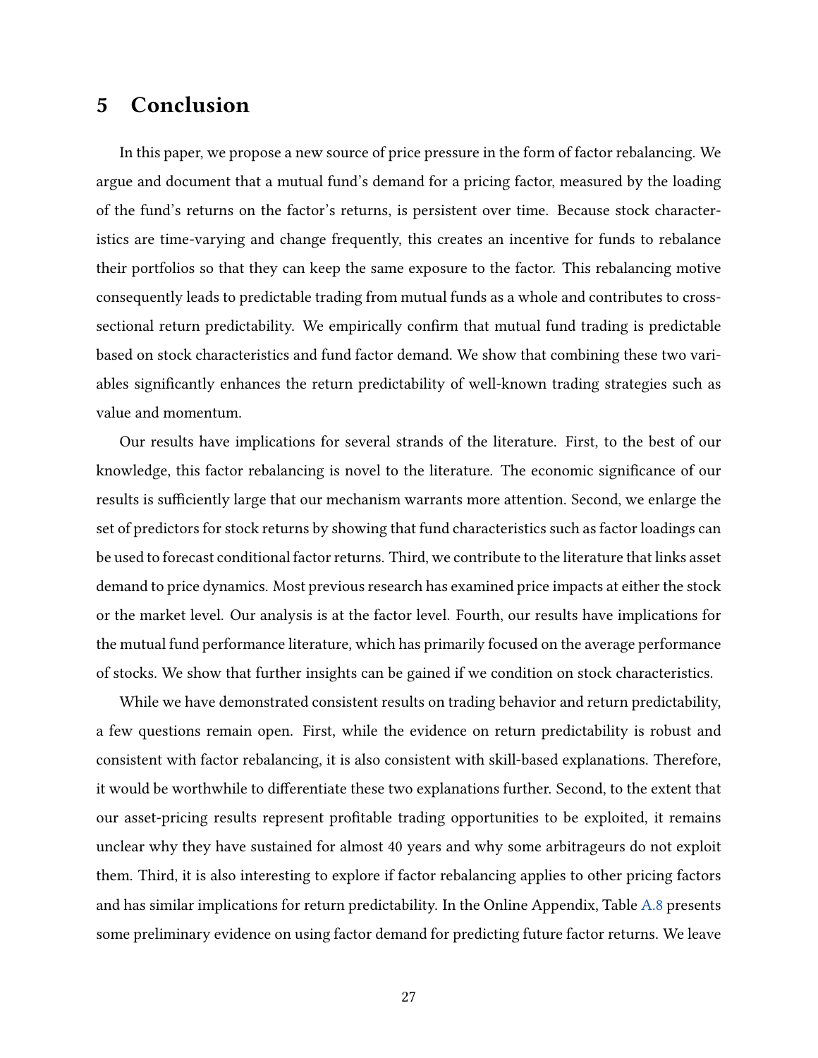# 5 Conclusion

In this paper, we propose a new source of price pressure in the form of factor rebalancing. We argue and document that a mutual fund's demand for a pricing factor, measured by the loading of the fund's returns on the factor's returns, is persistent over time. Because stock characteristics are time-varying and change frequently, this creates an incentive for funds to rebalance their portfolios so that they can keep the same exposure to the factor. This rebalancing motive consequently leads to predictable trading from mutual funds as a whole and contributes to cross-sectional return predictability. We empirically confirm that mutual fund trading is predictable based on stock characteristics and fund factor demand. We show that combining these two variables significantly enhances the return predictability of well-known trading strategies such as value and momentum.

Our results have implications for several strands of the literature. First, to the best of our knowledge, this factor rebalancing is novel to the literature. The economic significance of our results is sufficiently large that our mechanism warrants more attention. Second, we enlarge the set of predictors for stock returns by showing that fund characteristics such as factor loadings can be used to forecast conditional factor returns. Third, we contribute to the literature that links asset demand to price dynamics. Most previous research has examined price impacts at either the stock or the market level. Our analysis is at the factor level. Fourth, our results have implications for the mutual fund performance literature, which has primarily focused on the average performance of stocks. We show that further insights can be gained if we condition on stock characteristics.

While we have demonstrated consistent results on trading behavior and return predictability, a few questions remain open. First, while the evidence on return predictability is robust and consistent with factor rebalancing, it is also consistent with skill-based explanations. Therefore, it would be worthwhile to differentiate these two explanations further. Second, to the extent that our asset-pricing results represent profitable trading opportunities to be exploited, it remains unclear why they have sustained for almost 40 years and why some arbitrageurs do not exploit them. Third, it is also interesting to explore if factor rebalancing applies to other pricing factors and has similar implications for return predictability. In the Online Appendix, Table A.8 presents some preliminary evidence on using factor demand for predicting future factor returns. We leave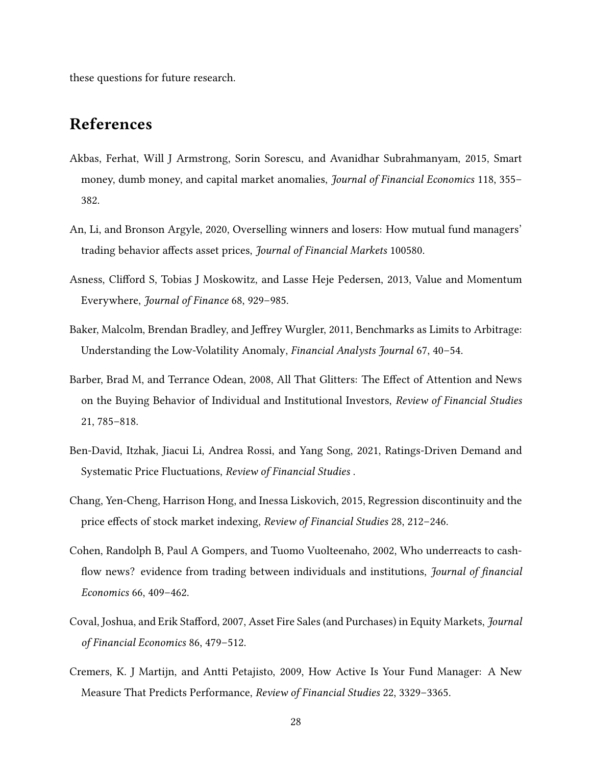these questions for future research.

# References

Akbas, Ferhat, Will J Armstrong, Sorin Sorescu, and Avanidhar Subrahmanyam, 2015, Smart money, dumb money, and capital market anomalies, *Journal of Financial Economics* 118, 355–382.

An, Li, and Bronson Argyle, 2020, Overselling winners and losers: How mutual fund managers' trading behavior affects asset prices, *Journal of Financial Markets* 100580.

Asness, Clifford S, Tobias J Moskowitz, and Lasse Heje Pedersen, 2013, Value and Momentum Everywhere, *Journal of Finance* 68, 929–985.

Baker, Malcolm, Brendan Bradley, and Jeffrey Wurgler, 2011, Benchmarks as Limits to Arbitrage: Understanding the Low-Volatility Anomaly, *Financial Analysts Journal* 67, 40–54.

Barber, Brad M, and Terrance Odean, 2008, All That Glitters: The Effect of Attention and News on the Buying Behavior of Individual and Institutional Investors, *Review of Financial Studies* 21, 785–818.

Ben-David, Itzhak, Jiacui Li, Andrea Rossi, and Yang Song, 2021, Ratings-Driven Demand and Systematic Price Fluctuations, *Review of Financial Studies* .

Chang, Yen-Cheng, Harrison Hong, and Inessa Liskovich, 2015, Regression discontinuity and the price effects of stock market indexing, *Review of Financial Studies* 28, 212–246.

Cohen, Randolph B, Paul A Gompers, and Tuomo Vuolteenaho, 2002, Who underreacts to cash-flow news? evidence from trading between individuals and institutions, *Journal of financial Economics* 66, 409–462.

Coval, Joshua, and Erik Stafford, 2007, Asset Fire Sales (and Purchases) in Equity Markets, *Journal of Financial Economics* 86, 479–512.

Cremers, K. J Martijn, and Antti Petajisto, 2009, How Active Is Your Fund Manager: A New Measure That Predicts Performance, *Review of Financial Studies* 22, 3329–3365.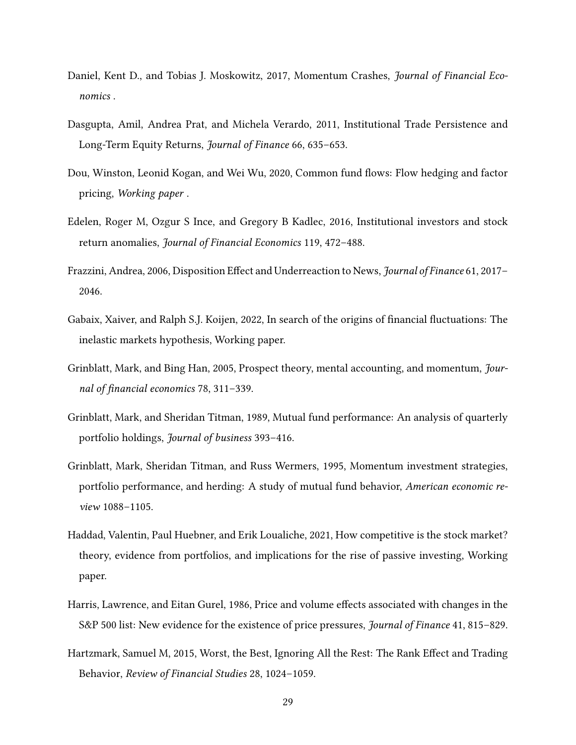Daniel, Kent D., and Tobias J. Moskowitz, 2017, Momentum Crashes, *Journal of Financial Economics* .

Dasgupta, Amil, Andrea Prat, and Michela Verardo, 2011, Institutional Trade Persistence and Long-Term Equity Returns, *Journal of Finance* 66, 635–653.

Dou, Winston, Leonid Kogan, and Wei Wu, 2020, Common fund flows: Flow hedging and factor pricing, *Working paper* .

Edelen, Roger M, Ozgur S Ince, and Gregory B Kadlec, 2016, Institutional investors and stock return anomalies, *Journal of Financial Economics* 119, 472–488.

Frazzini, Andrea, 2006, Disposition Effect and Underreaction to News, *Journal of Finance* 61, 2017–2046.

Gabaix, Xaiver, and Ralph S.J. Koijen, 2022, In search of the origins of financial fluctuations: The inelastic markets hypothesis, Working paper.

Grinblatt, Mark, and Bing Han, 2005, Prospect theory, mental accounting, and momentum, *Journal of financial economics* 78, 311–339.

Grinblatt, Mark, and Sheridan Titman, 1989, Mutual fund performance: An analysis of quarterly portfolio holdings, *Journal of business* 393–416.

Grinblatt, Mark, Sheridan Titman, and Russ Wermers, 1995, Momentum investment strategies, portfolio performance, and herding: A study of mutual fund behavior, *American economic review* 1088–1105.

Haddad, Valentin, Paul Huebner, and Erik Loualiche, 2021, How competitive is the stock market? theory, evidence from portfolios, and implications for the rise of passive investing, Working paper.

Harris, Lawrence, and Eitan Gurel, 1986, Price and volume effects associated with changes in the S&P 500 list: New evidence for the existence of price pressures, *Journal of Finance* 41, 815–829.

Hartzmark, Samuel M, 2015, Worst, the Best, Ignoring All the Rest: The Rank Effect and Trading Behavior, *Review of Financial Studies* 28, 1024–1059.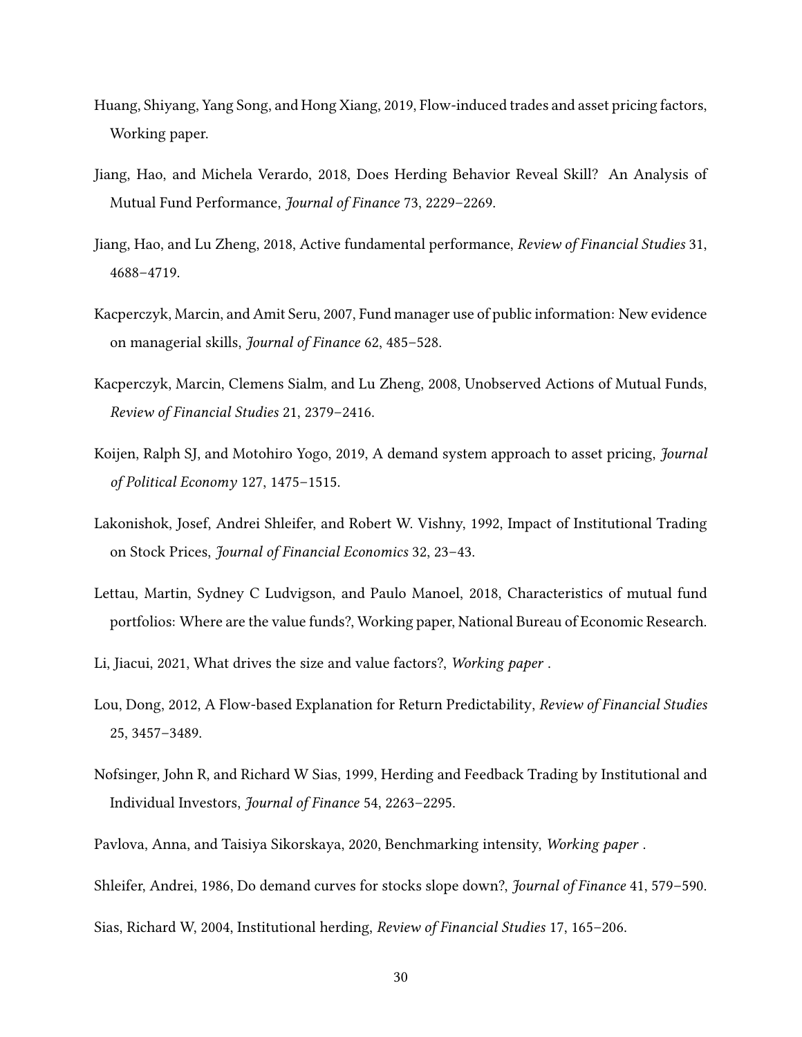Huang, Shiyang, Yang Song, and Hong Xiang, 2019, Flow-induced trades and asset pricing factors, Working paper.

Jiang, Hao, and Michela Verardo, 2018, Does Herding Behavior Reveal Skill? An Analysis of Mutual Fund Performance, *Journal of Finance* 73, 2229–2269.

Jiang, Hao, and Lu Zheng, 2018, Active fundamental performance, *Review of Financial Studies* 31, 4688–4719.

Kacperczyk, Marcin, and Amit Seru, 2007, Fund manager use of public information: New evidence on managerial skills, *Journal of Finance* 62, 485–528.

Kacperczyk, Marcin, Clemens Sialm, and Lu Zheng, 2008, Unobserved Actions of Mutual Funds, *Review of Financial Studies* 21, 2379–2416.

Koijen, Ralph SJ, and Motohiro Yogo, 2019, A demand system approach to asset pricing, *Journal of Political Economy* 127, 1475–1515.

Lakonishok, Josef, Andrei Shleifer, and Robert W. Vishny, 1992, Impact of Institutional Trading on Stock Prices, *Journal of Financial Economics* 32, 23–43.

Lettau, Martin, Sydney C Ludvigson, and Paulo Manoel, 2018, Characteristics of mutual fund portfolios: Where are the value funds?, Working paper, National Bureau of Economic Research.

Li, Jiacui, 2021, What drives the size and value factors?, *Working paper* .

Lou, Dong, 2012, A Flow-based Explanation for Return Predictability, *Review of Financial Studies* 25, 3457–3489.

Nofsinger, John R, and Richard W Sias, 1999, Herding and Feedback Trading by Institutional and Individual Investors, *Journal of Finance* 54, 2263–2295.

Pavlova, Anna, and Taisiya Sikorskaya, 2020, Benchmarking intensity, *Working paper* .

Shleifer, Andrei, 1986, Do demand curves for stocks slope down?, *Journal of Finance* 41, 579–590.

Sias, Richard W, 2004, Institutional herding, *Review of Financial Studies* 17, 165–206.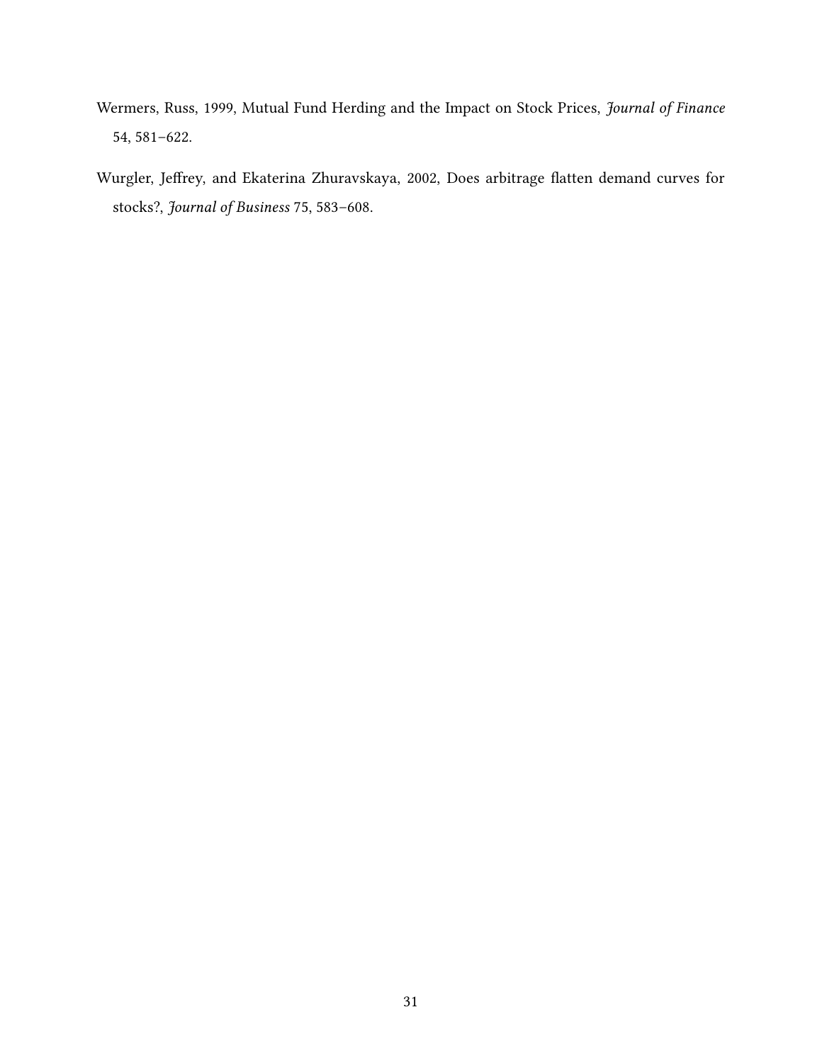Wermers, Russ, 1999, Mutual Fund Herding and the Impact on Stock Prices, *Journal of Finance* 54, 581–622.

Wurgler, Jeffrey, and Ekaterina Zhuravskaya, 2002, Does arbitrage flatten demand curves for stocks?, *Journal of Business* 75, 583–608.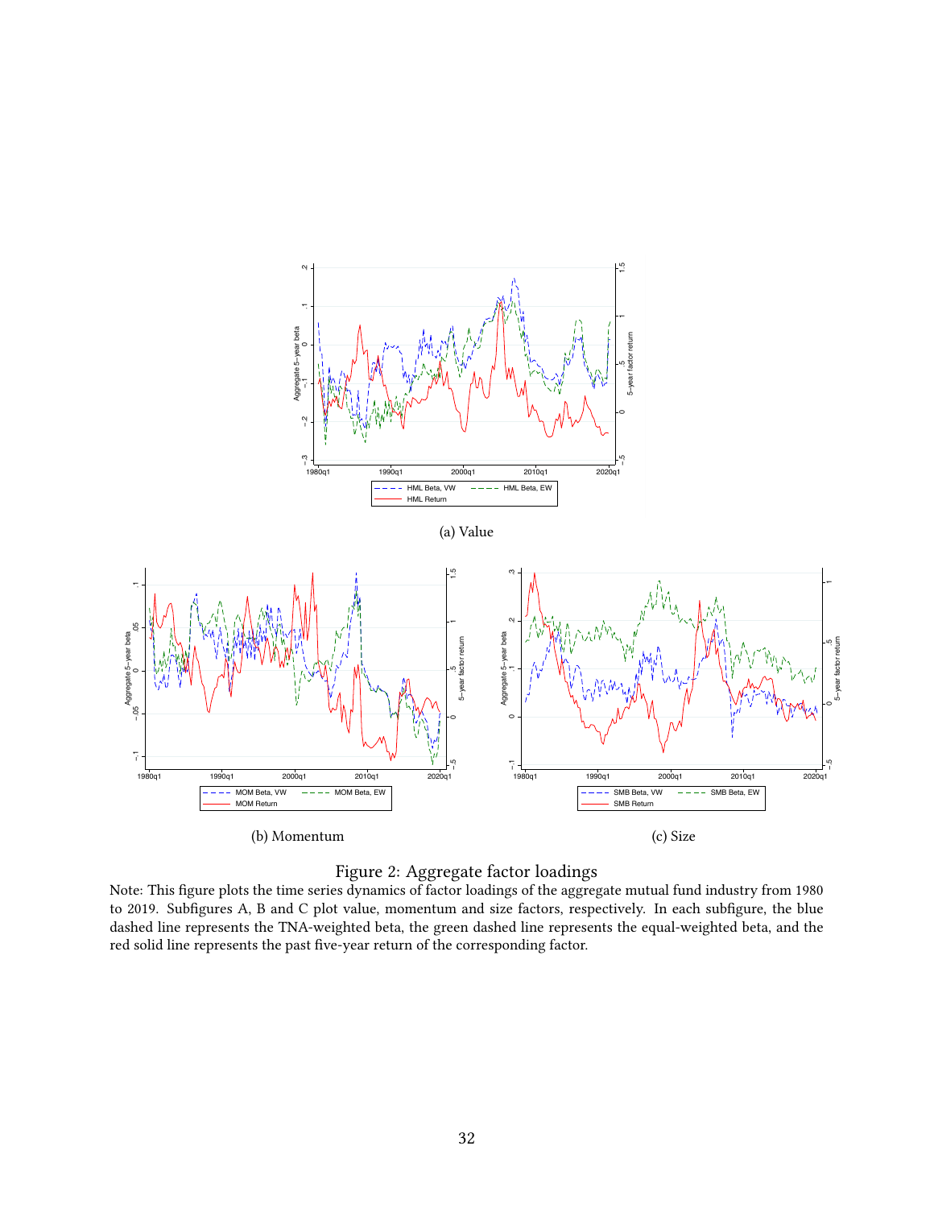(a) Value

(b) Momentum

(c) Size

Figure 2: Aggregate factor loadings

Note: This figure plots the time series dynamics of factor loadings of the aggregate mutual fund industry from 1980 to 2019. Subfigures A, B and C plot value, momentum and size factors, respectively. In each subfigure, the blue dashed line represents the TNA-weighted beta, the green dashed line represents the equal-weighted beta, and the red solid line represents the past five-year return of the corresponding factor.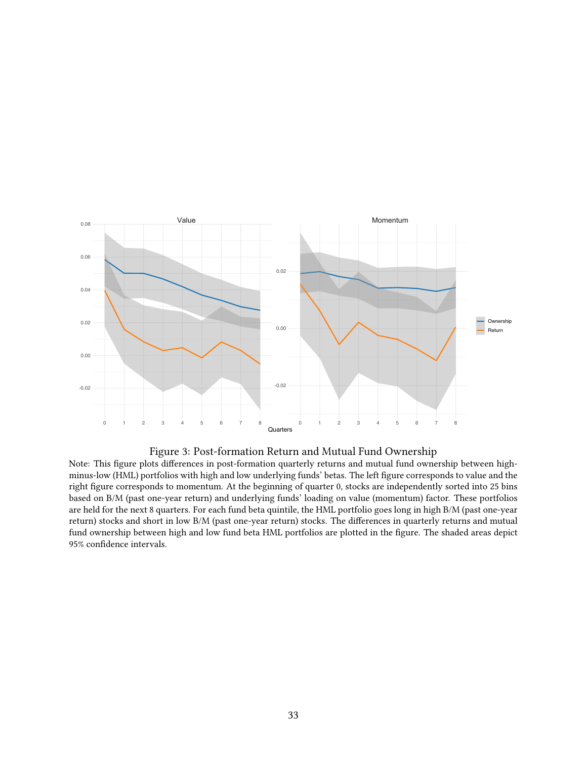Figure 3: Post-formation Return and Mutual Fund Ownership

Note: This figure plots differences in post-formation quarterly returns and mutual fund ownership between high-minus-low (HML) portfolios with high and low underlying funds' betas. The left figure corresponds to value and the right figure corresponds to momentum. At the beginning of quarter 0, stocks are independently sorted into 25 bins based on B/M (past one-year return) and underlying funds' loading on value (momentum) factor. These portfolios are held for the next 8 quarters. For each fund beta quintile, the HML portfolio goes long in high B/M (past one-year return) stocks and short in low B/M (past one-year return) stocks. The differences in quarterly returns and mutual fund ownership between high and low fund beta HML portfolios are plotted in the figure. The shaded areas depict 95% confidence intervals.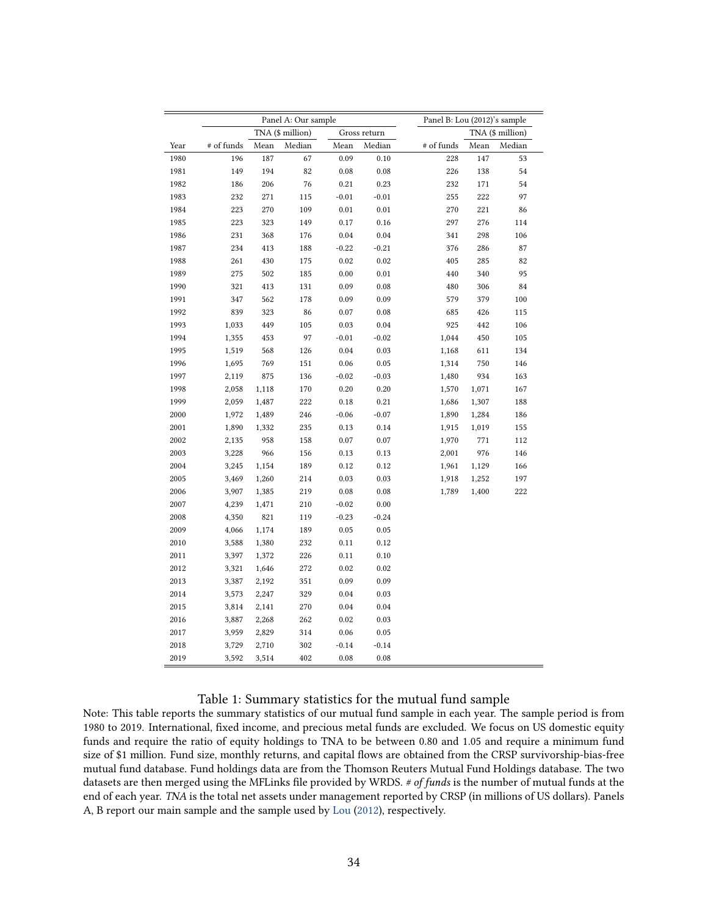| | Panel A: Our sample | | | | | Panel B: Lou (2012)'s sample | | |
|---|---|---|---|---|---|---|---|---|
| | | TNA ($ million) | | Gross return | | | TNA ($ million) | |
| Year | # of funds | Mean | Median | Mean | Median | # of funds | Mean | Median |
| 1980 | 196 | 187 | 67 | 0.09 | 0.10 | 228 | 147 | 53 |
| 1981 | 149 | 194 | 82 | 0.08 | 0.08 | 226 | 138 | 54 |
| 1982 | 186 | 206 | 76 | 0.21 | 0.23 | 232 | 171 | 54 |
| 1983 | 232 | 271 | 115 | -0.01 | -0.01 | 255 | 222 | 97 |
| 1984 | 223 | 270 | 109 | 0.01 | 0.01 | 270 | 221 | 86 |
| 1985 | 223 | 323 | 149 | 0.17 | 0.16 | 297 | 276 | 114 |
| 1986 | 231 | 368 | 176 | 0.04 | 0.04 | 341 | 298 | 106 |
| 1987 | 234 | 413 | 188 | -0.22 | -0.21 | 376 | 286 | 87 |
| 1988 | 261 | 430 | 175 | 0.02 | 0.02 | 405 | 285 | 82 |
| 1989 | 275 | 502 | 185 | 0.00 | 0.01 | 440 | 340 | 95 |
| 1990 | 321 | 413 | 131 | 0.09 | 0.08 | 480 | 306 | 84 |
| 1991 | 347 | 562 | 178 | 0.09 | 0.09 | 579 | 379 | 100 |
| 1992 | 839 | 323 | 86 | 0.07 | 0.08 | 685 | 426 | 115 |
| 1993 | 1,033 | 449 | 105 | 0.03 | 0.04 | 925 | 442 | 106 |
| 1994 | 1,355 | 453 | 97 | -0.01 | -0.02 | 1,044 | 450 | 105 |
| 1995 | 1,519 | 568 | 126 | 0.04 | 0.03 | 1,168 | 611 | 134 |
| 1996 | 1,695 | 769 | 151 | 0.06 | 0.05 | 1,314 | 750 | 146 |
| 1997 | 2,119 | 875 | 136 | -0.02 | -0.03 | 1,480 | 934 | 163 |
| 1998 | 2,058 | 1,118 | 170 | 0.20 | 0.20 | 1,570 | 1,071 | 167 |
| 1999 | 2,059 | 1,487 | 222 | 0.18 | 0.21 | 1,686 | 1,307 | 188 |
| 2000 | 1,972 | 1,489 | 246 | -0.06 | -0.07 | 1,890 | 1,284 | 186 |
| 2001 | 1,890 | 1,332 | 235 | 0.13 | 0.14 | 1,915 | 1,019 | 155 |
| 2002 | 2,135 | 958 | 158 | 0.07 | 0.07 | 1,970 | 771 | 112 |
| 2003 | 3,228 | 966 | 156 | 0.13 | 0.13 | 2,001 | 976 | 146 |
| 2004 | 3,245 | 1,154 | 189 | 0.12 | 0.12 | 1,961 | 1,129 | 166 |
| 2005 | 3,469 | 1,260 | 214 | 0.03 | 0.03 | 1,918 | 1,252 | 197 |
| 2006 | 3,907 | 1,385 | 219 | 0.08 | 0.08 | 1,789 | 1,400 | 222 |
| 2007 | 4,239 | 1,471 | 210 | -0.02 | 0.00 | | | |
| 2008 | 4,350 | 821 | 119 | -0.23 | -0.24 | | | |
| 2009 | 4,066 | 1,174 | 189 | 0.05 | 0.05 | | | |
| 2010 | 3,588 | 1,380 | 232 | 0.11 | 0.12 | | | |
| 2011 | 3,397 | 1,372 | 226 | 0.11 | 0.10 | | | |
| 2012 | 3,321 | 1,646 | 272 | 0.02 | 0.02 | | | |
| 2013 | 3,387 | 2,192 | 351 | 0.09 | 0.09 | | | |
| 2014 | 3,573 | 2,247 | 329 | 0.04 | 0.03 | | | |
| 2015 | 3,814 | 2,141 | 270 | 0.04 | 0.04 | | | |
| 2016 | 3,887 | 2,268 | 262 | 0.02 | 0.03 | | | |
| 2017 | 3,959 | 2,829 | 314 | 0.06 | 0.05 | | | |
| 2018 | 3,729 | 2,710 | 302 | -0.14 | -0.14 | | | |
| 2019 | 3,592 | 3,514 | 402 | 0.08 | 0.08 | | | |

Table 1: Summary statistics for the mutual fund sample

Note: This table reports the summary statistics of our mutual fund sample in each year. The sample period is from 1980 to 2019. International, fixed income, and precious metal funds are excluded. We focus on US domestic equity funds and require the ratio of equity holdings to TNA to be between 0.80 and 1.05 and require a minimum fund size of $1 million. Fund size, monthly returns, and capital flows are obtained from the CRSP survivorship-bias-free mutual fund database. Fund holdings data are from the Thomson Reuters Mutual Fund Holdings database. The two datasets are then merged using the MFLinks file provided by WRDS. *# of funds* is the number of mutual funds at the end of each year. *TNA* is the total net assets under management reported by CRSP (in millions of US dollars). Panels A, B report our main sample and the sample used by Lou (2012), respectively.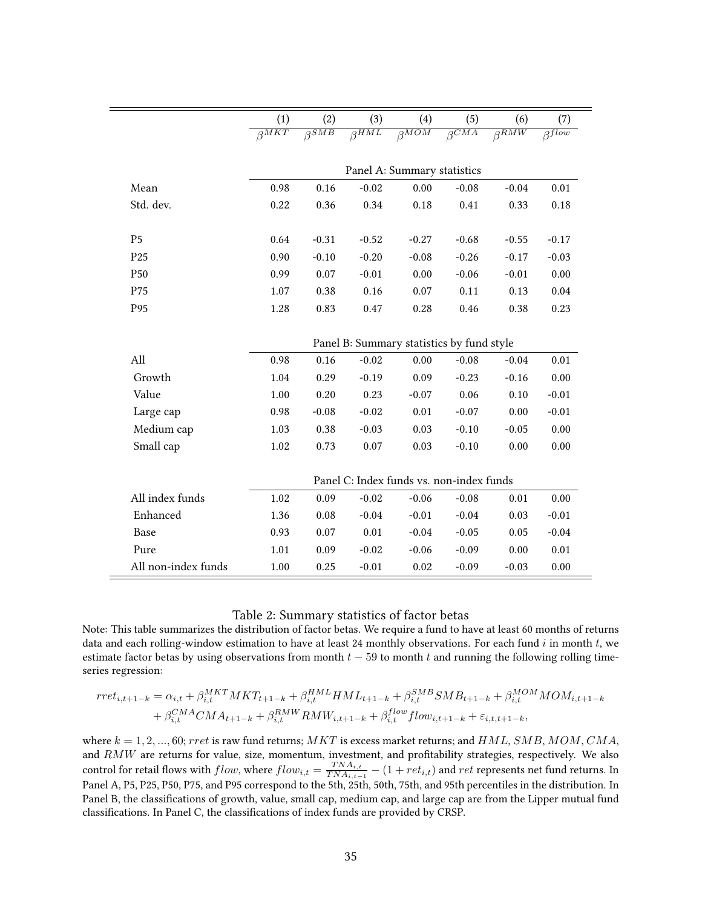|  | (1) | (2) | (3) | (4) | (5) | (6) | (7) |
|---|---|---|---|---|---|---|---|
|  | $\beta^{MKT}$ | $\beta^{SMB}$ | $\beta^{HML}$ | $\beta^{MOM}$ | $\beta^{CMA}$ | $\beta^{RMW}$ | $\beta^{flow}$ |
|  | Panel A: Summary statistics | | | | | | |
| Mean | 0.98 | 0.16 | -0.02 | 0.00 | -0.08 | -0.04 | 0.01 |
| Std. dev. | 0.22 | 0.36 | 0.34 | 0.18 | 0.41 | 0.33 | 0.18 |
| P5 | 0.64 | -0.31 | -0.52 | -0.27 | -0.68 | -0.55 | -0.17 |
| P25 | 0.90 | -0.10 | -0.20 | -0.08 | -0.26 | -0.17 | -0.03 |
| P50 | 0.99 | 0.07 | -0.01 | 0.00 | -0.06 | -0.01 | 0.00 |
| P75 | 1.07 | 0.38 | 0.16 | 0.07 | 0.11 | 0.13 | 0.04 |
| P95 | 1.28 | 0.83 | 0.47 | 0.28 | 0.46 | 0.38 | 0.23 |
|  | Panel B: Summary statistics by fund style | | | | | | |
| All | 0.98 | 0.16 | -0.02 | 0.00 | -0.08 | -0.04 | 0.01 |
| Growth | 1.04 | 0.29 | -0.19 | 0.09 | -0.23 | -0.16 | 0.00 |
| Value | 1.00 | 0.20 | 0.23 | -0.07 | 0.06 | 0.10 | -0.01 |
| Large cap | 0.98 | -0.08 | -0.02 | 0.01 | -0.07 | 0.00 | -0.01 |
| Medium cap | 1.03 | 0.38 | -0.03 | 0.03 | -0.10 | -0.05 | 0.00 |
| Small cap | 1.02 | 0.73 | 0.07 | 0.03 | -0.10 | 0.00 | 0.00 |
|  | Panel C: Index funds vs. non-index funds | | | | | | |
| All index funds | 1.02 | 0.09 | -0.02 | -0.06 | -0.08 | 0.01 | 0.00 |
| Enhanced | 1.36 | 0.08 | -0.04 | -0.01 | -0.04 | 0.03 | -0.01 |
| Base | 0.93 | 0.07 | 0.01 | -0.04 | -0.05 | 0.05 | -0.04 |
| Pure | 1.01 | 0.09 | -0.02 | -0.06 | -0.09 | 0.00 | 0.01 |
| All non-index funds | 1.00 | 0.25 | -0.01 | 0.02 | -0.09 | -0.03 | 0.00 |

Table 2: Summary statistics of factor betas

Note: This table summarizes the distribution of factor betas. We require a fund to have at least 60 months of returns data and each rolling-window estimation to have at least 24 monthly observations. For each fund $i$ in month $t$, we estimate factor betas by using observations from month $t-59$ to month $t$ and running the following rolling time-series regression:

$$rret_{i,t+1-k} = \alpha_{i,t} + \beta_{i,t}^{MKT} MKT_{t+1-k} + \beta_{i,t}^{HML} HML_{t+1-k} + \beta_{i,t}^{SMB} SMB_{t+1-k} + \beta_{i,t}^{MOM} MOM_{i,t+1-k} + \beta_{i,t}^{CMA} CMA_{t+1-k} + \beta_{i,t}^{RMW} RMW_{i,t+1-k} + \beta_{i,t}^{flow} flow_{i,t+1-k} + \varepsilon_{i,t,t+1-k},$$

where $k = 1, 2, ..., 60$; $rret$ is raw fund returns; $MKT$ is excess market returns; and $HML$, $SMB$, $MOM$, $CMA$, and $RMW$ are returns for value, size, momentum, investment, and profitability strategies, respectively. We also control for retail flows with $flow$, where $flow_{i,t} = \frac{TNA_{i,t}}{TNA_{i,t-1}} - (1 + ret_{i,t})$ and $ret$ represents net fund returns. In Panel A, P5, P25, P50, P75, and P95 correspond to the 5th, 25th, 50th, 75th, and 95th percentiles in the distribution. In Panel B, the classifications of growth, value, small cap, medium cap, and large cap are from the Lipper mutual fund classifications. In Panel C, the classifications of index funds are provided by CRSP.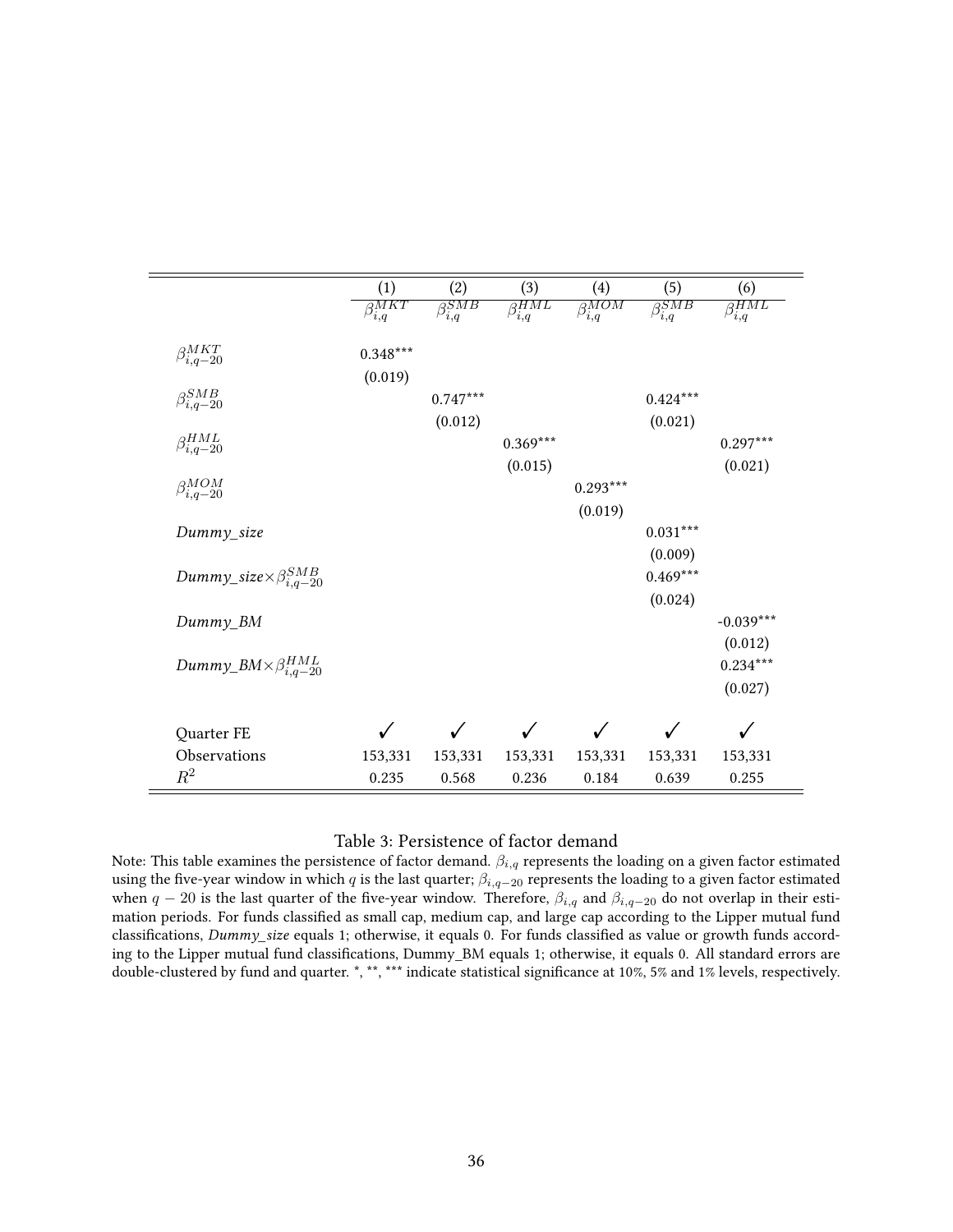| | (1) | (2) | (3) | (4) | (5) | (6) |
|---|---|---|---|---|---|---|
| | $\beta_{i,q}^{MKT}$ | $\beta_{i,q}^{SMB}$ | $\beta_{i,q}^{HML}$ | $\beta_{i,q}^{MOM}$ | $\beta_{i,q}^{SMB}$ | $\beta_{i,q}^{HML}$ |
| $\beta_{i,q-20}^{MKT}$ | 0.348*** | | | | | |
| | (0.019) | | | | | |
| $\beta_{i,q-20}^{SMB}$ | | 0.747*** | | | 0.424*** | |
| | | (0.012) | | | (0.021) | |
| $\beta_{i,q-20}^{HML}$ | | | 0.369*** | | | 0.297*** |
| | | | (0.015) | | | (0.021) |
| $\beta_{i,q-20}^{MOM}$ | | | | 0.293*** | | |
| | | | | (0.019) | | |
| *Dummy_size* | | | | | 0.031*** | |
| | | | | | (0.009) | |
| *Dummy_size*$\times\beta_{i,q-20}^{SMB}$ | | | | | 0.469*** | |
| | | | | | (0.024) | |
| *Dummy_BM* | | | | | | -0.039*** |
| | | | | | | (0.012) |
| *Dummy_BM*$\times\beta_{i,q-20}^{HML}$ | | | | | | 0.234*** |
| | | | | | | (0.027) |
| Quarter FE | ✓ | ✓ | ✓ | ✓ | ✓ | ✓ |
| Observations | 153,331 | 153,331 | 153,331 | 153,331 | 153,331 | 153,331 |
| $R^2$ | 0.235 | 0.568 | 0.236 | 0.184 | 0.639 | 0.255 |

Table 3: Persistence of factor demand

Note: This table examines the persistence of factor demand. $\beta_{i,q}$ represents the loading on a given factor estimated using the five-year window in which $q$ is the last quarter; $\beta_{i,q-20}$ represents the loading to a given factor estimated when $q-20$ is the last quarter of the five-year window. Therefore, $\beta_{i,q}$ and $\beta_{i,q-20}$ do not overlap in their estimation periods. For funds classified as small cap, medium cap, and large cap according to the Lipper mutual fund classifications, *Dummy_size* equals 1; otherwise, it equals 0. For funds classified as value or growth funds according to the Lipper mutual fund classifications, Dummy_BM equals 1; otherwise, it equals 0. All standard errors are double-clustered by fund and quarter. *, **, *** indicate statistical significance at 10%, 5% and 1% levels, respectively.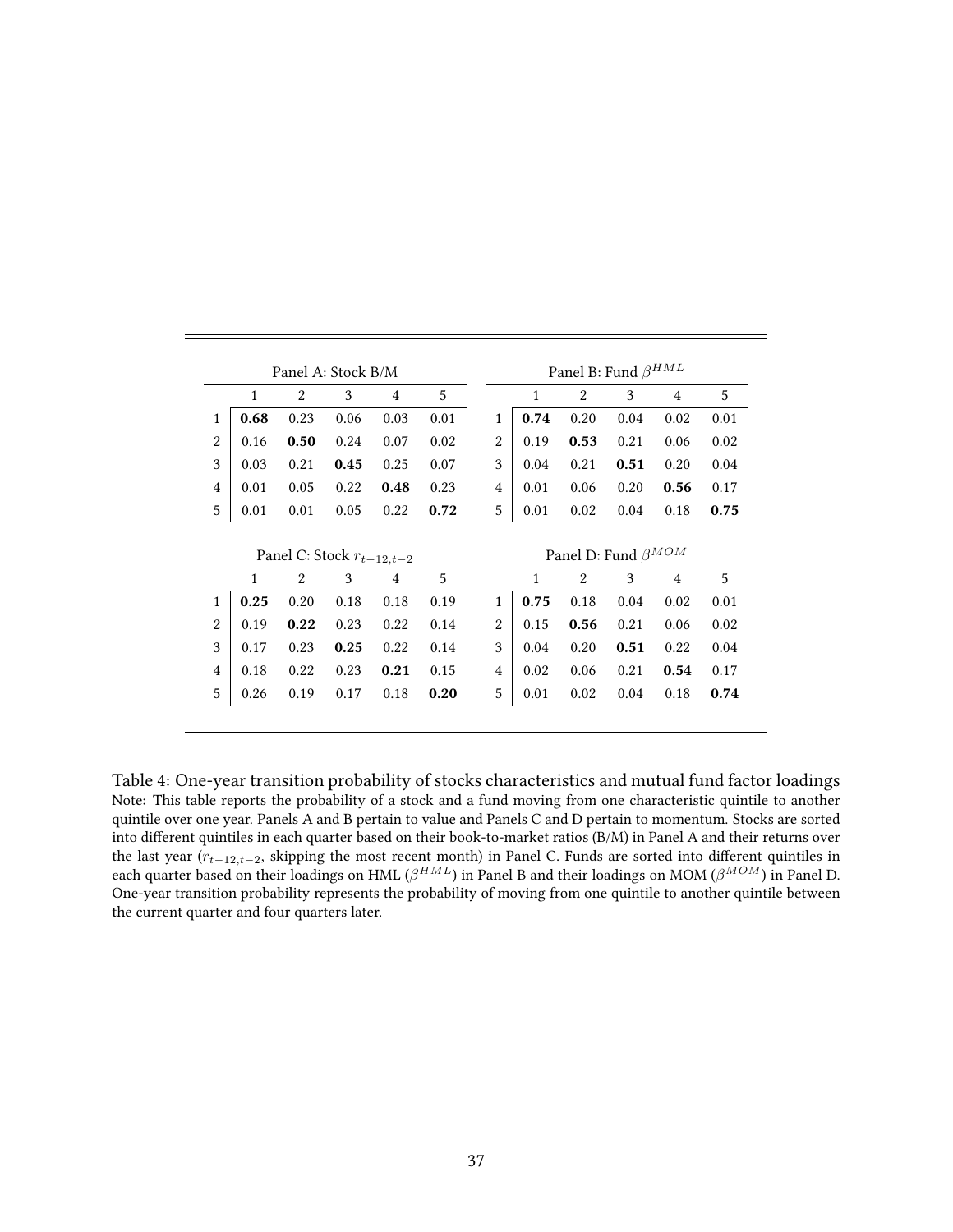**Panel A: Stock B/M**

| | 1 | 2 | 3 | 4 | 5 |
|---|---|---|---|---|---|
| 1 | **0.68** | 0.23 | 0.06 | 0.03 | 0.01 |
| 2 | 0.16 | **0.50** | 0.24 | 0.07 | 0.02 |
| 3 | 0.03 | 0.21 | **0.45** | 0.25 | 0.07 |
| 4 | 0.01 | 0.05 | 0.22 | **0.48** | 0.23 |
| 5 | 0.01 | 0.01 | 0.05 | 0.22 | **0.72** |

**Panel B: Fund $\beta^{HML}$**

| | 1 | 2 | 3 | 4 | 5 |
|---|---|---|---|---|---|
| 1 | **0.74** | 0.20 | 0.04 | 0.02 | 0.01 |
| 2 | 0.19 | **0.53** | 0.21 | 0.06 | 0.02 |
| 3 | 0.04 | 0.21 | **0.51** | 0.20 | 0.04 |
| 4 | 0.01 | 0.06 | 0.20 | **0.56** | 0.17 |
| 5 | 0.01 | 0.02 | 0.04 | 0.18 | **0.75** |

**Panel C: Stock $r_{t-12,t-2}$**

| | 1 | 2 | 3 | 4 | 5 |
|---|---|---|---|---|---|
| 1 | **0.25** | 0.20 | 0.18 | 0.18 | 0.19 |
| 2 | 0.19 | **0.22** | 0.23 | 0.22 | 0.14 |
| 3 | 0.17 | 0.23 | **0.25** | 0.22 | 0.14 |
| 4 | 0.18 | 0.22 | 0.23 | **0.21** | 0.15 |
| 5 | 0.26 | 0.19 | 0.17 | 0.18 | **0.20** |

**Panel D: Fund $\beta^{MOM}$**

| | 1 | 2 | 3 | 4 | 5 |
|---|---|---|---|---|---|
| 1 | **0.75** | 0.18 | 0.04 | 0.02 | 0.01 |
| 2 | 0.15 | **0.56** | 0.21 | 0.06 | 0.02 |
| 3 | 0.04 | 0.20 | **0.51** | 0.22 | 0.04 |
| 4 | 0.02 | 0.06 | 0.21 | **0.54** | 0.17 |
| 5 | 0.01 | 0.02 | 0.04 | 0.18 | **0.74** |

Table 4: One-year transition probability of stocks characteristics and mutual fund factor loadings

Note: This table reports the probability of a stock and a fund moving from one characteristic quintile to another quintile over one year. Panels A and B pertain to value and Panels C and D pertain to momentum. Stocks are sorted into different quintiles in each quarter based on their book-to-market ratios (B/M) in Panel A and their returns over the last year ($r_{t-12,t-2}$, skipping the most recent month) in Panel C. Funds are sorted into different quintiles in each quarter based on their loadings on HML ($\beta^{HML}$) in Panel B and their loadings on MOM ($\beta^{MOM}$) in Panel D. One-year transition probability represents the probability of moving from one quintile to another quintile between the current quarter and four quarters later.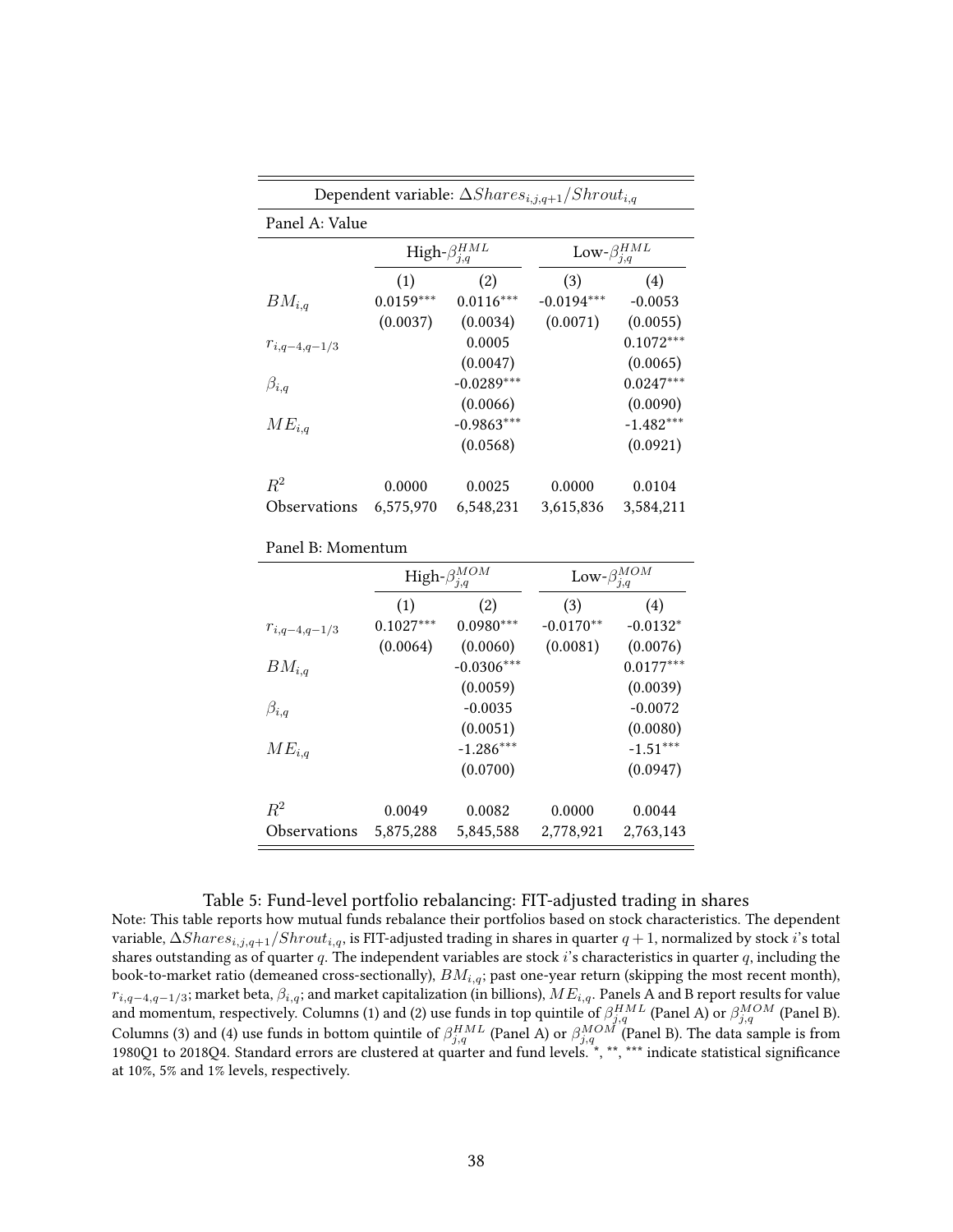| Dependent variable: $\Delta Shares_{i,j,q+1}/Shrout_{i,q}$ | | | | |
|---|---|---|---|---|
| **Panel A: Value** | | | | |
| | High-$\beta^{HML}_{j,q}$ | | Low-$\beta^{HML}_{j,q}$ | |
| | (1) | (2) | (3) | (4) |
| $BM_{i,q}$ | 0.0159*** | 0.0116*** | -0.0194*** | -0.0053 |
| | (0.0037) | (0.0034) | (0.0071) | (0.0055) |
| $r_{i,q-4,q-1/3}$ | | 0.0005 | | 0.1072*** |
| | | (0.0047) | | (0.0065) |
| $\beta_{i,q}$ | | -0.0289*** | | 0.0247*** |
| | | (0.0066) | | (0.0090) |
| $ME_{i,q}$ | | -0.9863*** | | -1.482*** |
| | | (0.0568) | | (0.0921) |
| $R^2$ | 0.0000 | 0.0025 | 0.0000 | 0.0104 |
| Observations | 6,575,970 | 6,548,231 | 3,615,836 | 3,584,211 |
| **Panel B: Momentum** | | | | |
| | High-$\beta^{MOM}_{j,q}$ | | Low-$\beta^{MOM}_{j,q}$ | |
| | (1) | (2) | (3) | (4) |
| $r_{i,q-4,q-1/3}$ | 0.1027*** | 0.0980*** | -0.0170** | -0.0132* |
| | (0.0064) | (0.0060) | (0.0081) | (0.0076) |
| $BM_{i,q}$ | | -0.0306*** | | 0.0177*** |
| | | (0.0059) | | (0.0039) |
| $\beta_{i,q}$ | | -0.0035 | | -0.0072 |
| | | (0.0051) | | (0.0080) |
| $ME_{i,q}$ | | -1.286*** | | -1.51*** |
| | | (0.0700) | | (0.0947) |
| $R^2$ | 0.0049 | 0.0082 | 0.0000 | 0.0044 |
| Observations | 5,875,288 | 5,845,588 | 2,778,921 | 2,763,143 |

Table 5: Fund-level portfolio rebalancing: FIT-adjusted trading in shares

Note: This table reports how mutual funds rebalance their portfolios based on stock characteristics. The dependent variable, $\Delta Shares_{i,j,q+1}/Shrout_{i,q}$, is FIT-adjusted trading in shares in quarter $q+1$, normalized by stock $i$'s total shares outstanding as of quarter $q$. The independent variables are stock $i$'s characteristics in quarter $q$, including the book-to-market ratio (demeaned cross-sectionally), $BM_{i,q}$; past one-year return (skipping the most recent month), $r_{i,q-4,q-1/3}$; market beta, $\beta_{i,q}$; and market capitalization (in billions), $ME_{i,q}$. Panels A and B report results for value and momentum, respectively. Columns (1) and (2) use funds in top quintile of $\beta^{HML}_{j,q}$ (Panel A) or $\beta^{MOM}_{j,q}$ (Panel B). Columns (3) and (4) use funds in bottom quintile of $\beta^{HML}_{j,q}$ (Panel A) or $\beta^{MOM}_{j,q}$ (Panel B). The data sample is from 1980Q1 to 2018Q4. Standard errors are clustered at quarter and fund levels. *, **, *** indicate statistical significance at 10%, 5% and 1% levels, respectively.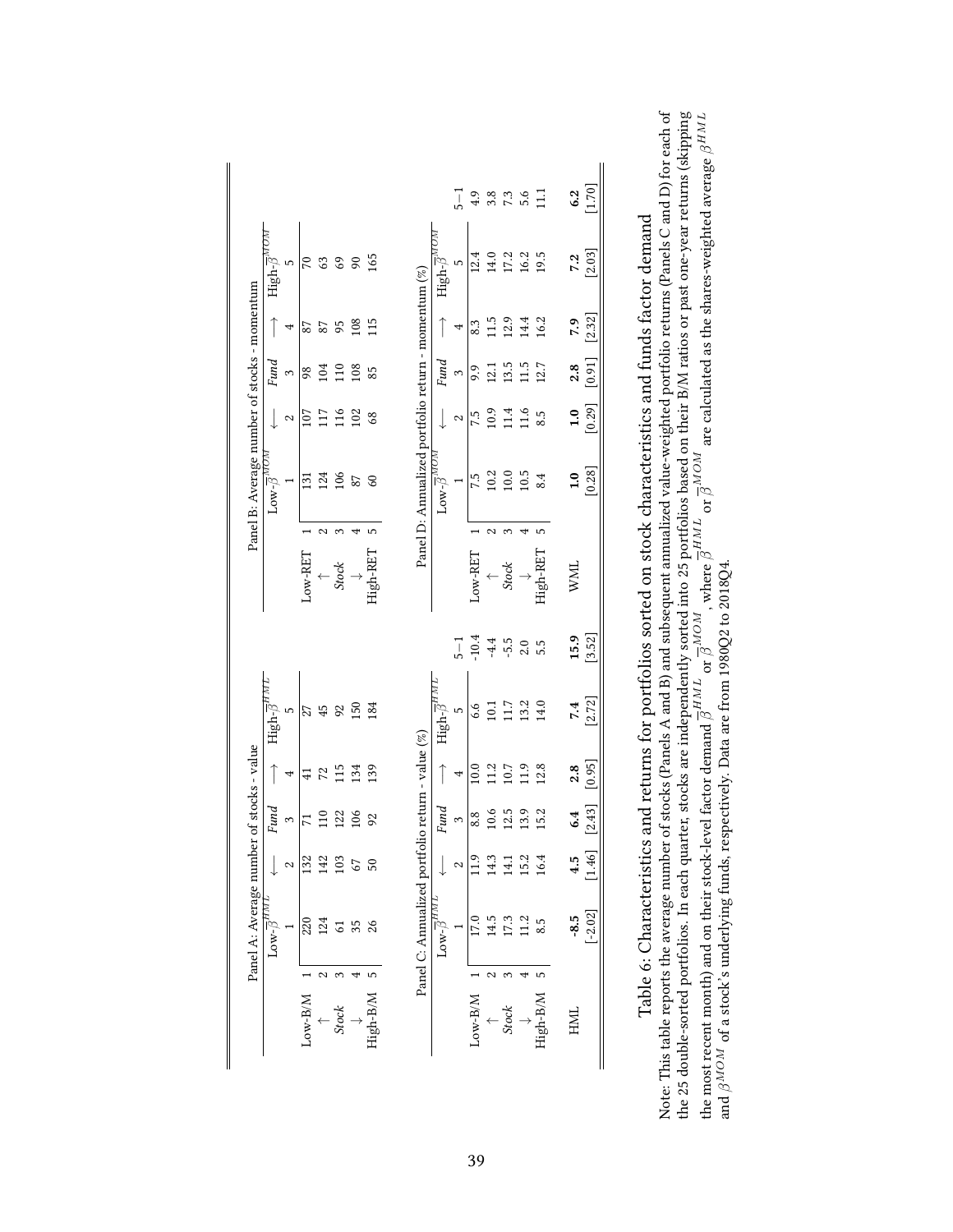Panel A: Average number of stocks - value

| | | Low-$\overline{\beta}^{HML}$ | ← | *Fund* | → | High-$\overline{\beta}^{HML}$ |
|---|---|---|---|---|---|---|
| | | 1 | 2 | 3 | 4 | 5 |
| Low-B/M | 1 | 220 | 132 | 71 | 41 | 27 |
| ↑ | 2 | 124 | 142 | 110 | 72 | 45 |
| *Stock* | 3 | 61 | 103 | 122 | 115 | 92 |
| ↓ | 4 | 35 | 67 | 106 | 134 | 150 |
| High-B/M | 5 | 26 | 50 | 92 | 139 | 184 |

Panel B: Average number of stocks - momentum

| | | Low-$\overline{\beta}^{MOM}$ | ← | *Fund* | → | High-$\overline{\beta}^{MOM}$ |
|---|---|---|---|---|---|---|
| | | 1 | 2 | 3 | 4 | 5 |
| Low-RET | 1 | 131 | 107 | 98 | 87 | 70 |
| ↑ | 2 | 124 | 117 | 104 | 87 | 63 |
| *Stock* | 3 | 106 | 116 | 110 | 95 | 69 |
| ↓ | 4 | 87 | 102 | 108 | 108 | 90 |
| High-RET | 5 | 60 | 68 | 85 | 115 | 165 |

Panel C: Annualized portfolio return - value (%)

| | | Low-$\overline{\beta}^{HML}$ | ← | *Fund* | → | High-$\overline{\beta}^{HML}$ | |
|---|---|---|---|---|---|---|---|
| | | 1 | 2 | 3 | 4 | 5 | 5−1 |
| Low-B/M | 1 | 17.0 | 11.9 | 8.8 | 10.0 | 6.6 | -10.4 |
| ↑ | 2 | 14.5 | 14.3 | 10.6 | 11.2 | 10.1 | -4.4 |
| *Stock* | 3 | 17.3 | 14.1 | 12.5 | 10.7 | 11.7 | -5.5 |
| ↓ | 4 | 11.2 | 15.2 | 13.9 | 11.9 | 13.2 | 2.0 |
| High-B/M | 5 | 8.5 | 16.4 | 15.2 | 12.8 | 14.0 | 5.5 |
| HML | | **-8.5** | **4.5** | **6.4** | **2.8** | **7.4** | **15.9** |
| | | [-2.02] | [1.46] | [2.43] | [0.95] | [2.72] | [3.52] |

Panel D: Annualized portfolio return - momentum (%)

| | | Low-$\overline{\beta}^{MOM}$ | ← | *Fund* | → | High-$\overline{\beta}^{MOM}$ | |
|---|---|---|---|---|---|---|---|
| | | 1 | 2 | 3 | 4 | 5 | 5−1 |
| Low-RET | 1 | 7.5 | 7.5 | 9.9 | 8.3 | 12.4 | 4.9 |
| ↑ | 2 | 10.2 | 10.9 | 12.1 | 11.5 | 14.0 | 3.8 |
| *Stock* | 3 | 10.0 | 11.4 | 13.5 | 12.9 | 17.2 | 7.3 |
| ↓ | 4 | 10.5 | 11.6 | 11.5 | 14.4 | 16.2 | 5.6 |
| High-RET | 5 | 8.4 | 8.5 | 12.7 | 16.2 | 19.5 | 11.1 |
| WML | | **1.0** | **1.0** | **2.8** | **7.9** | **7.2** | **6.2** |
| | | [0.28] | [0.29] | [0.91] | [2.32] | [2.03] | [1.70] |

Table 6: Characteristics and returns for portfolios sorted on stock characteristics and funds factor demand

Note: This table reports the average number of stocks (Panels A and B) and subsequent annualized value-weighted portfolio returns (Panels C and D) for each of the 25 double-sorted portfolios. In each quarter, stocks are independently sorted into 25 portfolios based on their B/M ratios or past one-year returns (skipping the most recent month) and on their stock-level factor demand $\overline{\beta}^{HML}$ or $\overline{\beta}^{MOM}$, where $\overline{\beta}^{HML}$ or $\overline{\beta}^{MOM}$ are calculated as the shares-weighted average $\beta^{HML}$ and $\beta^{MOM}$ of a stock's underlying funds, respectively. Data are from 1980Q2 to 2018Q4.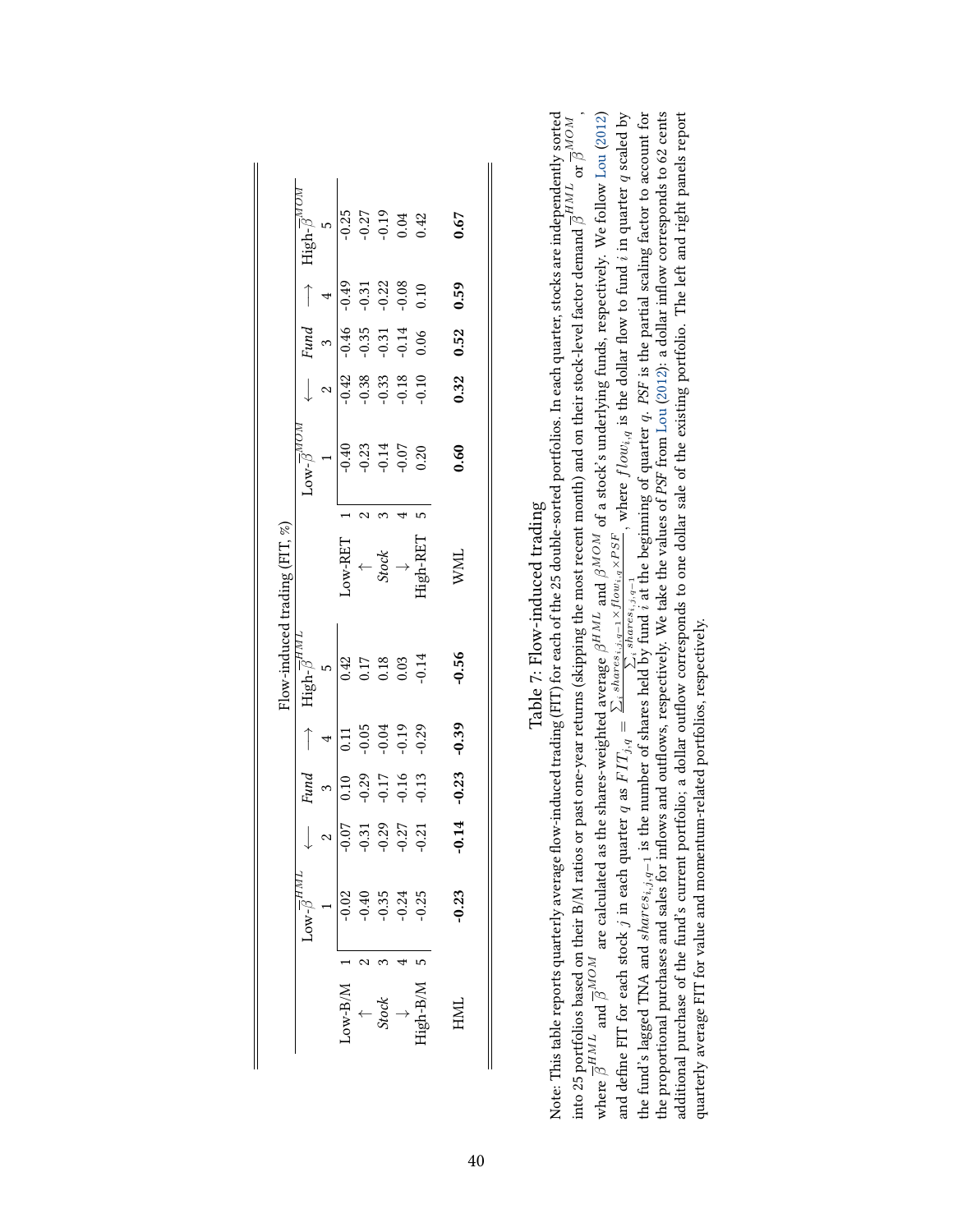| Flow-induced trading (FIT, %) | | | | | | | | | | | | | |
|---|---|---|---|---|---|---|---|---|---|---|---|---|---|
| | | Low-$\overline{\beta}^{HML}$ | ← | *Fund* | → | High-$\overline{\beta}^{HML}$ | | | Low-$\overline{\beta}^{MOM}$ | ← | *Fund* | → | High-$\overline{\beta}^{MOM}$ |
| | | 1 | 2 | 3 | 4 | 5 | | | 1 | 2 | 3 | 4 | 5 |
| Low-B/M | 1 | -0.02 | -0.07 | 0.10 | 0.11 | 0.42 | Low-RET | 1 | -0.40 | -0.42 | -0.46 | -0.49 | -0.25 |
| ↑ | 2 | -0.40 | -0.31 | -0.29 | -0.05 | 0.17 | ↑ | 2 | -0.23 | -0.38 | -0.35 | -0.31 | -0.27 |
| *Stock* | 3 | -0.35 | -0.29 | -0.17 | -0.04 | 0.18 | *Stock* | 3 | -0.14 | -0.33 | -0.31 | -0.22 | -0.19 |
| ↓ | 4 | -0.24 | -0.27 | -0.16 | -0.19 | 0.03 | ↓ | 4 | -0.07 | -0.18 | -0.14 | -0.08 | 0.04 |
| High-B/M | 5 | -0.25 | -0.21 | -0.13 | -0.29 | -0.14 | High-RET | 5 | 0.20 | -0.10 | 0.06 | 0.10 | 0.42 |
| HML | | **-0.23** | **-0.14** | **-0.23** | **-0.39** | **-0.56** | WML | | **0.60** | **0.32** | **0.52** | **0.59** | **0.67** |

Table 7: Flow-induced trading

Note: This table reports quarterly average flow-induced trading (FIT) for each of the 25 double-sorted portfolios. In each quarter, stocks are independently sorted into 25 portfolios based on their B/M ratios or past one-year returns (skipping the most recent month) and on their stock-level factor demand $\overline{\beta}^{HML}$ or $\overline{\beta}^{MOM}$, where $\overline{\beta}^{HML}$ and $\overline{\beta}^{MOM}$ are calculated as the shares-weighted average $\beta^{HML}$ and $\beta^{MOM}$ of a stock's underlying funds, respectively. We follow Lou (2012) and define FIT for each stock $j$ in each quarter $q$ as $FIT_{j,q} = \frac{\sum_i shares_{i,j,q-1} \times flow_{i,q} \times PSF}{\sum_i shares_{i,j,q-1}}$, where $flow_{i,q}$ is the dollar flow to fund $i$ in quarter $q$ scaled by the fund's lagged TNA and $shares_{i,j,q-1}$ is the number of shares held by fund $i$ at the beginning of quarter $q$. *PSF* is the partial scaling factor to account for the proportional purchases and sales for inflows and outflows, respectively. We take the values of *PSF* from Lou (2012): a dollar inflow corresponds to 62 cents additional purchase of the fund's current portfolio; a dollar outflow corresponds to one dollar sale of the existing portfolio. The left and right panels report quarterly average FIT for value and momentum-related portfolios, respectively.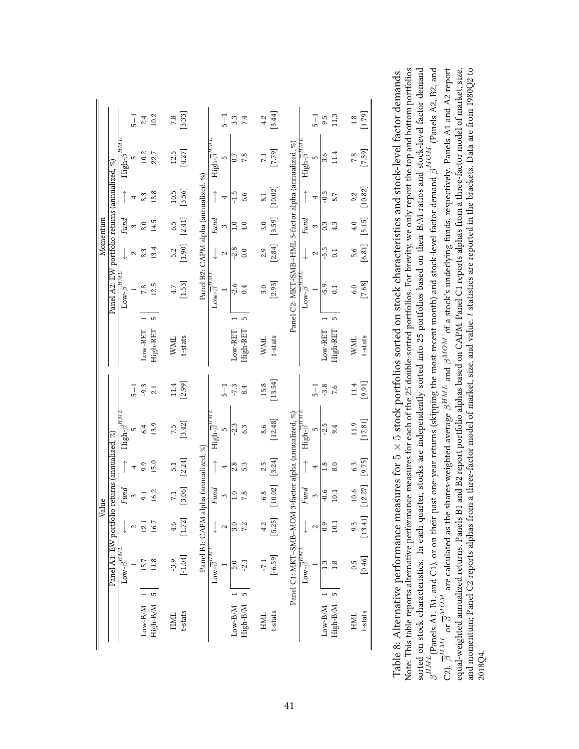| | | Value | | | | | | | Momentum | | | | | |
|---|---|---|---|---|---|---|---|---|---|---|---|---|---|---|
| | | Panel A1: EW portfolio returns (annualized, %) | | | | | | | Panel A2: EW portfolio returns (annualized, %) | | | | | |
| | | Low-$\overline{\beta}^{HML}$ | ← | *Fund* | → | High-$\overline{\beta}^{HML}$ | | | Low-$\overline{\beta}^{HML}$ | ← | *Fund* | → | High-$\overline{\beta}^{HML}$ | |
| | | 1 | 2 | 3 | 4 | 5 | 5−1 | | 1 | 2 | 3 | 4 | 5 | 5−1 |
| Low-B/M | 1 | 15.7 | 12.1 | 9.1 | 9.9 | 6.4 | -9.3 | Low-RET 1 | 7.8 | 8.3 | 8.0 | 8.3 | 10.2 | 2.4 |
| High-B/M | 5 | 11.8 | 16.7 | 16.2 | 15.0 | 13.9 | 2.1 | High-RET 5 | 12.5 | 13.4 | 14.5 | 18.8 | 22.7 | 10.2 |
| HML | | -3.9 | 4.6 | 7.1 | 5.1 | 7.5 | 11.4 | WML | 4.7 | 5.2 | 6.5 | 10.5 | 12.5 | 7.8 |
| t-stats | | [-1.04] | [1.72] | [3.06] | [2.24] | [3.42] | [2.99] | t-stats | [1.53] | [1.90] | [2.41] | [3.56] | [4.27] | [3.33] |
| | | Panel B1: CAPM alpha (annualized, %) | | | | | | | Panel B2: CAPM alpha (annualized, %) | | | | | |
| | | Low-$\overline{\beta}^{HML}$ | ← | *Fund* | → | High-$\overline{\beta}^{HML}$ | | | Low-$\overline{\beta}^{HML}$ | ← | *Fund* | → | High-$\overline{\beta}^{HML}$ | |
| | | 1 | 2 | 3 | 4 | 5 | 5−1 | | 1 | 2 | 3 | 4 | 5 | 5−1 |
| Low-B/M | 1 | 5.0 | 3.0 | 1.0 | 2.8 | -2.3 | -7.3 | Low-RET 1 | -2.6 | -2.8 | 1.0 | -1.5 | 0.7 | 3.3 |
| High-B/M | 5 | -2.1 | 7.2 | 7.8 | 5.3 | 6.3 | 8.4 | High-RET 5 | 0.4 | 0.0 | 4.0 | 6.6 | 7.8 | 7.4 |
| HML | | -7.1 | 4.2 | 6.8 | 2.5 | 8.6 | 15.8 | WML | 3.0 | 2.9 | 3.0 | 8.1 | 7.1 | 4.2 |
| t-stats | | [-6.59] | [5.25] | [10.02] | [3.24] | [12.48] | [13.54] | t-stats | [2.93] | [2.84] | [3.59] | [10.02] | [7.79] | [3.44] |
| | | Panel C1: MKT+SMB+MOM 3-factor alpha (annualized, %) | | | | | | | Panel C2: MKT+SMB+HML 3-factor alpha (annualized, %) | | | | | |
| | | Low-$\overline{\beta}^{HML}$ | ← | *Fund* | → | High-$\overline{\beta}^{HML}$ | | | Low-$\overline{\beta}^{HML}$ | ← | *Fund* | → | High-$\overline{\beta}^{HML}$ | |
| | | 1 | 2 | 3 | 4 | 5 | 5−1 | | 1 | 2 | 3 | 4 | 5 | 5−1 |
| Low-B/M | 1 | 1.3 | 0.9 | -0.6 | 1.8 | -2.5 | -3.8 | Low-RET 1 | -5.9 | -5.5 | 0.3 | -0.5 | 3.6 | 9.5 |
| High-B/M | 5 | 1.8 | 10.1 | 10.1 | 8.0 | 9.4 | 7.6 | High-RET 5 | 0.1 | 0.1 | 4.3 | 8.7 | 11.4 | 11.3 |
| HML | | 0.5 | 9.3 | 10.6 | 6.3 | 11.9 | 11.4 | WML | 6.0 | 5.6 | 4.0 | 9.2 | 7.8 | 1.8 |
| t-stats | | [0.46] | [13.41] | [12.27] | [9.75] | [17.81] | [9.91] | t-stats | [7.68] | [6.81] | [5.15] | [10.82] | [7.59] | [1.79] |

Table 8: Alternative performance measures for $5 \times 5$ stock portfolios sorted on stock characteristics and stock-level factor demands

Note: This table reports alternative performance measures for each of the 25 double-sorted portfolios. For brevity, we only report the top and bottom portfolios sorted on stock characteristics. In each quarter, stocks are independently sorted into 25 portfolios based on their B/M ratios and stock-level factor demand $\overline{\beta}^{HML}$(Panels A1, B1, and C1), or on their past one-year returns (skipping the most recent month) and stock-level factor demand $\overline{\beta}^{MOM}$ (Panels A2, B2, and C2). $\overline{\beta}^{HML}$ or $\overline{\beta}^{MOM}$ are calculated as the shares-weighted average $\beta^{HML}$ and $\beta^{MOM}$ of a stock's underlying funds, respectively. Panels A1 and A2 report equal-weighted annualized returns. Panels B1 and B2 report portfolio alphas based on CAPM. Panel C1 reports alphas from a three-factor model of market, size, and momentum; Panel C2 reports alphas from a three-factor model of market, size, and value. $t$ statistics are reported in the brackets. Data are from 1980Q2 to 2018Q4.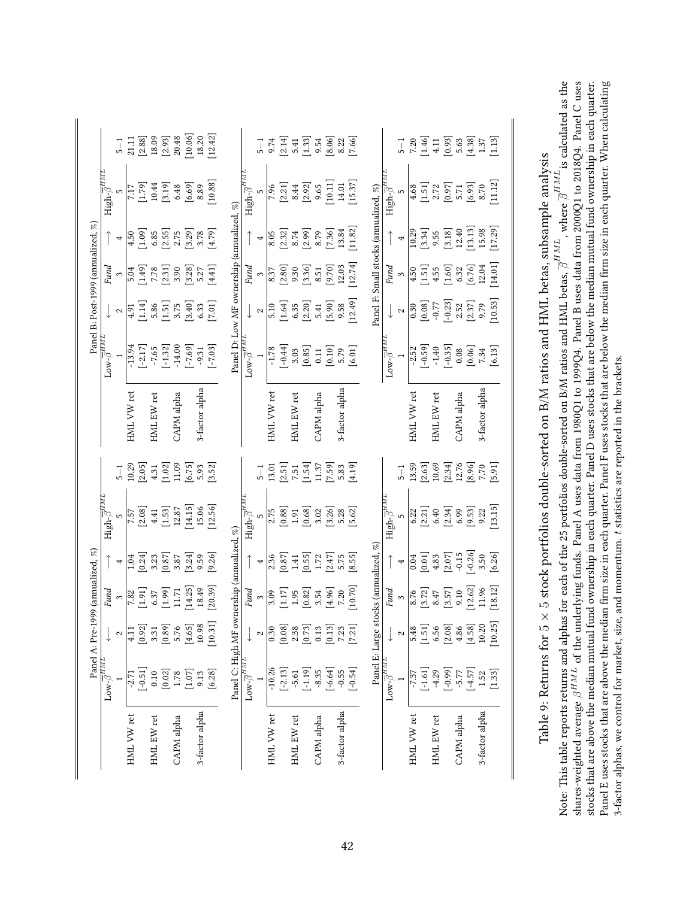| Panel A: Pre-1999 (annualized, %) | | | | | | |
|---|---|---|---|---|---|---|
| | Low-$\overline{\beta}^{HML}$ | $\leftarrow$ | *Fund* | $\rightarrow$ | High-$\overline{\beta}^{HML}$ | |
| | 1 | 2 | 3 | 4 | 5 | 5−1 |
| HML VW ret | -2.71 | 4.11 | 7.82 | 1.04 | 7.57 | 10.29 |
| | [-0.51] | [0.92] | [1.91] | [0.24] | [2.08] | [2.05] |
| HML EW ret | 0.10 | 3.31 | 6.37 | 3.23 | 4.41 | 4.31 |
| | [0.02] | [0.89] | [1.99] | [0.87] | [1.53] | [1.02] |
| CAPM alpha | 1.78 | 5.76 | 11.71 | 3.87 | 12.87 | 11.09 |
| | [1.07] | [4.65] | [14.25] | [3.24] | [14.15] | [6.75] |
| 3-factor alpha | 9.13 | 10.98 | 18.49 | 9.59 | 15.06 | 5.93 |
| | [6.28] | [10.31] | [20.39] | [9.26] | [12.56] | [3.52] |

| Panel B: Post-1999 (annualized, %) | | | | | | |
|---|---|---|---|---|---|---|
| | Low-$\overline{\beta}^{HML}$ | $\leftarrow$ | *Fund* | $\rightarrow$ | High-$\overline{\beta}^{HML}$ | |
| | 1 | 2 | 3 | 4 | 5 | 5−1 |
| HML VW ret | -13.94 | 4.91 | 5.04 | 4.50 | 7.17 | 21.11 |
| | [-2.17] | [1.14] | [1.49] | [1.09] | [1.79] | [2.88] |
| HML EW ret | -7.65 | 5.86 | 7.78 | 6.85 | 10.44 | 18.09 |
| | [-1.32] | [1.51] | [2.31] | [2.55] | [3.19] | [2.93] |
| CAPM alpha | -14.00 | 3.75 | 3.90 | 2.75 | 6.48 | 20.48 |
| | [-7.69] | [3.40] | [3.28] | [3.29] | [6.69] | [10.06] |
| 3-factor alpha | -9.31 | 6.33 | 5.27 | 3.78 | 8.89 | 18.20 |
| | [-7.03] | [7.01] | [4.41] | [4.79] | [10.88] | [12.42] |

| Panel C: High MF ownership (annualized, %) | | | | | | |
|---|---|---|---|---|---|---|
| | Low-$\overline{\beta}^{HML}$ | $\leftarrow$ | *Fund* | $\rightarrow$ | High-$\overline{\beta}^{HML}$ | |
| | 1 | 2 | 3 | 4 | 5 | 5−1 |
| HML VW ret | -10.26 | 0.30 | 3.09 | 2.36 | 2.75 | 13.01 |
| | [-2.13] | [0.08] | [1.17] | [0.87] | [0.88] | [2.51] |
| HML EW ret | -5.61 | 2.38 | 1.95 | 1.41 | 1.91 | 7.51 |
| | [-1.19] | [0.73] | [0.82] | [0.55] | [0.68] | [1.54] |
| CAPM alpha | -8.35 | 0.13 | 3.54 | 1.72 | 3.02 | 11.37 |
| | [-6.64] | [0.13] | [4.96] | [2.47] | [3.26] | [7.59] |
| 3-factor alpha | -0.55 | 7.23 | 7.20 | 5.75 | 5.28 | 5.83 |
| | [-0.54] | [7.21] | [10.70] | [8.55] | [5.62] | [4.19] |

| Panel D: Low MF ownership (annualized, %) | | | | | | |
|---|---|---|---|---|---|---|
| | Low-$\overline{\beta}^{HML}$ | $\leftarrow$ | *Fund* | $\rightarrow$ | High-$\overline{\beta}^{HML}$ | |
| | 1 | 2 | 3 | 4 | 5 | 5−1 |
| HML VW ret | -1.78 | 5.10 | 8.37 | 8.05 | 7.96 | 9.74 |
| | [-0.44] | [1.64] | [2.80] | [2.32] | [2.21] | [2.14] |
| HML EW ret | 3.03 | 6.35 | 9.30 | 8.74 | 8.44 | 5.41 |
| | [0.85] | [2.20] | [3.36] | [2.99] | [2.92] | [1.33] |
| CAPM alpha | 0.11 | 5.41 | 8.51 | 8.79 | 9.65 | 9.54 |
| | [0.10] | [5.90] | [9.70] | [7.36] | [10.11] | [8.06] |
| 3-factor alpha | 5.79 | 9.58 | 12.03 | 13.84 | 14.01 | 8.22 |
| | [6.01] | [12.49] | [12.74] | [11.82] | [15.37] | [7.66] |

| Panel E: Large stocks (annualized, %) | | | | | | |
|---|---|---|---|---|---|---|
| | Low-$\overline{\beta}^{HML}$ | $\leftarrow$ | *Fund* | $\rightarrow$ | High-$\overline{\beta}^{HML}$ | |
| | 1 | 2 | 3 | 4 | 5 | 5−1 |
| HML VW ret | -7.37 | 5.48 | 8.76 | 0.04 | 6.22 | 13.59 |
| | [-1.61] | [1.51] | [3.72] | [0.01] | [2.21] | [2.63] |
| HML EW ret | -4.29 | 6.56 | 8.47 | 4.83 | 6.40 | 10.69 |
| | [-0.99] | [2.08] | [3.57] | [2.07] | [2.34] | [2.34] |
| CAPM alpha | -5.77 | 4.86 | 9.10 | -0.15 | 6.99 | 12.76 |
| | [-4.57] | [4.58] | [12.62] | [-0.26] | [9.53] | [8.96] |
| 3-factor alpha | 1.52 | 10.20 | 11.96 | 3.50 | 9.22 | 7.70 |
| | [1.33] | [10.25] | [18.12] | [6.26] | [13.15] | [5.91] |

| Panel F: Small stocks (annualized, %) | | | | | | |
|---|---|---|---|---|---|---|
| | Low-$\overline{\beta}^{HML}$ | $\leftarrow$ | *Fund* | $\rightarrow$ | High-$\overline{\beta}^{HML}$ | |
| | 1 | 2 | 3 | 4 | 5 | 5−1 |
| HML VW ret | -2.52 | 0.30 | 4.50 | 10.29 | 4.68 | 7.20 |
| | [-0.59] | [0.08] | [1.51] | [3.34] | [1.51] | [1.46] |
| HML EW ret | -1.40 | -0.77 | 4.55 | 9.55 | 2.72 | 4.11 |
| | [-0.35] | [-0.23] | [1.60] | [3.18] | [0.97] | [0.93] |
| CAPM alpha | 0.08 | 2.52 | 6.32 | 12.40 | 5.71 | 5.63 |
| | [0.06] | [2.37] | [6.76] | [13.13] | [6.93] | [4.38] |
| 3-factor alpha | 7.34 | 9.79 | 12.04 | 15.98 | 8.70 | 1.37 |
| | [6.13] | [10.53] | [14.01] | [17.29] | [11.12] | [1.13] |

Table 9: Returns for 5 × 5 stock portfolios double-sorted on B/M ratios and HML betas, subsample analysis

Note: This table reports returns and alphas for each of the 25 portfolios double-sorted on B/M ratios and HML betas, $\overline{\beta}^{HML}$, where $\overline{\beta}^{HML}$ is calculated as the shares-weighted average $\beta^{HML}$ of the underlying funds. Panel A uses data from 1980Q1 to 1999Q4. Panel B uses data from 2000Q1 to 2018Q4. Panel C uses stocks that are above the median mutual fund ownership in each quarter. Panel D uses stocks that are below the median mutual fund ownership in each quarter. Panel E uses stocks that are above the median firm size in each quarter. Panel F uses stocks that are below the median firm size in each quarter. When calculating 3-factor alphas, we control for market, size, and momentum. $t$ statistics are reported in the brackets.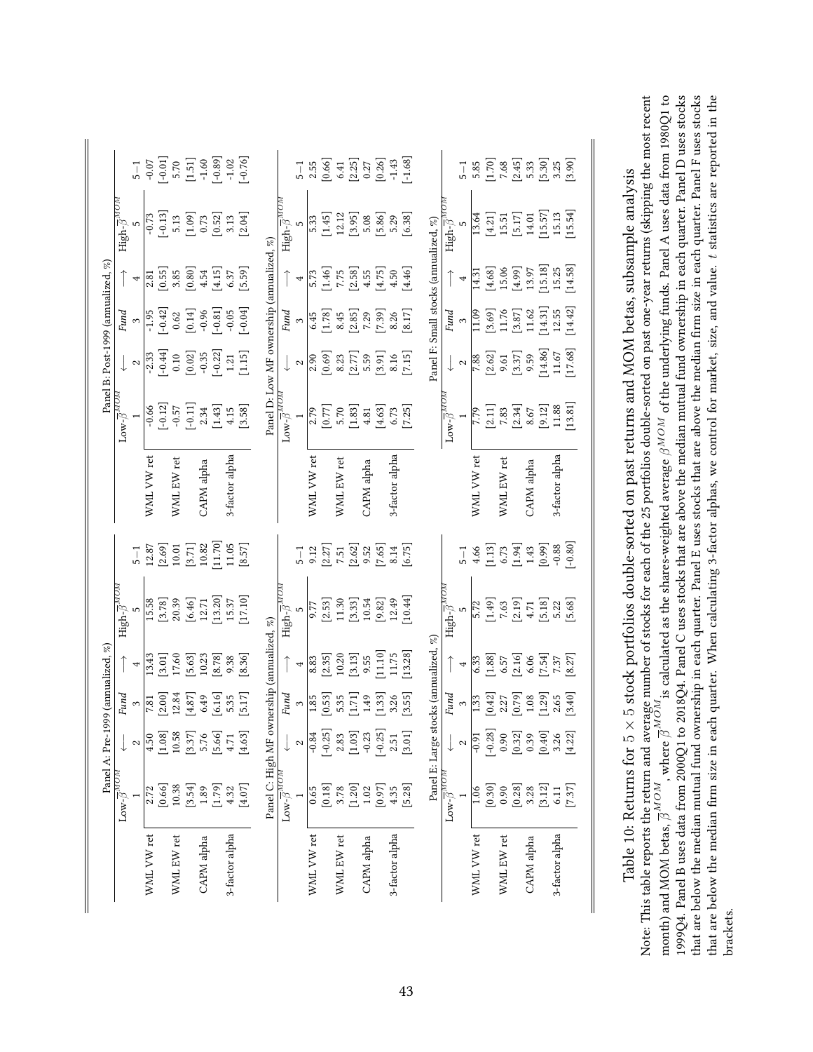Table 10: Returns for $5 \times 5$ stock portfolios double-sorted on past returns and MOM betas, subsample analysis

Panel A: Pre-1999 (annualized, %)

| | Low-$\overline{\beta}^{MOM}$ 1 | ← 2 | *Fund* 3 | → 4 | High-$\overline{\beta}^{MOM}$ 5 | 5−1 |
|---|---|---|---|---|---|---|
| WML VW ret | 2.72 | 4.50 | 7.81 | 13.43 | 15.58 | 12.87 |
| | [0.66] | [1.08] | [2.00] | [3.01] | [3.78] | [2.69] |
| WML EW ret | 10.38 | 10.58 | 12.84 | 17.60 | 20.39 | 10.01 |
| | [3.54] | [3.37] | [4.87] | [5.63] | [6.46] | [3.71] |
| CAPM alpha | 1.89 | 5.76 | 6.49 | 10.23 | 12.71 | 10.82 |
| | [1.79] | [5.66] | [6.16] | [8.78] | [13.20] | [11.70] |
| 3-factor alpha | 4.32 | 4.71 | 5.35 | 9.38 | 15.37 | 11.05 |
| | [4.07] | [4.63] | [5.17] | [8.36] | [17.10] | [8.57] |

Panel B: Post-1999 (annualized, %)

| | Low-$\overline{\beta}^{MOM}$ 1 | ← 2 | *Fund* 3 | → 4 | High-$\overline{\beta}^{MOM}$ 5 | 5−1 |
|---|---|---|---|---|---|---|
| WML VW ret | -0.66 | -2.33 | -1.95 | 2.81 | -0.73 | -0.07 |
| | [-0.12] | [-0.44] | [-0.42] | [0.55] | [-0.13] | [-0.01] |
| WML EW ret | -0.57 | 0.10 | 0.62 | 3.85 | 5.13 | 5.70 |
| | [-0.11] | [0.02] | [0.14] | [0.80] | [1.09] | [1.51] |
| CAPM alpha | 2.34 | -0.35 | -0.96 | 4.54 | 0.73 | -1.60 |
| | [1.43] | [-0.22] | [-0.81] | [4.15] | [0.52] | [-0.89] |
| 3-factor alpha | 4.15 | 1.21 | -0.05 | 6.37 | 3.13 | -1.02 |
| | [3.58] | [1.15] | [-0.04] | [5.59] | [2.04] | [-0.76] |

Panel C: High MF ownership (annualized, %)

| | Low-$\overline{\beta}^{MOM}$ 1 | ← 2 | *Fund* 3 | → 4 | High-$\overline{\beta}^{MOM}$ 5 | 5−1 |
|---|---|---|---|---|---|---|
| WML VW ret | 0.65 | -0.84 | 1.85 | 8.83 | 9.77 | 9.12 |
| | [0.18] | [-0.25] | [0.53] | [2.35] | [2.53] | [2.27] |
| WML EW ret | 3.78 | 2.83 | 5.35 | 10.20 | 11.30 | 7.51 |
| | [1.20] | [1.03] | [1.71] | [3.13] | [3.33] | [2.62] |
| CAPM alpha | 1.02 | -0.23 | 1.49 | 9.55 | 10.54 | 9.52 |
| | [0.97] | [-0.25] | [1.33] | [11.10] | [9.82] | [7.65] |
| 3-factor alpha | 4.35 | 2.51 | 3.26 | 11.75 | 12.49 | 8.14 |
| | [5.28] | [3.01] | [3.55] | [13.28] | [10.44] | [6.75] |

Panel D: Low MF ownership (annualized, %)

| | Low-$\overline{\beta}^{MOM}$ 1 | ← 2 | *Fund* 3 | → 4 | High-$\overline{\beta}^{MOM}$ 5 | 5−1 |
|---|---|---|---|---|---|---|
| WML VW ret | 2.79 | 2.90 | 6.45 | 5.73 | 5.33 | 2.55 |
| | [0.77] | [0.69] | [1.78] | [1.46] | [1.45] | [0.66] |
| WML EW ret | 5.70 | 8.23 | 8.45 | 7.75 | 12.12 | 6.41 |
| | [1.83] | [2.77] | [2.85] | [2.58] | [3.95] | [2.25] |
| CAPM alpha | 4.81 | 5.59 | 7.29 | 4.55 | 5.08 | 0.27 |
| | [4.63] | [3.91] | [7.39] | [4.75] | [5.86] | [0.26] |
| 3-factor alpha | 6.73 | 8.16 | 8.26 | 4.50 | 5.29 | -1.43 |
| | [7.25] | [7.15] | [8.17] | [4.46] | [6.38] | [-1.68] |

Panel E: Large stocks (annualized, %)

| | Low-$\overline{\beta}^{MOM}$ 1 | ← 2 | *Fund* 3 | → 4 | High-$\overline{\beta}^{MOM}$ 5 | 5−1 |
|---|---|---|---|---|---|---|
| WML VW ret | 1.06 | -0.91 | 1.33 | 6.33 | 5.72 | 4.66 |
| | [0.30] | [-0.28] | [0.42] | [1.88] | [1.49] | [1.13] |
| WML EW ret | 0.90 | 0.90 | 2.27 | 6.57 | 7.63 | 6.73 |
| | [0.28] | [0.32] | [0.79] | [2.16] | [2.19] | [1.94] |
| CAPM alpha | 3.28 | 0.39 | 1.08 | 6.06 | 4.71 | 1.43 |
| | [3.12] | [0.40] | [1.29] | [7.54] | [5.18] | [0.99] |
| 3-factor alpha | 6.11 | 3.26 | 2.65 | 7.37 | 5.22 | -0.88 |
| | [7.37] | [4.22] | [3.40] | [8.27] | [5.68] | [-0.80] |

Panel F: Small stocks (annualized, %)

| | Low-$\overline{\beta}^{MOM}$ 1 | ← 2 | *Fund* 3 | → 4 | High-$\overline{\beta}^{MOM}$ 5 | 5−1 |
|---|---|---|---|---|---|---|
| WML VW ret | 7.79 | 7.88 | 11.09 | 14.31 | 13.64 | 5.85 |
| | [2.11] | [2.62] | [3.69] | [4.68] | [4.21] | [1.70] |
| WML EW ret | 7.83 | 9.61 | 11.76 | 15.06 | 15.51 | 7.68 |
| | [2.34] | [3.37] | [3.87] | [4.99] | [5.17] | [2.45] |
| CAPM alpha | 8.67 | 9.59 | 11.62 | 13.97 | 14.01 | 5.33 |
| | [9.12] | [14.86] | [14.31] | [15.18] | [15.57] | [5.30] |
| 3-factor alpha | 11.88 | 11.67 | 12.55 | 15.25 | 15.13 | 3.25 |
| | [13.81] | [17.68] | [14.42] | [14.58] | [15.54] | [3.90] |

Note: This table reports the return and average number of stocks for each of the 25 portfolios double-sorted on past one-year returns (skipping the most recent month) and MOM betas, $\overline{\beta}^{MOM}$, where $\overline{\beta}^{MOM}$ is calculated as the shares-weighted average $\beta^{MOM}$ of the underlying funds. Panel A uses data from 1980Q1 to 1999Q4. Panel B uses data from 2000Q1 to 2018Q4. Panel C uses stocks that are above the median mutual fund ownership in each quarter. Panel D uses stocks that are below the median mutual fund ownership in each quarter. Panel E uses stocks that are above the median firm size in each quarter. Panel F uses stocks that are below the median firm size in each quarter. When calculating 3-factor alphas, we control for market, size, and value. $t$ statistics are reported in the brackets.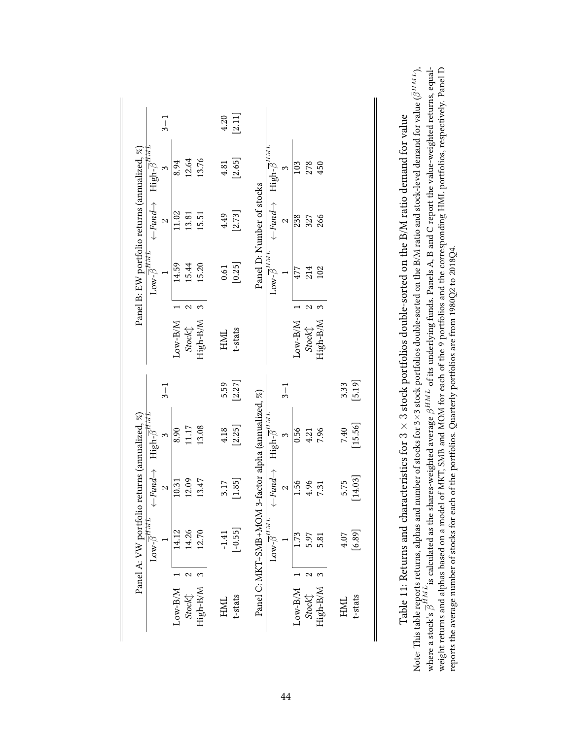Panel A: VW portfolio returns (annualized, %)

| | | Low-$\overline{\beta}^{HML}$ 1 | ←*Fund*→ 2 | High-$\overline{\beta}^{HML}$ 3 | 3−1 |
|---|---|---|---|---|---|
| Low-B/M | 1 | 14.12 | 10.31 | 8.90 | |
| *Stock*↕ | 2 | 14.26 | 12.09 | 11.17 | |
| High-B/M | 3 | 12.70 | 13.47 | 13.08 | |
| HML | | -1.41 | 3.17 | 4.18 | 5.59 |
| t-stats | | [-0.55] | [1.85] | [2.25] | [2.27] |

Panel B: EW portfolio returns (annualized, %)

| | | Low-$\overline{\beta}^{HML}$ 1 | ←*Fund*→ 2 | High-$\overline{\beta}^{HML}$ 3 | 3−1 |
|---|---|---|---|---|---|
| Low-B/M | 1 | 14.59 | 11.02 | 8.94 | |
| *Stock*↕ | 2 | 15.44 | 13.81 | 12.64 | |
| High-B/M | 3 | 15.20 | 15.51 | 13.76 | |
| HML | | 0.61 | 4.49 | 4.81 | 4.20 |
| t-stats | | [0.25] | [2.73] | [2.65] | [2.11] |

Panel C: MKT+SMB+MOM 3-factor alpha (annualized, %)

| | | Low-$\overline{\beta}^{HML}$ 1 | ←*Fund*→ 2 | High-$\overline{\beta}^{HML}$ 3 | 3−1 |
|---|---|---|---|---|---|
| Low-B/M | 1 | 1.73 | 1.56 | 0.56 | |
| *Stock*↕ | 2 | 5.97 | 4.96 | 4.21 | |
| High-B/M | 3 | 5.81 | 7.31 | 7.96 | |
| HML | | 4.07 | 5.75 | 7.40 | 3.33 |
| t-stats | | [6.89] | [14.03] | [15.56] | [5.19] |

Panel D: Number of stocks

| | | Low-$\overline{\beta}^{HML}$ 1 | ←*Fund*→ 2 | High-$\overline{\beta}^{HML}$ 3 |
|---|---|---|---|---|
| Low-B/M | 1 | 477 | 238 | 103 |
| *Stock*↕ | 2 | 214 | 327 | 278 |
| High-B/M | 3 | 102 | 266 | 450 |

Table 11: Returns and characteristics for 3 × 3 stock portfolios double-sorted on the B/M ratio demand for value

Note: This table reports returns, alphas and number of stocks for 3×3 stock portfolios double-sorted on the B/M ratio and stock-level demand for value ($\bar{\beta}^{HML}$), where a stock's $\overline{\beta}^{HML}$ is calculated as the shares-weighted average $\beta^{HML}$ of its underlying funds. Panels A, B and C report the value-weighted returns, equal-weight returns and alphas based on a model of MKT, SMB and MOM for each of the 9 portfolios and the corresponding HML portfolios, respectively. Panel D reports the average number of stocks for each of the portfolios. Quarterly portfolios are from 1980Q2 to 2018Q4.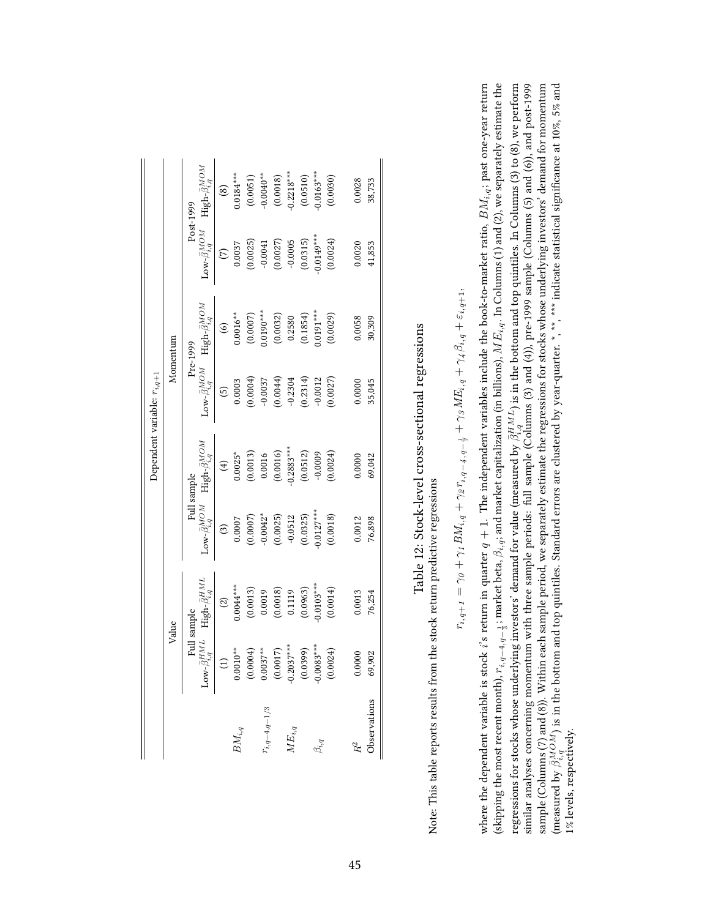Table 12: Stock-level cross-sectional regressions

Note: This table reports results from the stock return predictive regressions

| | Dependent variable: $r_{i,q+1}$ | | | | | | | |
|---|---|---|---|---|---|---|---|---|
| | Value | | Momentum | | | | | |
| | Full sample | | Full sample | | Pre-1999 | | Post-1999 | |
| | Low-$\widetilde{\beta}^{HML}_{i,q}$ | High-$\widetilde{\beta}^{HML}_{i,q}$ | Low-$\widetilde{\beta}^{MOM}_{i,q}$ | High-$\widetilde{\beta}^{MOM}_{i,q}$ | Low-$\widetilde{\beta}^{MOM}_{i,q}$ | High-$\widetilde{\beta}^{MOM}_{i,q}$ | Low-$\widetilde{\beta}^{MOM}_{i,q}$ | High-$\widetilde{\beta}^{MOM}_{i,q}$ |
| | (1) | (2) | (3) | (4) | (5) | (6) | (7) | (8) |
| $BM_{i,q}$ | 0.0010** | 0.0044*** | 0.0007 | 0.0025* | 0.0003 | 0.0016** | 0.0037 | 0.0184*** |
| | (0.0004) | (0.0013) | (0.0007) | (0.0013) | (0.0004) | (0.0007) | (0.0025) | (0.0051) |
| $r_{i,q-4,q-1/3}$ | 0.0037** | 0.0019 | -0.0042* | 0.0016 | -0.0037 | 0.0190*** | -0.0041 | -0.0040** |
| | (0.0017) | (0.0018) | (0.0025) | (0.0016) | (0.0044) | (0.0032) | (0.0027) | (0.0018) |
| $ME_{i,q}$ | -0.2037*** | 0.1119 | -0.0512 | -0.2883*** | -0.2304 | 0.2580 | -0.0005 | -0.2218*** |
| | (0.0399) | (0.0963) | (0.0325) | (0.0512) | (0.2314) | (0.1854) | (0.0315) | (0.0510) |
| $\beta_{i,q}$ | -0.0083*** | -0.0103*** | -0.0127*** | -0.0009 | -0.0012 | 0.0191*** | -0.0149*** | -0.0163*** |
| | (0.0024) | (0.0014) | (0.0018) | (0.0024) | (0.0027) | (0.0029) | (0.0024) | (0.0030) |
| $R^2$ | 0.0000 | 0.0013 | 0.0012 | 0.0000 | 0.0000 | 0.0058 | 0.0020 | 0.0028 |
| Observations | 69,902 | 76,254 | 76,898 | 69,042 | 35,045 | 30,309 | 41,853 | 38,733 |

$$r_{i,q+1} = \gamma_0 + \gamma_1 BM_{i,q} + \gamma_2 r_{i,q-4,q-\frac{1}{3}} + \gamma_3 ME_{i,q} + \gamma_4 \beta_{i,q} + \varepsilon_{i,q+1},$$

where the dependent variable is stock $i$'s return in quarter $q+1$. The independent variables include the book-to-market ratio, $BM_{i,q}$; past one-year return (skipping the most recent month), $r_{i,q-4,q-\frac{1}{3}}$; market beta, $\beta_{i,q}$; and market capitalization (in billions), $ME_{i,q}$. In Columns (1) and (2), we separately estimate the regressions for stocks whose underlying investors' demand for value (measured by $\widetilde{\beta}^{HML}_{i,q}$) is in the bottom and top quintiles. In Columns (3) to (8), we perform similar analyses concerning momentum with three sample periods: full sample (Columns (3) and (4)), pre-1999 sample (Columns (5) and (6)), and post-1999 sample (Columns (7) and (8)). Within each sample period, we separately estimate the regressions for stocks whose underlying investors' demand for momentum (measured by $\widetilde{\beta}^{MOM}_{i,q}$) is in the bottom and top quintiles. Standard errors are clustered by year-quarter. *, **, *** indicate statistical significance at 10%, 5% and 1% levels, respectively.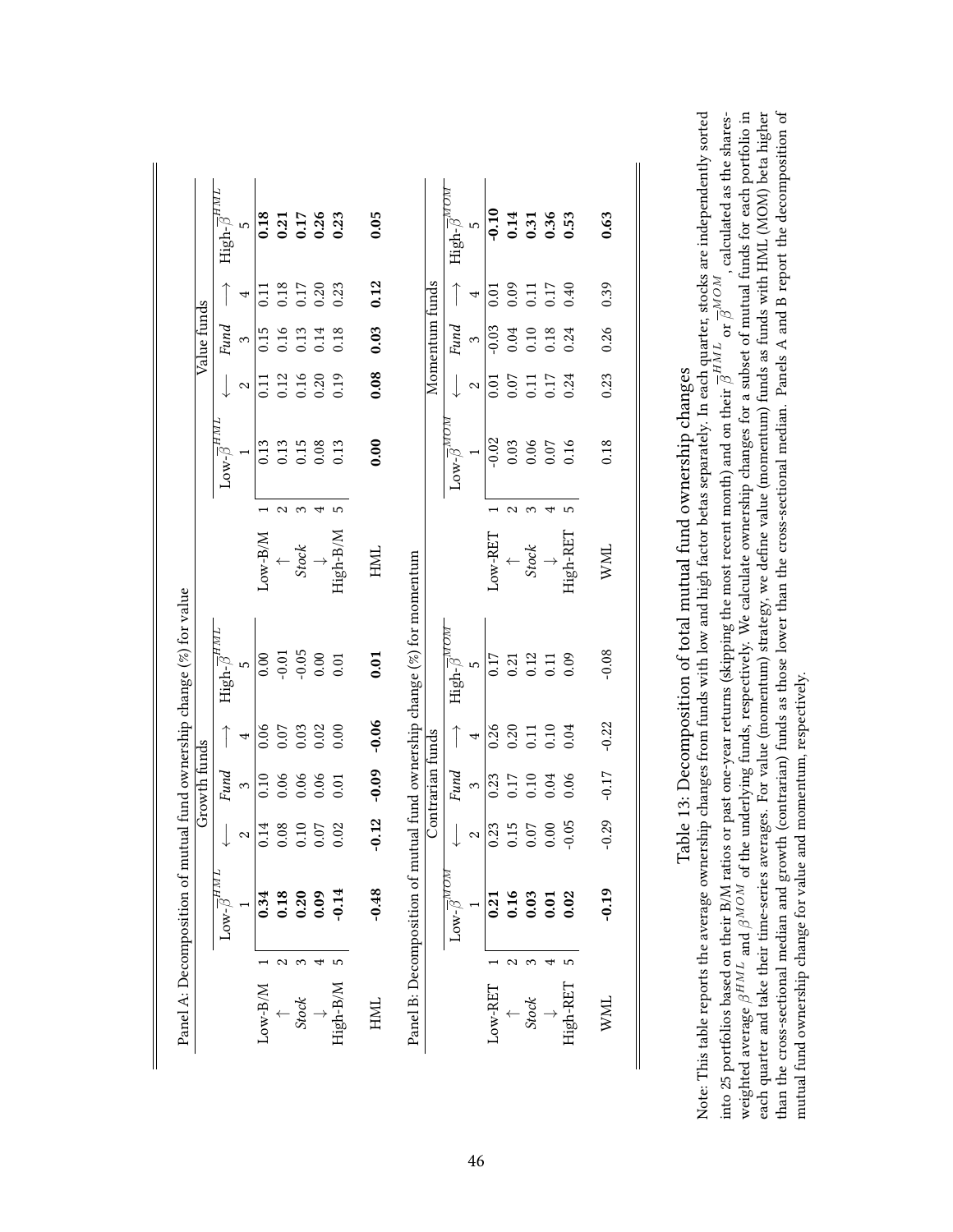Panel A: Decomposition of mutual fund ownership change (%) for value

| | | Growth funds | | | | | | | Value funds | | | |
|---|---|---|---|---|---|---|---|---|---|---|---|---|
| | | Low-$\overline{\beta}^{HML}$ | ← | *Fund* | → | High-$\overline{\beta}^{HML}$ | | | Low-$\overline{\beta}^{HML}$ | ← | *Fund* | → | High-$\overline{\beta}^{HML}$ |
| | | 1 | 2 | 3 | 4 | 5 | | | 1 | 2 | 3 | 4 | 5 |
| Low-B/M | 1 | **0.34** | 0.14 | 0.10 | 0.06 | 0.00 | Low-B/M | 1 | 0.13 | 0.11 | 0.15 | 0.11 | **0.18** |
| ↑ | 2 | **0.18** | 0.08 | 0.06 | 0.07 | -0.01 | ↑ | 2 | 0.13 | 0.12 | 0.16 | 0.18 | **0.21** |
| *Stock* | 3 | **0.20** | 0.10 | 0.06 | 0.03 | -0.05 | *Stock* | 3 | 0.15 | 0.16 | 0.13 | 0.17 | **0.17** |
| ↓ | 4 | **0.09** | 0.07 | 0.06 | 0.02 | 0.00 | ↓ | 4 | 0.08 | 0.20 | 0.14 | 0.20 | **0.26** |
| High-B/M | 5 | **-0.14** | 0.02 | 0.01 | 0.00 | 0.01 | High-B/M | 5 | 0.13 | 0.19 | 0.18 | 0.23 | **0.23** |
| HML | | **-0.48** | **-0.12** | **-0.09** | **-0.06** | **0.01** | HML | | **0.00** | **0.08** | **0.03** | **0.12** | **0.05** |

Panel B: Decomposition of mutual fund ownership change (%) for momentum

| | | Contrarian funds | | | | | | | Momentum funds | | | |
|---|---|---|---|---|---|---|---|---|---|---|---|---|
| | | Low-$\overline{\beta}^{MOM}$ | ← | *Fund* | → | High-$\overline{\beta}^{MOM}$ | | | Low-$\overline{\beta}^{MOM}$ | ← | *Fund* | → | High-$\overline{\beta}^{MOM}$ |
| | | 1 | 2 | 3 | 4 | 5 | | | 1 | 2 | 3 | 4 | 5 |
| Low-RET | 1 | **0.21** | 0.23 | 0.23 | 0.26 | 0.17 | Low-RET | 1 | -0.02 | 0.01 | -0.03 | 0.01 | **-0.10** |
| ↑ | 2 | **0.16** | 0.15 | 0.17 | 0.20 | 0.21 | ↑ | 2 | 0.03 | 0.07 | 0.04 | 0.09 | **0.14** |
| *Stock* | 3 | **0.03** | 0.07 | 0.10 | 0.11 | 0.12 | *Stock* | 3 | 0.06 | 0.11 | 0.10 | 0.11 | **0.31** |
| ↓ | 4 | **0.01** | 0.00 | 0.04 | 0.10 | 0.11 | ↓ | 4 | 0.07 | 0.17 | 0.18 | 0.17 | **0.36** |
| High-RET | 5 | **0.02** | -0.05 | 0.06 | 0.04 | 0.09 | High-RET | 5 | 0.16 | 0.24 | 0.24 | 0.40 | **0.53** |
| WML | | **-0.19** | -0.29 | -0.17 | -0.22 | -0.08 | WML | | 0.18 | 0.23 | 0.26 | 0.39 | **0.63** |

Table 13: Decomposition of total mutual fund ownership changes

Note: This table reports the average ownership changes from funds with low and high factor betas separately. In each quarter, stocks are independently sorted into 25 portfolios based on their B/M ratios or past one-year returns (skipping the most recent month) and on their $\overline{\beta}^{HML}$ or $\overline{\beta}^{MOM}$, calculated as the shares-weighted average $\beta^{HML}$ and $\beta^{MOM}$ of the underlying funds, respectively. We calculate ownership changes for a subset of mutual funds for each portfolio in each quarter and take their time-series averages. For value (momentum) strategy, we define value (momentum) funds as funds with HML (MOM) beta higher than the cross-sectional median and growth (contrarian) funds as those lower than the cross-sectional median. Panels A and B report the decomposition of mutual fund ownership change for value and momentum, respectively.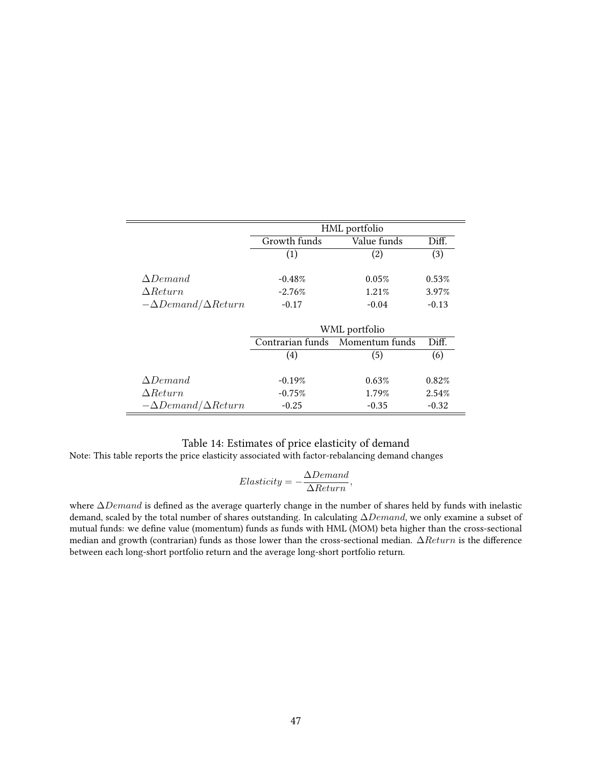| | HML portfolio | | |
|---|---|---|---|
| | Growth funds | Value funds | Diff. |
| | (1) | (2) | (3) |
| $\Delta Demand$ | -0.48% | 0.05% | 0.53% |
| $\Delta Return$ | -2.76% | 1.21% | 3.97% |
| $-\Delta Demand/\Delta Return$ | -0.17 | -0.04 | -0.13 |
| | **WML portfolio** | | |
| | Contrarian funds | Momentum funds | Diff. |
| | (4) | (5) | (6) |
| $\Delta Demand$ | -0.19% | 0.63% | 0.82% |
| $\Delta Return$ | -0.75% | 1.79% | 2.54% |
| $-\Delta Demand/\Delta Return$ | -0.25 | -0.35 | -0.32 |

Table 14: Estimates of price elasticity of demand

Note: This table reports the price elasticity associated with factor-rebalancing demand changes

$$Elasticity = -\frac{\Delta Demand}{\Delta Return},$$

where $\Delta Demand$ is defined as the average quarterly change in the number of shares held by funds with inelastic demand, scaled by the total number of shares outstanding. In calculating $\Delta Demand$, we only examine a subset of mutual funds: we define value (momentum) funds as funds with HML (MOM) beta higher than the cross-sectional median and growth (contrarian) funds as those lower than the cross-sectional median. $\Delta Return$ is the difference between each long-short portfolio return and the average long-short portfolio return.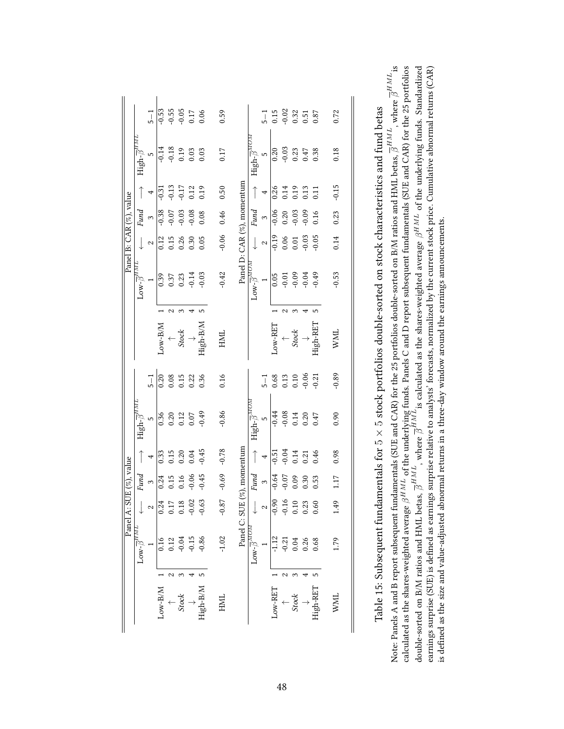Table 15: Subsequent fundamentals for 5 × 5 stock portfolios double-sorted on stock characteristics and fund betas

Panel A: SUE (%), value

| | | Low-$\overline{\beta}^{HML}$ | ← | *Fund* | → | High-$\overline{\beta}^{HML}$ | |
|---|---|---|---|---|---|---|---|
| | | 1 | 2 | 3 | 4 | 5 | 5−1 |
| Low-B/M | 1 | 0.16 | 0.24 | 0.24 | 0.33 | 0.36 | 0.20 |
| ↑ | 2 | 0.12 | 0.17 | 0.15 | 0.15 | 0.20 | 0.08 |
| *Stock* | 3 | -0.04 | 0.18 | 0.16 | 0.20 | 0.12 | 0.15 |
| ↓ | 4 | -0.15 | -0.02 | -0.06 | 0.04 | 0.07 | 0.22 |
| High-B/M | 5 | -0.86 | -0.63 | -0.45 | -0.45 | -0.49 | 0.36 |
| HML | | -1.02 | -0.87 | -0.69 | -0.78 | -0.86 | 0.16 |

Panel B: CAR (%), value

| | | Low-$\overline{\beta}^{HML}$ | ← | *Fund* | → | High-$\overline{\beta}^{HML}$ | |
|---|---|---|---|---|---|---|---|
| | | 1 | 2 | 3 | 4 | 5 | 5−1 |
| Low-B/M | 1 | 0.39 | 0.12 | -0.38 | -0.31 | -0.14 | -0.53 |
| ↑ | 2 | 0.37 | 0.15 | -0.07 | -0.13 | -0.18 | -0.55 |
| *Stock* | 3 | 0.23 | 0.26 | -0.03 | -0.17 | 0.19 | -0.05 |
| ↓ | 4 | -0.14 | 0.30 | -0.08 | 0.12 | 0.03 | 0.17 |
| High-B/M | 5 | -0.03 | 0.05 | 0.08 | 0.19 | 0.03 | 0.06 |
| HML | | -0.42 | -0.06 | 0.46 | 0.50 | 0.17 | 0.59 |

Panel C: SUE (%), momentum

| | | Low-$\overline{\beta}^{MOM}$ | ← | *Fund* | → | High-$\overline{\beta}^{MOM}$ | |
|---|---|---|---|---|---|---|---|
| | | 1 | 2 | 3 | 4 | 5 | 5−1 |
| Low-RET | 1 | -1.12 | -0.90 | -0.64 | -0.51 | -0.44 | 0.68 |
| ↑ | 2 | -0.21 | -0.16 | -0.07 | -0.04 | -0.08 | 0.13 |
| *Stock* | 3 | 0.04 | 0.10 | 0.09 | 0.14 | 0.14 | 0.10 |
| ↓ | 4 | 0.26 | 0.23 | 0.30 | 0.21 | 0.20 | -0.06 |
| High-RET | 5 | 0.68 | 0.60 | 0.53 | 0.46 | 0.47 | -0.21 |
| WML | | 1.79 | 1.49 | 1.17 | 0.98 | 0.90 | -0.89 |

Panel D: CAR (%), momentum

| | | Low-$\overline{\beta}^{MOM}$ | ← | *Fund* | → | High-$\overline{\beta}^{MOM}$ | |
|---|---|---|---|---|---|---|---|
| | | 1 | 2 | 3 | 4 | 5 | 5−1 |
| Low-RET | 1 | 0.05 | -0.19 | -0.06 | 0.26 | 0.20 | 0.15 |
| ↑ | 2 | -0.01 | 0.06 | 0.20 | 0.14 | -0.03 | -0.02 |
| *Stock* | 3 | -0.09 | 0.01 | -0.03 | 0.19 | 0.23 | 0.32 |
| ↓ | 4 | -0.04 | -0.03 | -0.09 | 0.13 | 0.47 | 0.51 |
| High-RET | 5 | -0.49 | -0.05 | 0.16 | 0.11 | 0.38 | 0.87 |
| WML | | -0.53 | 0.14 | 0.23 | -0.15 | 0.18 | 0.72 |

Note: Panels A and B report subsequent fundamentals (SUE and CAR) for the 25 portfolios double-sorted on B/M ratios and HML betas, $\overline{\beta}^{HML}$, where $\overline{\beta}^{HML}$ is calculated as the shares-weighted average $\beta^{HML}$ of the underlying funds. Panels C and D report subsequent fundamentals (SUE and CAR) for the 25 portfolios double-sorted on B/M ratios and HML betas, $\overline{\beta}^{HML}$, where $\overline{\beta}^{HML}$ is calculated as the shares-weighted average $\beta^{HML}$ of the underlying funds. Standardized earnings surprise (SUE) is defined as earnings surprise relative to analysts' forecasts, normalized by the current stock price. Cumulative abnormal returns (CAR) is defined as the size and value-adjusted abnormal returns in a three-day window around the earnings announcements.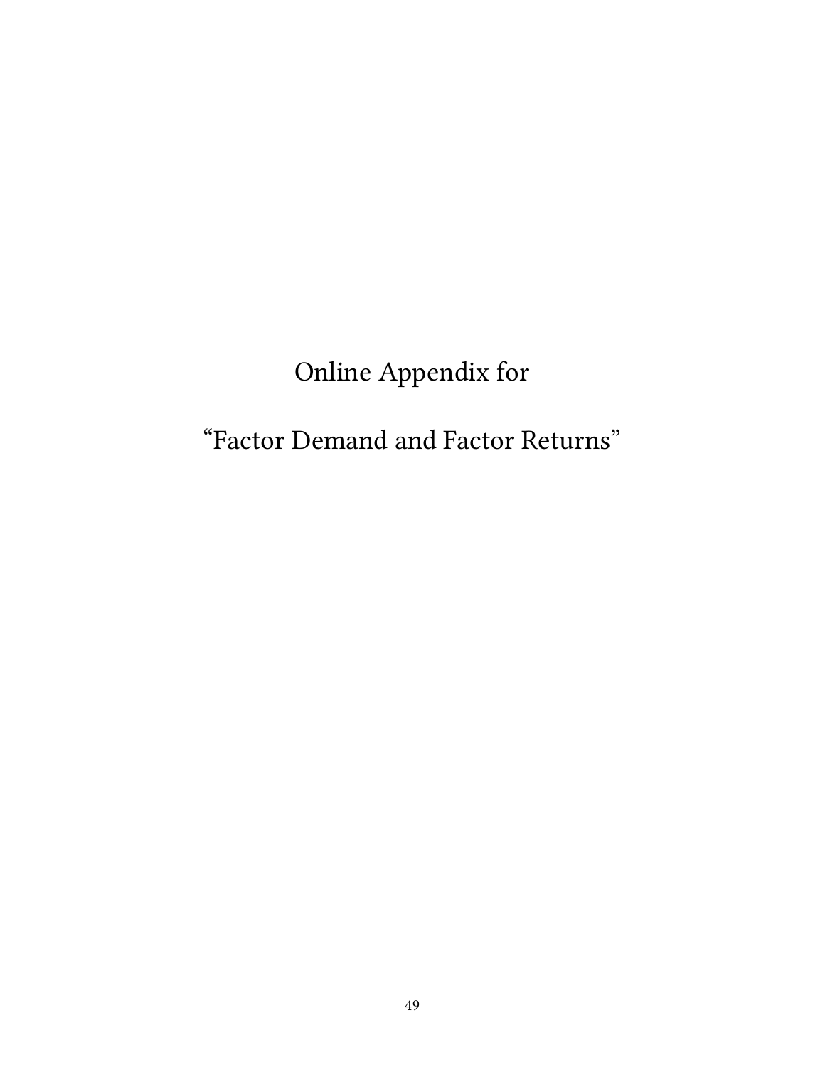# Online Appendix for

# "Factor Demand and Factor Returns"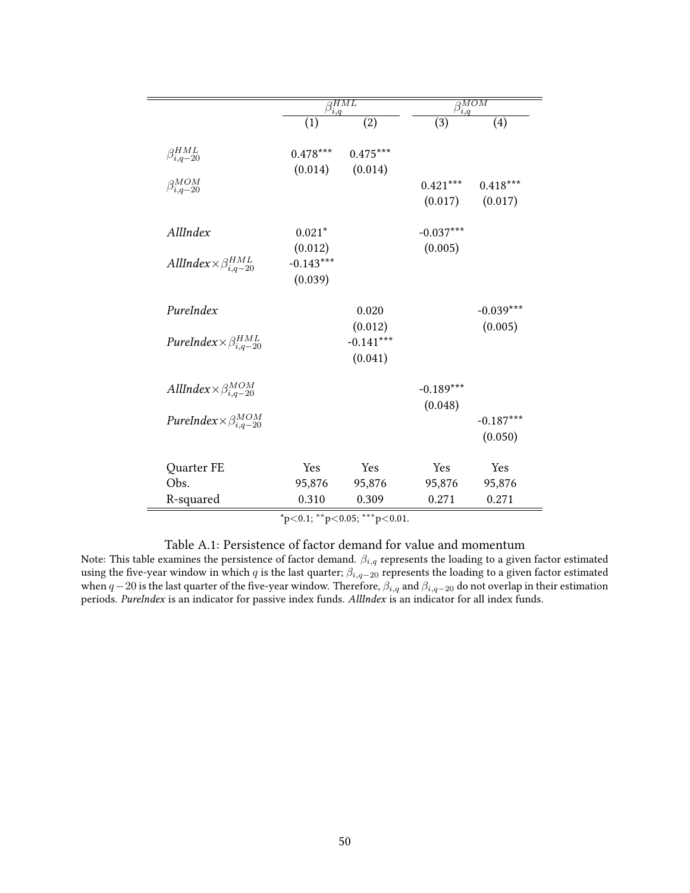| | $\beta_{i,q}^{HML}$ | | $\beta_{i,q}^{MOM}$ | |
|---|---|---|---|---|
| | (1) | (2) | (3) | (4) |
| $\beta_{i,q-20}^{HML}$ | 0.478*** | 0.475*** | | |
| | (0.014) | (0.014) | | |
| $\beta_{i,q-20}^{MOM}$ | | | 0.421*** | 0.418*** |
| | | | (0.017) | (0.017) |
| *AllIndex* | 0.021* | | -0.037*** | |
| | (0.012) | | (0.005) | |
| *AllIndex*$\times\beta_{i,q-20}^{HML}$ | -0.143*** | | | |
| | (0.039) | | | |
| *PureIndex* | | 0.020 | | -0.039*** |
| | | (0.012) | | (0.005) |
| *PureIndex*$\times\beta_{i,q-20}^{HML}$ | | -0.141*** | | |
| | | (0.041) | | |
| *AllIndex*$\times\beta_{i,q-20}^{MOM}$ | | | -0.189*** | |
| | | | (0.048) | |
| *PureIndex*$\times\beta_{i,q-20}^{MOM}$ | | | | -0.187*** |
| | | | | (0.050) |
| Quarter FE | Yes | Yes | Yes | Yes |
| Obs. | 95,876 | 95,876 | 95,876 | 95,876 |
| R-squared | 0.310 | 0.309 | 0.271 | 0.271 |

*p<0.1; **p<0.05; ***p<0.01.

Table A.1: Persistence of factor demand for value and momentum

Note: This table examines the persistence of factor demand. $\beta_{i,q}$ represents the loading to a given factor estimated using the five-year window in which $q$ is the last quarter; $\beta_{i,q-20}$ represents the loading to a given factor estimated when $q-20$ is the last quarter of the five-year window. Therefore, $\beta_{i,q}$ and $\beta_{i,q-20}$ do not overlap in their estimation periods. *PureIndex* is an indicator for passive index funds. *AllIndex* is an indicator for all index funds.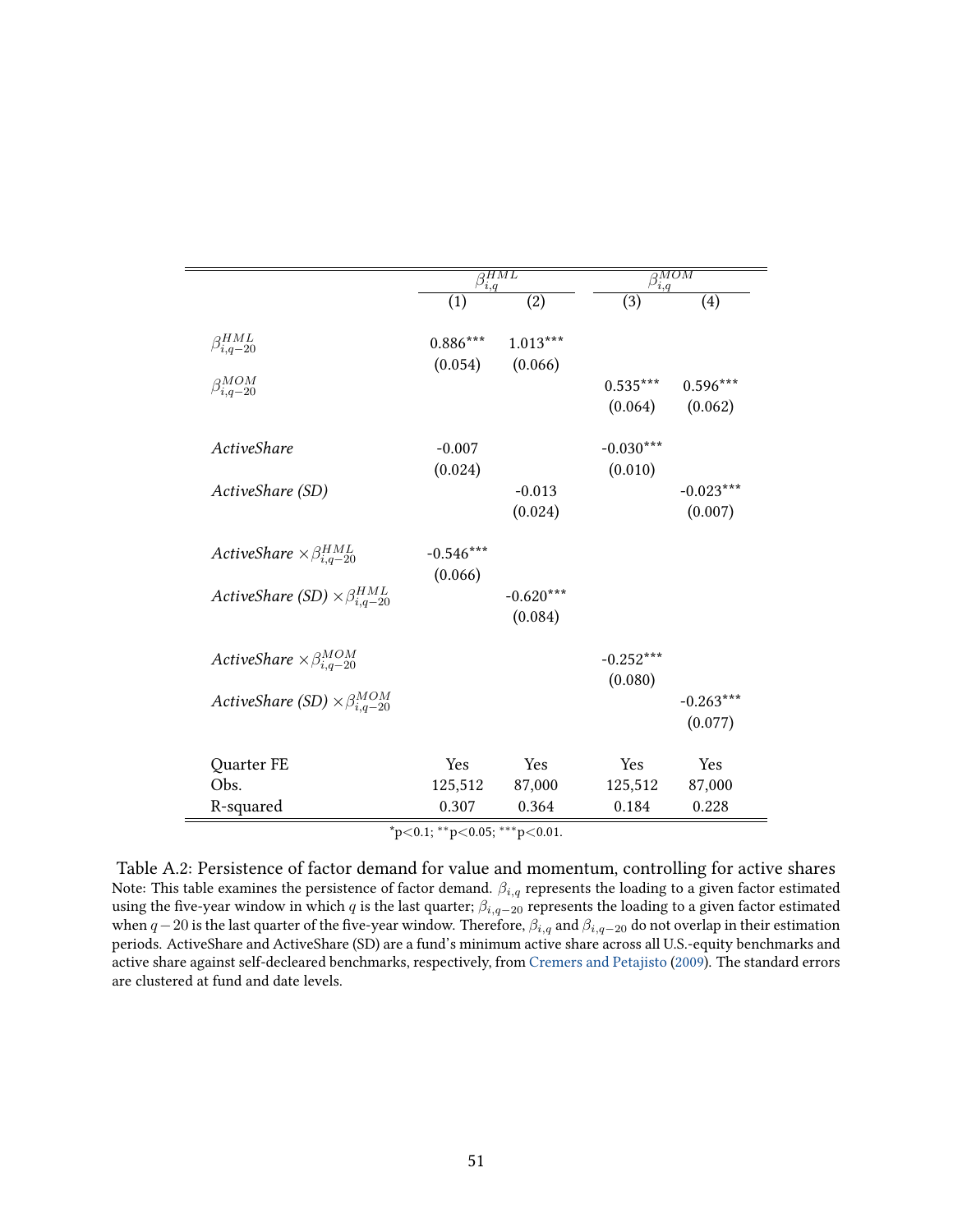| | $\beta_{i,q}^{HML}$ | | $\beta_{i,q}^{MOM}$ | |
|---|---|---|---|---|
| | (1) | (2) | (3) | (4) |
| $\beta_{i,q-20}^{HML}$ | 0.886*** | 1.013*** | | |
| | (0.054) | (0.066) | | |
| $\beta_{i,q-20}^{MOM}$ | | | 0.535*** | 0.596*** |
| | | | (0.064) | (0.062) |
| *ActiveShare* | -0.007 | | -0.030*** | |
| | (0.024) | | (0.010) | |
| *ActiveShare (SD)* | | -0.013 | | -0.023*** |
| | | (0.024) | | (0.007) |
| *ActiveShare* $\times \beta_{i,q-20}^{HML}$ | -0.546*** | | | |
| | (0.066) | | | |
| *ActiveShare (SD)* $\times \beta_{i,q-20}^{HML}$ | | -0.620*** | | |
| | | (0.084) | | |
| *ActiveShare* $\times \beta_{i,q-20}^{MOM}$ | | | -0.252*** | |
| | | | (0.080) | |
| *ActiveShare (SD)* $\times \beta_{i,q-20}^{MOM}$ | | | | -0.263*** |
| | | | | (0.077) |
| Quarter FE | Yes | Yes | Yes | Yes |
| Obs. | 125,512 | 87,000 | 125,512 | 87,000 |
| R-squared | 0.307 | 0.364 | 0.184 | 0.228 |

*p<0.1; **p<0.05; ***p<0.01.

Table A.2: Persistence of factor demand for value and momentum, controlling for active shares

Note: This table examines the persistence of factor demand. $\beta_{i,q}$ represents the loading to a given factor estimated using the five-year window in which $q$ is the last quarter; $\beta_{i,q-20}$ represents the loading to a given factor estimated when $q-20$ is the last quarter of the five-year window. Therefore, $\beta_{i,q}$ and $\beta_{i,q-20}$ do not overlap in their estimation periods. ActiveShare and ActiveShare (SD) are a fund's minimum active share across all U.S.-equity benchmarks and active share against self-decleared benchmarks, respectively, from Cremers and Petajisto (2009). The standard errors are clustered at fund and date levels.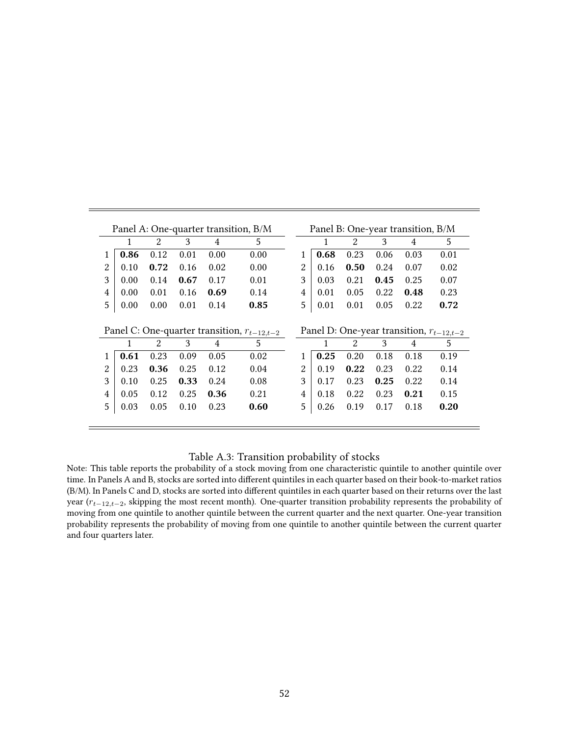**Panel A: One-quarter transition, B/M**

| | 1 | 2 | 3 | 4 | 5 |
|---|---|---|---|---|---|
| 1 | **0.86** | 0.12 | 0.01 | 0.00 | 0.00 |
| 2 | 0.10 | **0.72** | 0.16 | 0.02 | 0.00 |
| 3 | 0.00 | 0.14 | **0.67** | 0.17 | 0.01 |
| 4 | 0.00 | 0.01 | 0.16 | **0.69** | 0.14 |
| 5 | 0.00 | 0.00 | 0.01 | 0.14 | **0.85** |

**Panel B: One-year transition, B/M**

| | 1 | 2 | 3 | 4 | 5 |
|---|---|---|---|---|---|
| 1 | **0.68** | 0.23 | 0.06 | 0.03 | 0.01 |
| 2 | 0.16 | **0.50** | 0.24 | 0.07 | 0.02 |
| 3 | 0.03 | 0.21 | **0.45** | 0.25 | 0.07 |
| 4 | 0.01 | 0.05 | 0.22 | **0.48** | 0.23 |
| 5 | 0.01 | 0.01 | 0.05 | 0.22 | **0.72** |

**Panel C: One-quarter transition, $r_{t-12,t-2}$**

| | 1 | 2 | 3 | 4 | 5 |
|---|---|---|---|---|---|
| 1 | **0.61** | 0.23 | 0.09 | 0.05 | 0.02 |
| 2 | 0.23 | **0.36** | 0.25 | 0.12 | 0.04 |
| 3 | 0.10 | 0.25 | **0.33** | 0.24 | 0.08 |
| 4 | 0.05 | 0.12 | 0.25 | **0.36** | 0.21 |
| 5 | 0.03 | 0.05 | 0.10 | 0.23 | **0.60** |

**Panel D: One-year transition, $r_{t-12,t-2}$**

| | 1 | 2 | 3 | 4 | 5 |
|---|---|---|---|---|---|
| 1 | **0.25** | 0.20 | 0.18 | 0.18 | 0.19 |
| 2 | 0.19 | **0.22** | 0.23 | 0.22 | 0.14 |
| 3 | 0.17 | 0.23 | **0.25** | 0.22 | 0.14 |
| 4 | 0.18 | 0.22 | 0.23 | **0.21** | 0.15 |
| 5 | 0.26 | 0.19 | 0.17 | 0.18 | **0.20** |

Table A.3: Transition probability of stocks

Note: This table reports the probability of a stock moving from one characteristic quintile to another quintile over time. In Panels A and B, stocks are sorted into different quintiles in each quarter based on their book-to-market ratios (B/M). In Panels C and D, stocks are sorted into different quintiles in each quarter based on their returns over the last year ($r_{t-12,t-2}$, skipping the most recent month). One-quarter transition probability represents the probability of moving from one quintile to another quintile between the current quarter and the next quarter. One-year transition probability represents the probability of moving from one quintile to another quintile between the current quarter and four quarters later.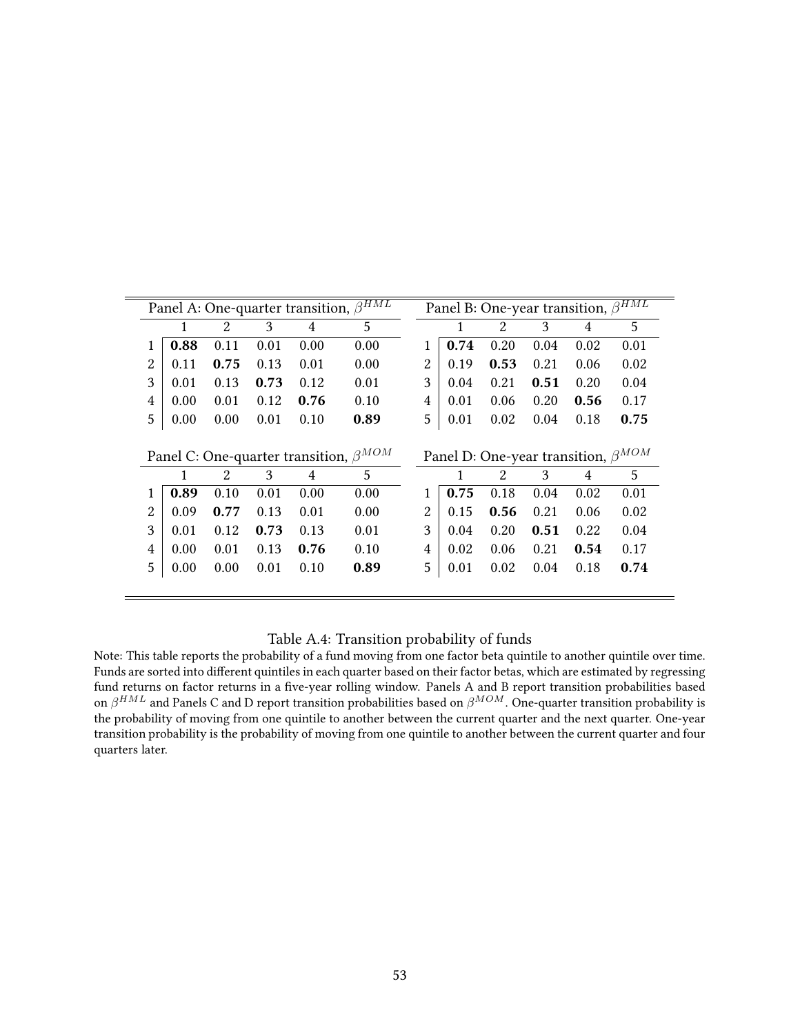| Panel A: One-quarter transition, $\beta^{HML}$ | | | | | |
|---|---|---|---|---|---|
| | 1 | 2 | 3 | 4 | 5 |
| 1 | **0.88** | 0.11 | 0.01 | 0.00 | 0.00 |
| 2 | 0.11 | **0.75** | 0.13 | 0.01 | 0.00 |
| 3 | 0.01 | 0.13 | **0.73** | 0.12 | 0.01 |
| 4 | 0.00 | 0.01 | 0.12 | **0.76** | 0.10 |
| 5 | 0.00 | 0.00 | 0.01 | 0.10 | **0.89** |

| Panel B: One-year transition, $\beta^{HML}$ | | | | | |
|---|---|---|---|---|---|
| | 1 | 2 | 3 | 4 | 5 |
| 1 | **0.74** | 0.20 | 0.04 | 0.02 | 0.01 |
| 2 | 0.19 | **0.53** | 0.21 | 0.06 | 0.02 |
| 3 | 0.04 | 0.21 | **0.51** | 0.20 | 0.04 |
| 4 | 0.01 | 0.06 | 0.20 | **0.56** | 0.17 |
| 5 | 0.01 | 0.02 | 0.04 | 0.18 | **0.75** |

| Panel C: One-quarter transition, $\beta^{MOM}$ | | | | | |
|---|---|---|---|---|---|
| | 1 | 2 | 3 | 4 | 5 |
| 1 | **0.89** | 0.10 | 0.01 | 0.00 | 0.00 |
| 2 | 0.09 | **0.77** | 0.13 | 0.01 | 0.00 |
| 3 | 0.01 | 0.12 | **0.73** | 0.13 | 0.01 |
| 4 | 0.00 | 0.01 | 0.13 | **0.76** | 0.10 |
| 5 | 0.00 | 0.00 | 0.01 | 0.10 | **0.89** |

| Panel D: One-year transition, $\beta^{MOM}$ | | | | | |
|---|---|---|---|---|---|
| | 1 | 2 | 3 | 4 | 5 |
| 1 | **0.75** | 0.18 | 0.04 | 0.02 | 0.01 |
| 2 | 0.15 | **0.56** | 0.21 | 0.06 | 0.02 |
| 3 | 0.04 | 0.20 | **0.51** | 0.22 | 0.04 |
| 4 | 0.02 | 0.06 | 0.21 | **0.54** | 0.17 |
| 5 | 0.01 | 0.02 | 0.04 | 0.18 | **0.74** |

Table A.4: Transition probability of funds

Note: This table reports the probability of a fund moving from one factor beta quintile to another quintile over time. Funds are sorted into different quintiles in each quarter based on their factor betas, which are estimated by regressing fund returns on factor returns in a five-year rolling window. Panels A and B report transition probabilities based on $\beta^{HML}$ and Panels C and D report transition probabilities based on $\beta^{MOM}$. One-quarter transition probability is the probability of moving from one quintile to another between the current quarter and the next quarter. One-year transition probability is the probability of moving from one quintile to another between the current quarter and four quarters later.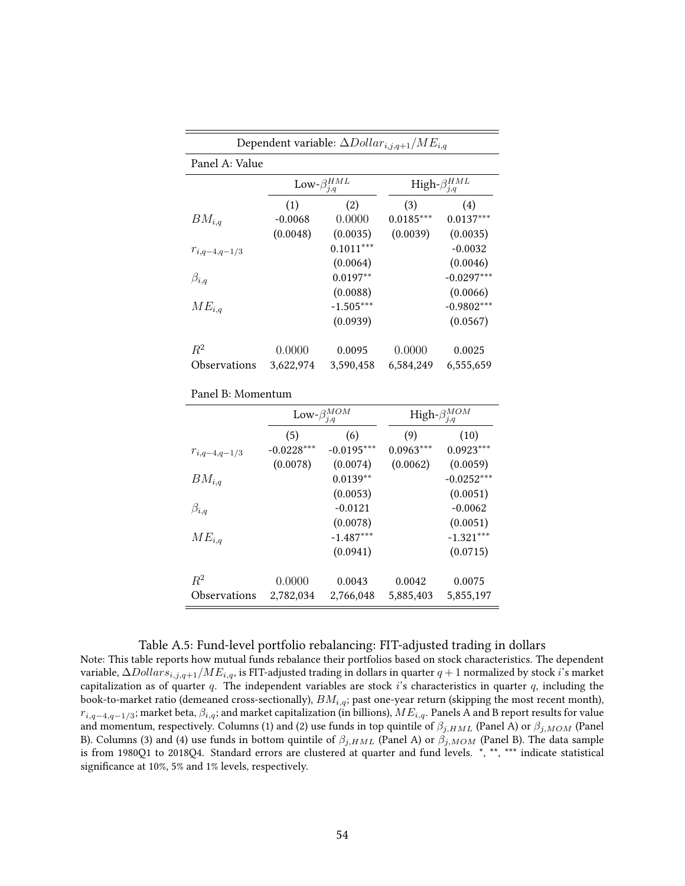| Dependent variable: $\Delta Dollar_{i,j,q+1}/ME_{i,q}$ | | | | |
|---|---|---|---|---|
| **Panel A: Value** | | | | |
| | Low-$\beta_{j,q}^{HML}$ | | High-$\beta_{j,q}^{HML}$ | |
| | (1) | (2) | (3) | (4) |
| $BM_{i,q}$ | -0.0068 | 0.0000 | 0.0185*** | 0.0137*** |
| | (0.0048) | (0.0035) | (0.0039) | (0.0035) |
| $r_{i,q-4,q-1/3}$ | | 0.1011*** | | -0.0032 |
| | | (0.0064) | | (0.0046) |
| $\beta_{i,q}$ | | 0.0197** | | -0.0297*** |
| | | (0.0088) | | (0.0066) |
| $ME_{i,q}$ | | -1.505*** | | -0.9802*** |
| | | (0.0939) | | (0.0567) |
| $R^2$ | 0.0000 | 0.0095 | 0.0000 | 0.0025 |
| Observations | 3,622,974 | 3,590,458 | 6,584,249 | 6,555,659 |
| **Panel B: Momentum** | | | | |
| | Low-$\beta_{j,q}^{MOM}$ | | High-$\beta_{j,q}^{MOM}$ | |
| | (5) | (6) | (9) | (10) |
| $r_{i,q-4,q-1/3}$ | -0.0228*** | -0.0195*** | 0.0963*** | 0.0923*** |
| | (0.0078) | (0.0074) | (0.0062) | (0.0059) |
| $BM_{i,q}$ | | 0.0139** | | -0.0252*** |
| | | (0.0053) | | (0.0051) |
| $\beta_{i,q}$ | | -0.0121 | | -0.0062 |
| | | (0.0078) | | (0.0051) |
| $ME_{i,q}$ | | -1.487*** | | -1.321*** |
| | | (0.0941) | | (0.0715) |
| $R^2$ | 0.0000 | 0.0043 | 0.0042 | 0.0075 |
| Observations | 2,782,034 | 2,766,048 | 5,885,403 | 5,855,197 |

Table A.5: Fund-level portfolio rebalancing: FIT-adjusted trading in dollars

Note: This table reports how mutual funds rebalance their portfolios based on stock characteristics. The dependent variable, $\Delta Dollars_{i,j,q+1}/ME_{i,q}$, is FIT-adjusted trading in dollars in quarter $q+1$ normalized by stock $i$'s market capitalization as of quarter $q$. The independent variables are stock $i$'s characteristics in quarter $q$, including the book-to-market ratio (demeaned cross-sectionally), $BM_{i,q}$; past one-year return (skipping the most recent month), $r_{i,q-4,q-1/3}$; market beta, $\beta_{i,q}$; and market capitalization (in billions), $ME_{i,q}$. Panels A and B report results for value and momentum, respectively. Columns (1) and (2) use funds in top quintile of $\beta_{j,HML}$ (Panel A) or $\beta_{j,MOM}$ (Panel B). Columns (3) and (4) use funds in bottom quintile of $\beta_{j,HML}$ (Panel A) or $\beta_{j,MOM}$ (Panel B). The data sample is from 1980Q1 to 2018Q4. Standard errors are clustered at quarter and fund levels. *, **, *** indicate statistical significance at 10%, 5% and 1% levels, respectively.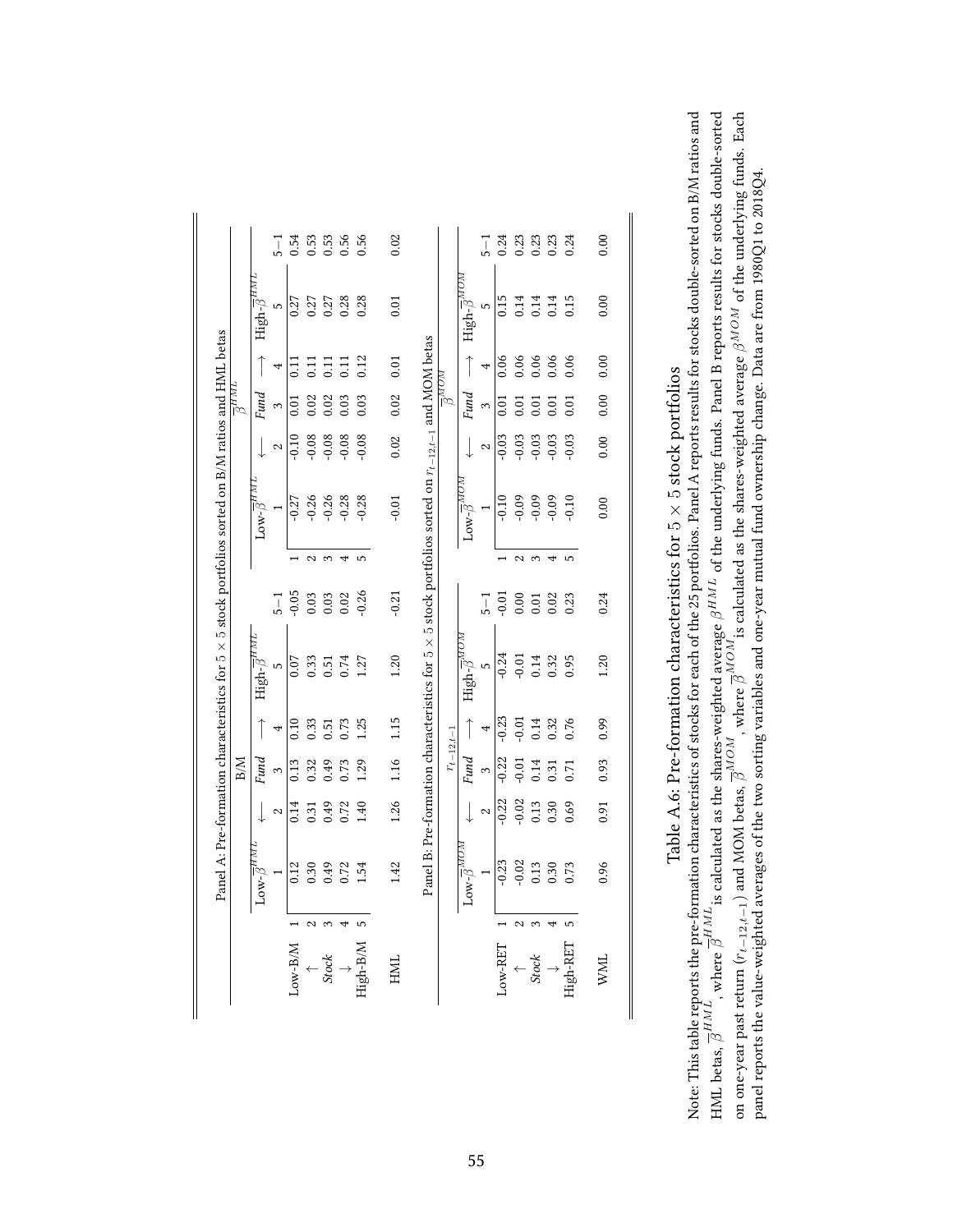Panel A: Pre-formation characteristics for 5 × 5 stock portfolios sorted on B/M ratios and HML betas

| | | B/M | | | | | | $\overline{\beta}^{HML}$ | | | | |
|---|---|---|---|---|---|---|---|---|---|---|---|---|
| | | Low-$\overline{\beta}^{HML}$ | ← | *Fund* | → | High-$\overline{\beta}^{HML}$ | | Low-$\overline{\beta}^{HML}$ | ← | *Fund* | → | High-$\overline{\beta}^{HML}$ | |
| | | 1 | 2 | 3 | 4 | 5 | 5−1 | 1 | 2 | 3 | 4 | 5 | 5−1 |
| Low-B/M | 1 | 0.12 | 0.14 | 0.13 | 0.10 | 0.07 | -0.05 | -0.27 | -0.10 | 0.01 | 0.11 | 0.27 | 0.54 |
| ↑ | 2 | 0.30 | 0.31 | 0.32 | 0.33 | 0.33 | 0.03 | -0.26 | -0.08 | 0.02 | 0.11 | 0.27 | 0.53 |
| *Stock* | 3 | 0.49 | 0.49 | 0.49 | 0.51 | 0.51 | 0.03 | -0.26 | -0.08 | 0.02 | 0.11 | 0.27 | 0.53 |
| ↓ | 4 | 0.72 | 0.72 | 0.73 | 0.73 | 0.74 | 0.02 | -0.28 | -0.08 | 0.03 | 0.11 | 0.28 | 0.56 |
| High-B/M | 5 | 1.54 | 1.40 | 1.29 | 1.25 | 1.27 | -0.26 | -0.28 | -0.08 | 0.03 | 0.12 | 0.28 | 0.56 |
| HML | | 1.42 | 1.26 | 1.16 | 1.15 | 1.20 | -0.21 | -0.01 | 0.02 | 0.02 | 0.01 | 0.01 | 0.02 |

Panel B: Pre-formation characteristics for 5 × 5 stock portfolios sorted on $r_{t-12,t-1}$ and MOM betas

| | | $r_{t-12,t-1}$ | | | | | | $\overline{\beta}^{MOM}$ | | | | |
|---|---|---|---|---|---|---|---|---|---|---|---|---|
| | | Low-$\overline{\beta}^{MOM}$ | ← | *Fund* | → | High-$\overline{\beta}^{MOM}$ | | Low-$\overline{\beta}^{MOM}$ | ← | *Fund* | → | High-$\overline{\beta}^{MOM}$ | |
| | | 1 | 2 | 3 | 4 | 5 | 5−1 | 1 | 2 | 3 | 4 | 5 | 5−1 |
| Low-RET | 1 | -0.23 | -0.22 | -0.22 | -0.23 | -0.24 | -0.01 | -0.10 | -0.03 | 0.01 | 0.06 | 0.15 | 0.24 |
| ↑ | 2 | -0.02 | -0.02 | -0.01 | -0.01 | -0.01 | 0.00 | -0.09 | -0.03 | 0.01 | 0.06 | 0.14 | 0.23 |
| *Stock* | 3 | 0.13 | 0.13 | 0.14 | 0.14 | 0.14 | 0.01 | -0.09 | -0.03 | 0.01 | 0.06 | 0.14 | 0.23 |
| ↓ | 4 | 0.30 | 0.30 | 0.31 | 0.32 | 0.32 | 0.02 | -0.09 | -0.03 | 0.01 | 0.06 | 0.14 | 0.23 |
| High-RET | 5 | 0.73 | 0.69 | 0.71 | 0.76 | 0.95 | 0.23 | -0.10 | -0.03 | 0.01 | 0.06 | 0.15 | 0.24 |
| WML | | 0.96 | 0.91 | 0.93 | 0.99 | 1.20 | 0.24 | 0.00 | 0.00 | 0.00 | 0.00 | 0.00 | 0.00 |

Table A.6: Pre-formation characteristics for 5 × 5 stock portfolios

Note: This table reports the pre-formation characteristics of stocks for each of the 25 portfolios. Panel A reports results for stocks double-sorted on B/M ratios and HML betas, $\overline{\beta}^{HML}$, where $\overline{\beta}^{HML}$ is calculated as the shares-weighted average $\beta^{HML}$ of the underlying funds. Panel B reports results for stocks double-sorted on one-year past return ($r_{t-12,t-1}$) and MOM betas, $\overline{\beta}^{MOM}$, where $\overline{\beta}^{MOM}$ is calculated as the shares-weighted average $\beta^{MOM}$ of the underlying funds. Each panel reports the value-weighted averages of the two sorting variables and one-year mutual fund ownership change. Data are from 1980Q1 to 2018Q4.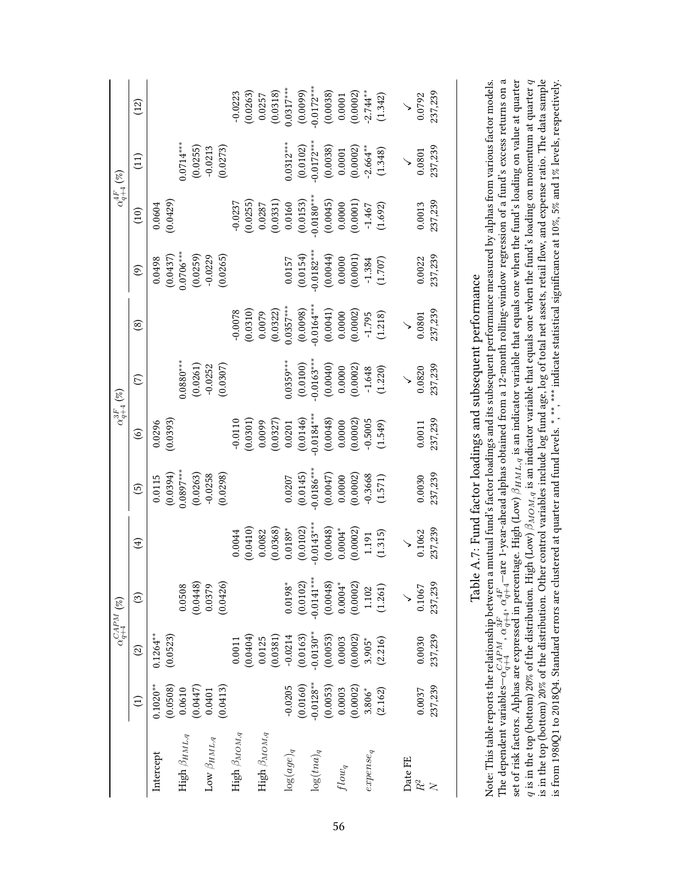| | $\alpha^{CAPM}_{q+4}$ (%) | | | | $\alpha^{3F}_{q+4}$ (%) | | | | $\alpha^{4F}_{q+4}$ (%) | | | |
|---|---|---|---|---|---|---|---|---|---|---|---|---|
| | (1) | (2) | (3) | (4) | (5) | (6) | (7) | (8) | (9) | (10) | (11) | (12) |
| Intercept | 0.1020** | 0.1264** | | | 0.0115 | 0.0296 | | | 0.0498 | 0.0604 | | |
| | (0.0508) | (0.0523) | | | (0.0394) | (0.0393) | | | (0.0437) | (0.0429) | | |
| High $\beta_{HML,q}$ | 0.0610 | | 0.0508 | | 0.0897*** | | 0.0880*** | | 0.0706*** | | 0.0714*** | |
| | (0.0447) | | (0.0448) | | (0.0263) | | (0.0261) | | (0.0259) | | (0.0255) | |
| Low $\beta_{HML,q}$ | 0.0401 | | 0.0379 | | -0.0258 | | -0.0252 | | -0.0229 | | -0.0213 | |
| | (0.0413) | | (0.0426) | | (0.0298) | | (0.0307) | | (0.0265) | | (0.0273) | |
| High $\beta_{MOM,q}$ | | 0.0011 | | 0.0044 | | -0.0110 | | -0.0078 | | -0.0237 | | -0.0223 |
| | | (0.0404) | | (0.0410) | | (0.0301) | | (0.0310) | | (0.0255) | | (0.0263) |
| High $\beta_{MOM,q}$ | | 0.0125 | | 0.0082 | | 0.0099 | | 0.0079 | | 0.0287 | | 0.0257 |
| | | (0.0381) | | (0.0368) | | (0.0327) | | (0.0322) | | (0.0331) | | (0.0318) |
| $\log(age)_q$ | -0.0205 | -0.0214 | 0.0198* | 0.0189* | 0.0207 | 0.0201 | 0.0359*** | 0.0357*** | 0.0157 | 0.0160 | 0.0312*** | 0.0317*** |
| | (0.0160) | (0.0163) | (0.0102) | (0.0102) | (0.0145) | (0.0146) | (0.0100) | (0.0098) | (0.0154) | (0.0153) | (0.0102) | (0.0099) |
| $\log(tna)_q$ | -0.0128** | -0.0130** | -0.0141*** | -0.0143*** | -0.0186*** | -0.0184*** | -0.0163*** | -0.0164*** | -0.0182*** | -0.0180*** | -0.0172*** | -0.0172*** |
| | (0.0053) | (0.0053) | (0.0048) | (0.0048) | (0.0047) | (0.0048) | (0.0040) | (0.0041) | (0.0044) | (0.0045) | (0.0038) | (0.0038) |
| $flow_q$ | 0.0003 | 0.0003 | 0.0004* | 0.0004* | 0.0000 | 0.0000 | 0.0000 | 0.0000 | 0.0000 | 0.0000 | 0.0001 | 0.0001 |
| | (0.0002) | (0.0002) | (0.0002) | (0.0002) | (0.0002) | (0.0002) | (0.0002) | (0.0002) | (0.0001) | (0.0001) | (0.0002) | (0.0002) |
| $expense_q$ | 3.806* | 3.905* | 1.102 | 1.191 | -0.3668 | -0.5005 | -1.648 | -1.795 | -1.384 | -1.467 | -2.664** | -2.744** |
| | (2.162) | (2.216) | (1.261) | (1.315) | (1.571) | (1.549) | (1.220) | (1.218) | (1.707) | (1.692) | (1.348) | (1.342) |
| Date FE | | | ✓ | ✓ | | | ✓ | ✓ | | | ✓ | ✓ |
| $R^2$ | 0.0037 | 0.0030 | 0.1067 | 0.1062 | 0.0030 | 0.0011 | 0.0820 | 0.0801 | 0.0022 | 0.0013 | 0.0801 | 0.0792 |
| $N$ | 237,239 | 237,239 | 237,239 | 237,239 | 237,239 | 237,239 | 237,239 | 237,239 | 237,239 | 237,239 | 237,239 | 237,239 |

Table A.7: Fund factor loadings and subsequent performance

Note: This table reports the relationship between a mutual fund's factor loadings and its subsequent performance measured by alphas from various factor models. The dependent variables—$\alpha^{CAPM}_{q+4}$, $\alpha^{3F}_{q+4}$, $\alpha^{4F}_{q+4}$—are 1-year-ahead alphas obtained from a 12-month rolling-window regression of a fund's excess returns on a set of risk factors. Alphas are expressed in percentage. High (Low) $\beta_{HML,q}$ is an indicator variable that equals one when the fund's loading on value at quarter $q$ is in the top (bottom) 20% of the distribution. High (Low) $\beta_{MOM,q}$ is an indicator variable that equals one when the fund's loading on momentum at quarter $q$ is in the top (bottom) 20% of the distribution. Other control variables include log fund age, log of total net assets, retail flow, and expense ratio. The data sample is from 1980Q1 to 2018Q4. Standard errors are clustered at quarter and fund levels. *, **, *** indicate statistical significance at 10%, 5% and 1% levels, respectively.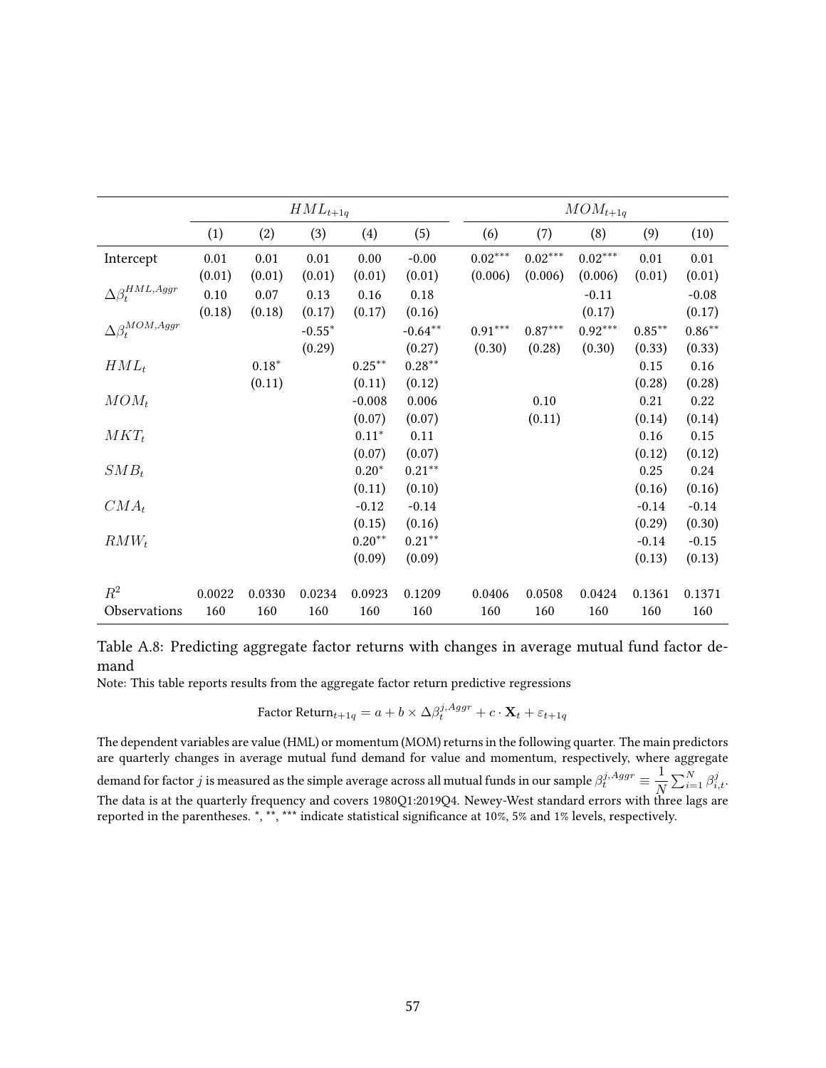| | $HML_{t+1q}$ | | | | | $MOM_{t+1q}$ | | | | |
|---|---|---|---|---|---|---|---|---|---|---|
| | (1) | (2) | (3) | (4) | (5) | (6) | (7) | (8) | (9) | (10) |
| Intercept | 0.01 | 0.01 | 0.01 | 0.00 | -0.00 | $0.02^{***}$ | $0.02^{***}$ | $0.02^{***}$ | 0.01 | 0.01 |
| | (0.01) | (0.01) | (0.01) | (0.01) | (0.01) | (0.006) | (0.006) | (0.006) | (0.01) | (0.01) |
| $\Delta\beta_t^{HML,Aggr}$ | 0.10 | 0.07 | 0.13 | 0.16 | 0.18 | | | -0.11 | | -0.08 |
| | (0.18) | (0.18) | (0.17) | (0.17) | (0.16) | | | (0.17) | | (0.17) |
| $\Delta\beta_t^{MOM,Aggr}$ | | | $-0.55^{*}$ | | $-0.64^{**}$ | $0.91^{***}$ | $0.87^{***}$ | $0.92^{***}$ | $0.85^{**}$ | $0.86^{**}$ |
| | | | (0.29) | | (0.27) | (0.30) | (0.28) | (0.30) | (0.33) | (0.33) |
| $HML_t$ | | $0.18^{*}$ | | $0.25^{**}$ | $0.28^{**}$ | | | | 0.15 | 0.16 |
| | | (0.11) | | (0.11) | (0.12) | | | | (0.28) | (0.28) |
| $MOM_t$ | | | | -0.008 | 0.006 | | 0.10 | | 0.21 | 0.22 |
| | | | | (0.07) | (0.07) | | (0.11) | | (0.14) | (0.14) |
| $MKT_t$ | | | | $0.11^{*}$ | 0.11 | | | | 0.16 | 0.15 |
| | | | | (0.07) | (0.07) | | | | (0.12) | (0.12) |
| $SMB_t$ | | | | $0.20^{*}$ | $0.21^{**}$ | | | | 0.25 | 0.24 |
| | | | | (0.11) | (0.10) | | | | (0.16) | (0.16) |
| $CMA_t$ | | | | -0.12 | -0.14 | | | | -0.14 | -0.14 |
| | | | | (0.15) | (0.16) | | | | (0.29) | (0.30) |
| $RMW_t$ | | | | $0.20^{**}$ | $0.21^{**}$ | | | | -0.14 | -0.15 |
| | | | | (0.09) | (0.09) | | | | (0.13) | (0.13) |
| $R^2$ | 0.0022 | 0.0330 | 0.0234 | 0.0923 | 0.1209 | 0.0406 | 0.0508 | 0.0424 | 0.1361 | 0.1371 |
| Observations | 160 | 160 | 160 | 160 | 160 | 160 | 160 | 160 | 160 | 160 |

Table A.8: Predicting aggregate factor returns with changes in average mutual fund factor demand

Note: This table reports results from the aggregate factor return predictive regressions

$$\text{Factor Return}_{t+1q} = a + b \times \Delta\beta_t^{j,Aggr} + c \cdot \mathbf{X}_t + \varepsilon_{t+1q}$$

The dependent variables are value (HML) or momentum (MOM) returns in the following quarter. The main predictors are quarterly changes in average mutual fund demand for value and momentum, respectively, where aggregate demand for factor $j$ is measured as the simple average across all mutual funds in our sample $\beta_t^{j,Aggr} \equiv \frac{1}{N}\sum_{i=1}^{N}\beta_{i,t}^{j}$. The data is at the quarterly frequency and covers 1980Q1:2019Q4. Newey-West standard errors with three lags are reported in the parentheses. *, **, *** indicate statistical significance at 10%, 5% and 1% levels, respectively.